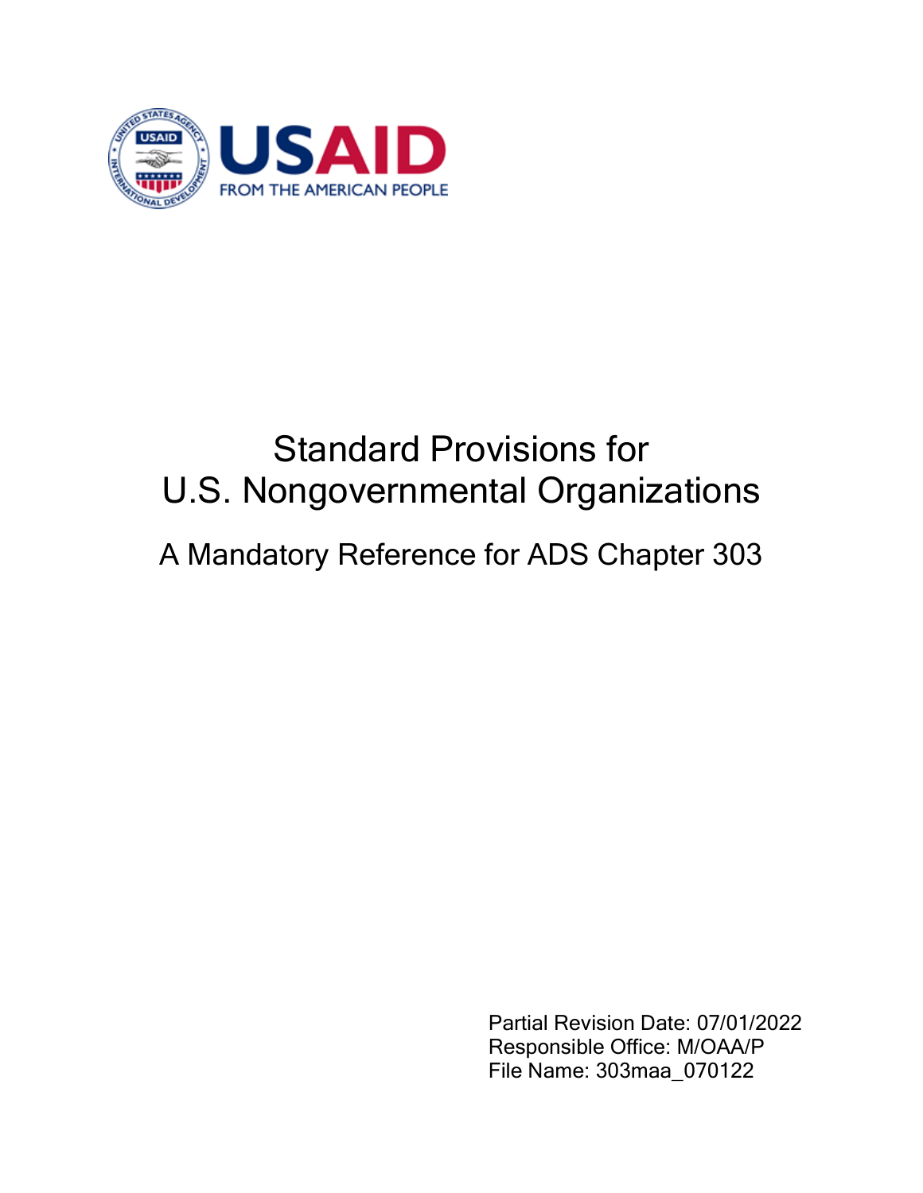# Standard Provisions for U.S. Nongovernmental Organizations

## A Mandatory Reference for ADS Chapter 303

Partial Revision Date: 07/01/2022
Responsible Office: M/OAA/P
File Name: 303maa_070122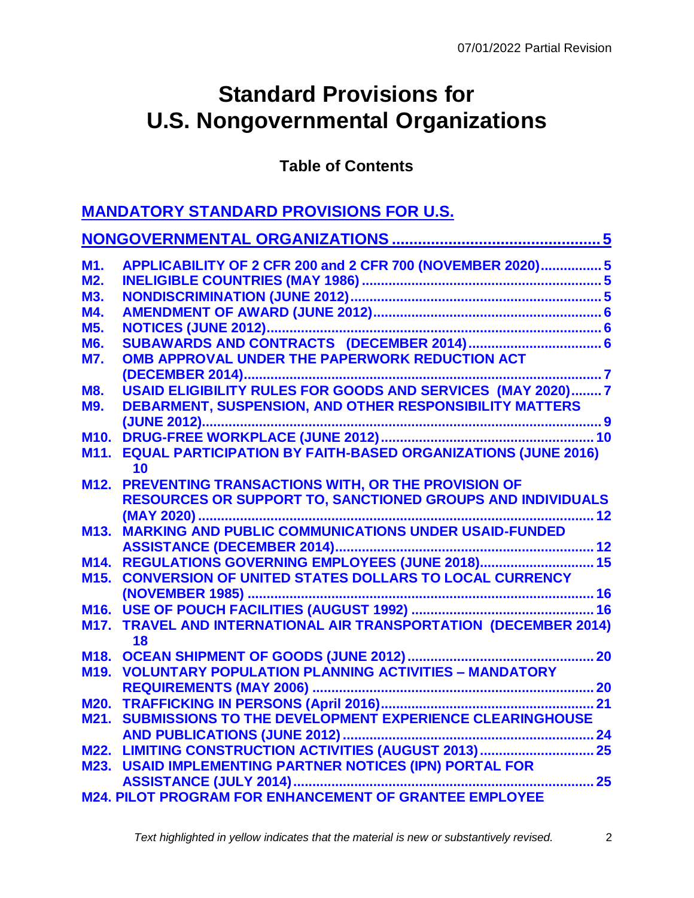# Standard Provisions for U.S. Nongovernmental Organizations

## Table of Contents

### MANDATORY STANDARD PROVISIONS FOR U.S. NONGOVERNMENTAL ORGANIZATIONS ... 5

- **M1.** APPLICABILITY OF 2 CFR 200 and 2 CFR 700 (NOVEMBER 2020) ... 5
- **M2.** INELIGIBLE COUNTRIES (MAY 1986) ... 5
- **M3.** NONDISCRIMINATION (JUNE 2012) ... 5
- **M4.** AMENDMENT OF AWARD (JUNE 2012) ... 6
- **M5.** NOTICES (JUNE 2012) ... 6
- **M6.** SUBAWARDS AND CONTRACTS (DECEMBER 2014) ... 6
- **M7.** OMB APPROVAL UNDER THE PAPERWORK REDUCTION ACT (DECEMBER 2014) ... 7
- **M8.** USAID ELIGIBILITY RULES FOR GOODS AND SERVICES (MAY 2020) ... 7
- **M9.** DEBARMENT, SUSPENSION, AND OTHER RESPONSIBILITY MATTERS (JUNE 2012) ... 9
- **M10.** DRUG-FREE WORKPLACE (JUNE 2012) ... 10
- **M11.** EQUAL PARTICIPATION BY FAITH-BASED ORGANIZATIONS (JUNE 2016) ... 10
- **M12.** PREVENTING TRANSACTIONS WITH, OR THE PROVISION OF RESOURCES OR SUPPORT TO, SANCTIONED GROUPS AND INDIVIDUALS (MAY 2020) ... 12
- **M13.** MARKING AND PUBLIC COMMUNICATIONS UNDER USAID-FUNDED ASSISTANCE (DECEMBER 2014) ... 12
- **M14.** REGULATIONS GOVERNING EMPLOYEES (JUNE 2018) ... 15
- **M15.** CONVERSION OF UNITED STATES DOLLARS TO LOCAL CURRENCY (NOVEMBER 1985) ... 16
- **M16.** USE OF POUCH FACILITIES (AUGUST 1992) ... 16
- **M17.** TRAVEL AND INTERNATIONAL AIR TRANSPORTATION (DECEMBER 2014) ... 18
- **M18.** OCEAN SHIPMENT OF GOODS (JUNE 2012) ... 20
- **M19.** VOLUNTARY POPULATION PLANNING ACTIVITIES – MANDATORY REQUIREMENTS (MAY 2006) ... 20
- **M20.** TRAFFICKING IN PERSONS (April 2016) ... 21
- **M21.** SUBMISSIONS TO THE DEVELOPMENT EXPERIENCE CLEARINGHOUSE AND PUBLICATIONS (JUNE 2012) ... 24
- **M22.** LIMITING CONSTRUCTION ACTIVITIES (AUGUST 2013) ... 25
- **M23.** USAID IMPLEMENTING PARTNER NOTICES (IPN) PORTAL FOR ASSISTANCE (JULY 2014) ... 25
- **M24.** PILOT PROGRAM FOR ENHANCEMENT OF GRANTEE EMPLOYEE

*Text highlighted in yellow indicates that the material is new or substantively revised.*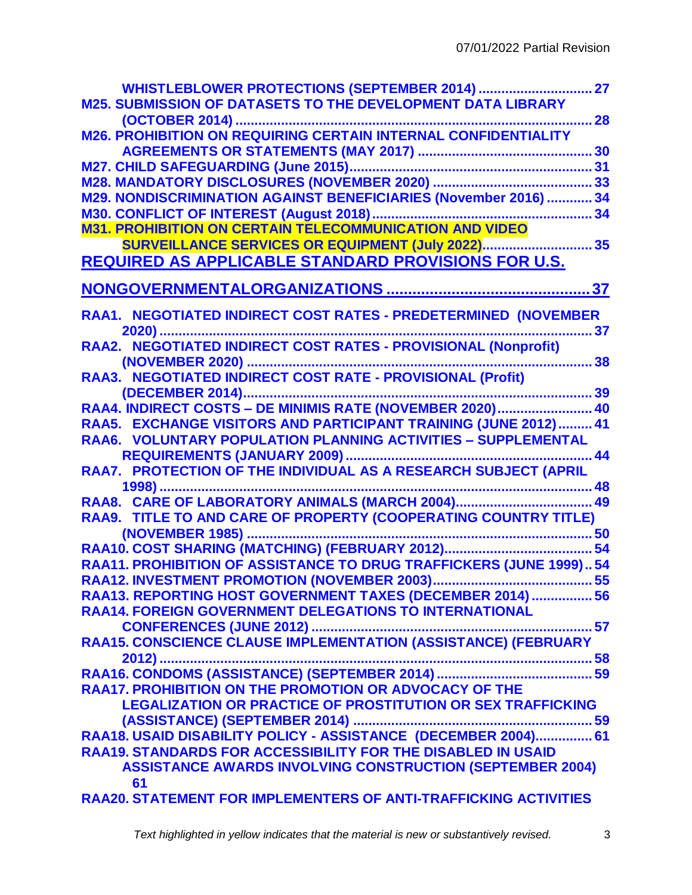WHISTLEBLOWER PROTECTIONS (SEPTEMBER 2014) ............................. 27

M25. SUBMISSION OF DATASETS TO THE DEVELOPMENT DATA LIBRARY (OCTOBER 2014) ............................................................................................ 28

M26. PROHIBITION ON REQUIRING CERTAIN INTERNAL CONFIDENTIALITY AGREEMENTS OR STATEMENTS (MAY 2017) ............................................. 30

M27. CHILD SAFEGUARDING (June 2015)............................................................... 31

M28. MANDATORY DISCLOSURES (NOVEMBER 2020) ......................................... 33

M29. NONDISCRIMINATION AGAINST BENEFICIARIES (November 2016) ............ 34

M30. CONFLICT OF INTEREST (August 2018)......................................................... 34

M31. PROHIBITION ON CERTAIN TELECOMMUNICATION AND VIDEO SURVEILLANCE SERVICES OR EQUIPMENT (July 2022)............................ 35

REQUIRED AS APPLICABLE STANDARD PROVISIONS FOR U.S. NONGOVERNMENTALORGANIZATIONS .............................................. 37

RAA1. NEGOTIATED INDIRECT COST RATES - PREDETERMINED (NOVEMBER 2020) .................................................................................................... 37

RAA2. NEGOTIATED INDIRECT COST RATES - PROVISIONAL (Nonprofit) (NOVEMBER 2020) ......................................................................................... 38

RAA3. NEGOTIATED INDIRECT COST RATE - PROVISIONAL (Profit) (DECEMBER 2014)........................................................................................... 39

RAA4. INDIRECT COSTS – DE MINIMIS RATE (NOVEMBER 2020)......................... 40

RAA5. EXCHANGE VISITORS AND PARTICIPANT TRAINING (JUNE 2012)......... 41

RAA6. VOLUNTARY POPULATION PLANNING ACTIVITIES – SUPPLEMENTAL REQUIREMENTS (JANUARY 2009) ................................................................ 44

RAA7. PROTECTION OF THE INDIVIDUAL AS A RESEARCH SUBJECT (APRIL 1998) .................................................................................................... 48

RAA8. CARE OF LABORATORY ANIMALS (MARCH 2004).................................... 49

RAA9. TITLE TO AND CARE OF PROPERTY (COOPERATING COUNTRY TITLE) (NOVEMBER 1985) ......................................................................................... 50

RAA10. COST SHARING (MATCHING) (FEBRUARY 2012)....................................... 54

RAA11. PROHIBITION OF ASSISTANCE TO DRUG TRAFFICKERS (JUNE 1999).. 54

RAA12. INVESTMENT PROMOTION (NOVEMBER 2003)........................................... 55

RAA13. REPORTING HOST GOVERNMENT TAXES (DECEMBER 2014) ................ 56

RAA14. FOREIGN GOVERNMENT DELEGATIONS TO INTERNATIONAL CONFERENCES (JUNE 2012) ......................................................................... 57

RAA15. CONSCIENCE CLAUSE IMPLEMENTATION (ASSISTANCE) (FEBRUARY 2012) .................................................................................................... 58

RAA16. CONDOMS (ASSISTANCE) (SEPTEMBER 2014) ......................................... 59

RAA17. PROHIBITION ON THE PROMOTION OR ADVOCACY OF THE LEGALIZATION OR PRACTICE OF PROSTITUTION OR SEX TRAFFICKING (ASSISTANCE) (SEPTEMBER 2014) ............................................................. 59

RAA18. USAID DISABILITY POLICY - ASSISTANCE (DECEMBER 2004)............... 61

RAA19. STANDARDS FOR ACCESSIBILITY FOR THE DISABLED IN USAID ASSISTANCE AWARDS INVOLVING CONSTRUCTION (SEPTEMBER 2004) 61

RAA20. STATEMENT FOR IMPLEMENTERS OF ANTI-TRAFFICKING ACTIVITIES

*Text highlighted in yellow indicates that the material is new or substantively revised.*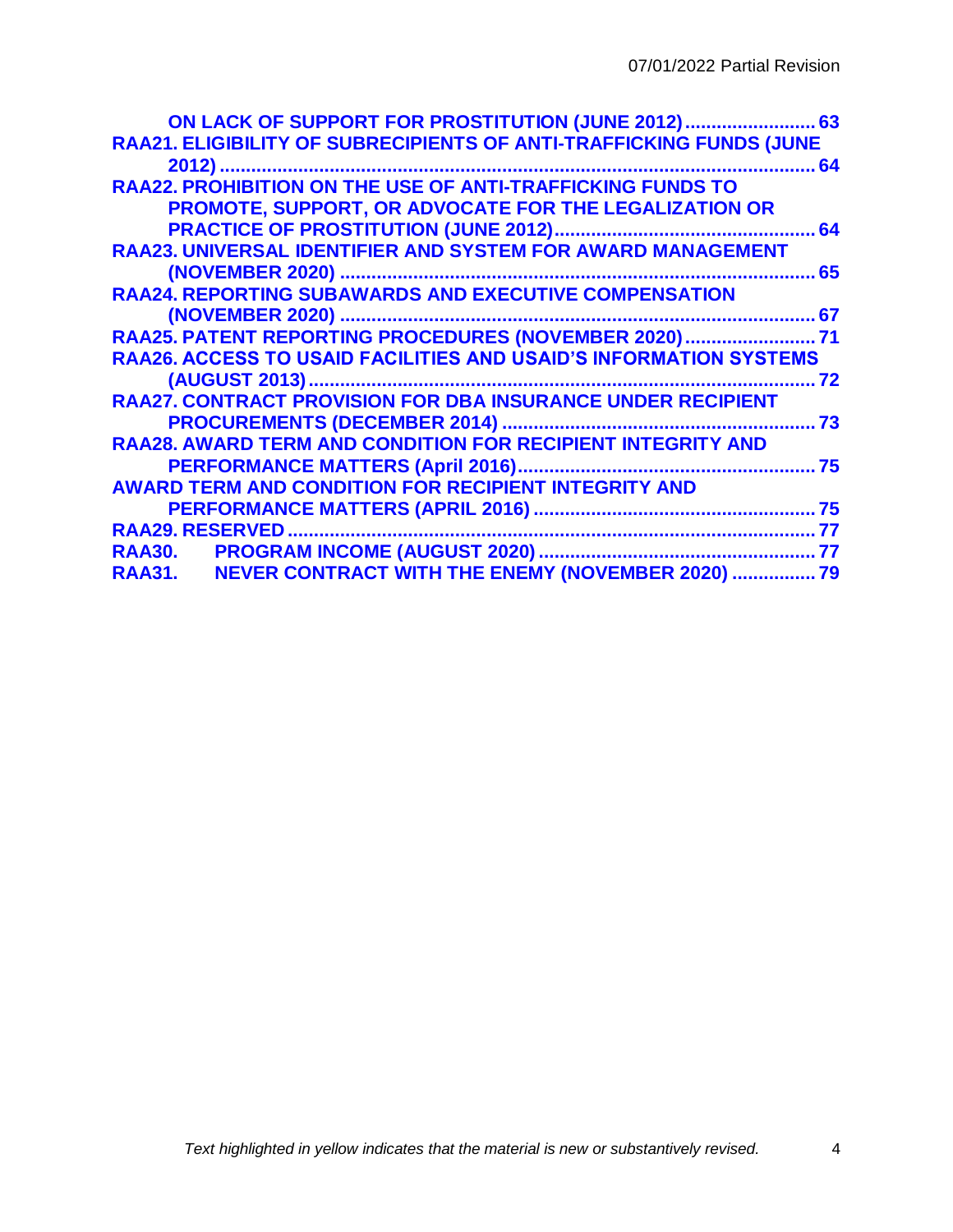ON LACK OF SUPPORT FOR PROSTITUTION (JUNE 2012) ........................ 63

RAA21. ELIGIBILITY OF SUBRECIPIENTS OF ANTI-TRAFFICKING FUNDS (JUNE 2012) ........................................................................................................ 64

RAA22. PROHIBITION ON THE USE OF ANTI-TRAFFICKING FUNDS TO PROMOTE, SUPPORT, OR ADVOCATE FOR THE LEGALIZATION OR PRACTICE OF PROSTITUTION (JUNE 2012)................................................ 64

RAA23. UNIVERSAL IDENTIFIER AND SYSTEM FOR AWARD MANAGEMENT (NOVEMBER 2020) ........................................................................................ 65

RAA24. REPORTING SUBAWARDS AND EXECUTIVE COMPENSATION (NOVEMBER 2020) ........................................................................................ 67

RAA25. PATENT REPORTING PROCEDURES (NOVEMBER 2020) ........................ 71

RAA26. ACCESS TO USAID FACILITIES AND USAID'S INFORMATION SYSTEMS (AUGUST 2013) .............................................................................................. 72

RAA27. CONTRACT PROVISION FOR DBA INSURANCE UNDER RECIPIENT PROCUREMENTS (DECEMBER 2014) .......................................................... 73

RAA28. AWARD TERM AND CONDITION FOR RECIPIENT INTEGRITY AND PERFORMANCE MATTERS (April 2016)........................................................ 75

AWARD TERM AND CONDITION FOR RECIPIENT INTEGRITY AND PERFORMANCE MATTERS (APRIL 2016) .................................................... 75

RAA29. RESERVED ................................................................................................. 77

RAA30. PROGRAM INCOME (AUGUST 2020) ........................................................ 77

RAA31. NEVER CONTRACT WITH THE ENEMY (NOVEMBER 2020) ................ 79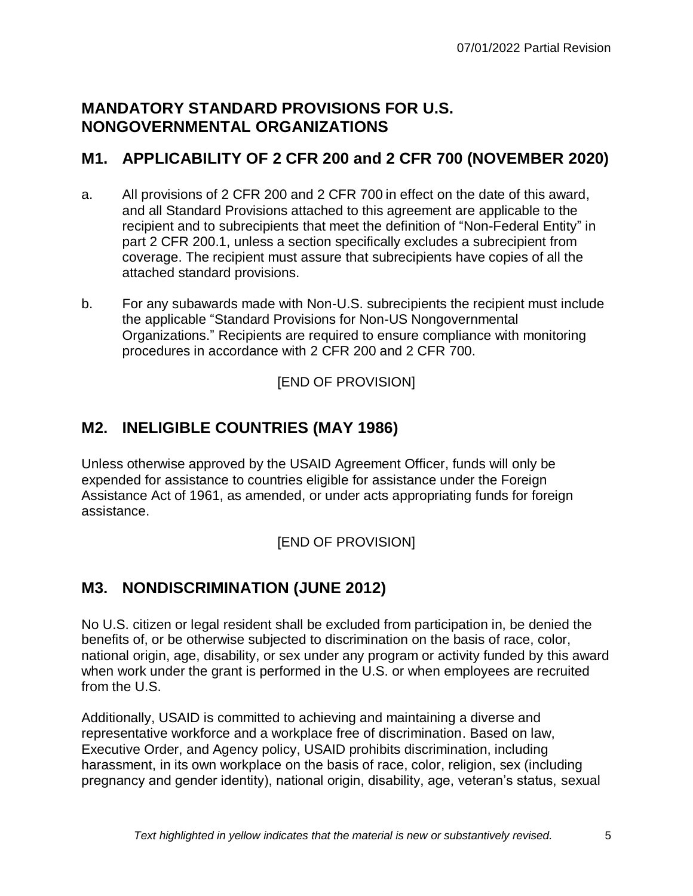# MANDATORY STANDARD PROVISIONS FOR U.S. NONGOVERNMENTAL ORGANIZATIONS

## M1. APPLICABILITY OF 2 CFR 200 and 2 CFR 700 (NOVEMBER 2020)

a. All provisions of 2 CFR 200 and 2 CFR 700 in effect on the date of this award, and all Standard Provisions attached to this agreement are applicable to the recipient and to subrecipients that meet the definition of "Non-Federal Entity" in part 2 CFR 200.1, unless a section specifically excludes a subrecipient from coverage. The recipient must assure that subrecipients have copies of all the attached standard provisions.

b. For any subawards made with Non-U.S. subrecipients the recipient must include the applicable "Standard Provisions for Non-US Nongovernmental Organizations." Recipients are required to ensure compliance with monitoring procedures in accordance with 2 CFR 200 and 2 CFR 700.

[END OF PROVISION]

## M2. INELIGIBLE COUNTRIES (MAY 1986)

Unless otherwise approved by the USAID Agreement Officer, funds will only be expended for assistance to countries eligible for assistance under the Foreign Assistance Act of 1961, as amended, or under acts appropriating funds for foreign assistance.

[END OF PROVISION]

## M3. NONDISCRIMINATION (JUNE 2012)

No U.S. citizen or legal resident shall be excluded from participation in, be denied the benefits of, or be otherwise subjected to discrimination on the basis of race, color, national origin, age, disability, or sex under any program or activity funded by this award when work under the grant is performed in the U.S. or when employees are recruited from the U.S.

Additionally, USAID is committed to achieving and maintaining a diverse and representative workforce and a workplace free of discrimination. Based on law, Executive Order, and Agency policy, USAID prohibits discrimination, including harassment, in its own workplace on the basis of race, color, religion, sex (including pregnancy and gender identity), national origin, disability, age, veteran's status, sexual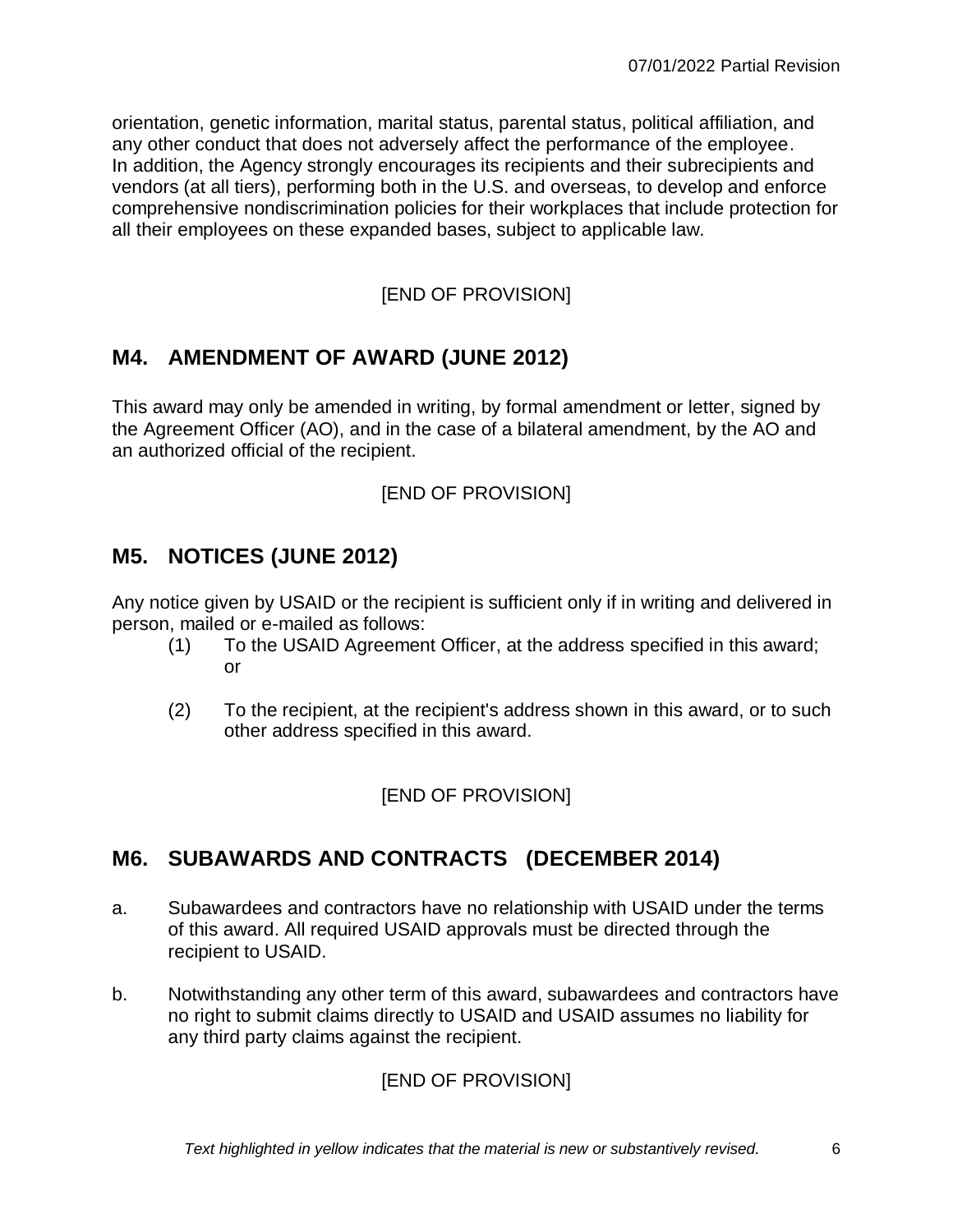orientation, genetic information, marital status, parental status, political affiliation, and any other conduct that does not adversely affect the performance of the employee. In addition, the Agency strongly encourages its recipients and their subrecipients and vendors (at all tiers), performing both in the U.S. and overseas, to develop and enforce comprehensive nondiscrimination policies for their workplaces that include protection for all their employees on these expanded bases, subject to applicable law.

[END OF PROVISION]

## M4. AMENDMENT OF AWARD (JUNE 2012)

This award may only be amended in writing, by formal amendment or letter, signed by the Agreement Officer (AO), and in the case of a bilateral amendment, by the AO and an authorized official of the recipient.

[END OF PROVISION]

## M5. NOTICES (JUNE 2012)

Any notice given by USAID or the recipient is sufficient only if in writing and delivered in person, mailed or e-mailed as follows:

(1) To the USAID Agreement Officer, at the address specified in this award; or

(2) To the recipient, at the recipient's address shown in this award, or to such other address specified in this award.

[END OF PROVISION]

## M6. SUBAWARDS AND CONTRACTS (DECEMBER 2014)

a. Subawardees and contractors have no relationship with USAID under the terms of this award. All required USAID approvals must be directed through the recipient to USAID.

b. Notwithstanding any other term of this award, subawardees and contractors have no right to submit claims directly to USAID and USAID assumes no liability for any third party claims against the recipient.

[END OF PROVISION]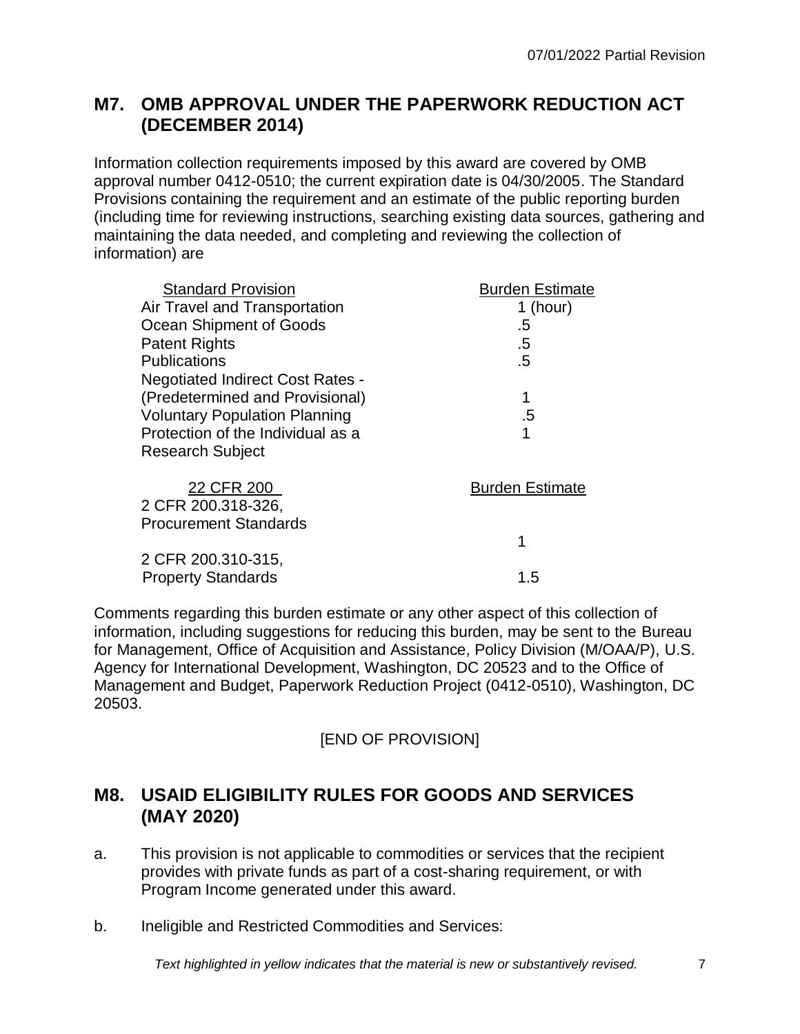## M7. OMB APPROVAL UNDER THE PAPERWORK REDUCTION ACT (DECEMBER 2014)

Information collection requirements imposed by this award are covered by OMB approval number 0412-0510; the current expiration date is 04/30/2005. The Standard Provisions containing the requirement and an estimate of the public reporting burden (including time for reviewing instructions, searching existing data sources, gathering and maintaining the data needed, and completing and reviewing the collection of information) are

| Standard Provision | Burden Estimate |
|---|---|
| Air Travel and Transportation | 1 (hour) |
| Ocean Shipment of Goods | .5 |
| Patent Rights | .5 |
| Publications | .5 |
| Negotiated Indirect Cost Rates - (Predetermined and Provisional) | 1 |
| Voluntary Population Planning | .5 |
| Protection of the Individual as a Research Subject | 1 |

| 22 CFR 200 | Burden Estimate |
|---|---|
| 2 CFR 200.318-326, Procurement Standards | 1 |
| 2 CFR 200.310-315, Property Standards | 1.5 |

Comments regarding this burden estimate or any other aspect of this collection of information, including suggestions for reducing this burden, may be sent to the Bureau for Management, Office of Acquisition and Assistance, Policy Division (M/OAA/P), U.S. Agency for International Development, Washington, DC 20523 and to the Office of Management and Budget, Paperwork Reduction Project (0412-0510), Washington, DC 20503.

[END OF PROVISION]

## M8. USAID ELIGIBILITY RULES FOR GOODS AND SERVICES (MAY 2020)

a. This provision is not applicable to commodities or services that the recipient provides with private funds as part of a cost-sharing requirement, or with Program Income generated under this award.

b. Ineligible and Restricted Commodities and Services: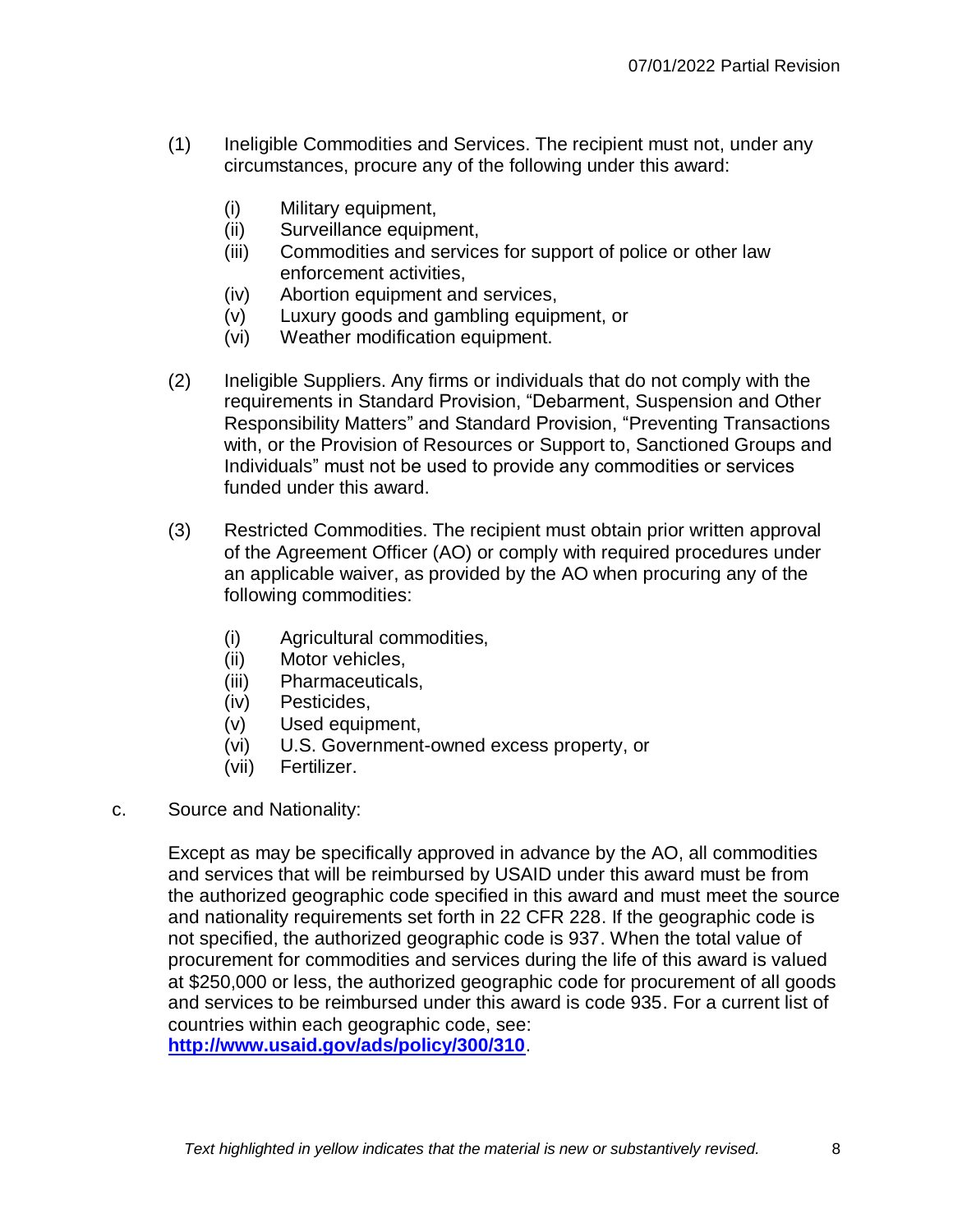(1) Ineligible Commodities and Services. The recipient must not, under any circumstances, procure any of the following under this award:

   (i) Military equipment,
   (ii) Surveillance equipment,
   (iii) Commodities and services for support of police or other law enforcement activities,
   (iv) Abortion equipment and services,
   (v) Luxury goods and gambling equipment, or
   (vi) Weather modification equipment.

(2) Ineligible Suppliers. Any firms or individuals that do not comply with the requirements in Standard Provision, "Debarment, Suspension and Other Responsibility Matters" and Standard Provision, "Preventing Transactions with, or the Provision of Resources or Support to, Sanctioned Groups and Individuals" must not be used to provide any commodities or services funded under this award.

(3) Restricted Commodities. The recipient must obtain prior written approval of the Agreement Officer (AO) or comply with required procedures under an applicable waiver, as provided by the AO when procuring any of the following commodities:

   (i) Agricultural commodities,
   (ii) Motor vehicles,
   (iii) Pharmaceuticals,
   (iv) Pesticides,
   (v) Used equipment,
   (vi) U.S. Government-owned excess property, or
   (vii) Fertilizer.

c. Source and Nationality:

Except as may be specifically approved in advance by the AO, all commodities and services that will be reimbursed by USAID under this award must be from the authorized geographic code specified in this award and must meet the source and nationality requirements set forth in 22 CFR 228. If the geographic code is not specified, the authorized geographic code is 937. When the total value of procurement for commodities and services during the life of this award is valued at $250,000 or less, the authorized geographic code for procurement of all goods and services to be reimbursed under this award is code 935. For a current list of countries within each geographic code, see: **[http://www.usaid.gov/ads/policy/300/310](http://www.usaid.gov/ads/policy/300/310)**.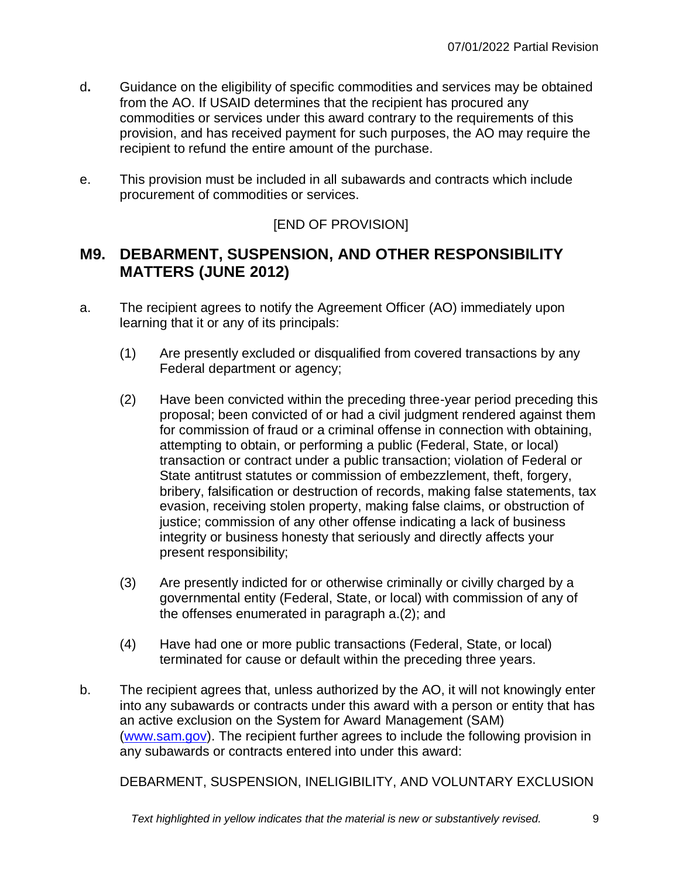d**.** Guidance on the eligibility of specific commodities and services may be obtained from the AO. If USAID determines that the recipient has procured any commodities or services under this award contrary to the requirements of this provision, and has received payment for such purposes, the AO may require the recipient to refund the entire amount of the purchase.

e. This provision must be included in all subawards and contracts which include procurement of commodities or services.

[END OF PROVISION]

## M9. DEBARMENT, SUSPENSION, AND OTHER RESPONSIBILITY MATTERS (JUNE 2012)

a. The recipient agrees to notify the Agreement Officer (AO) immediately upon learning that it or any of its principals:

(1) Are presently excluded or disqualified from covered transactions by any Federal department or agency;

(2) Have been convicted within the preceding three-year period preceding this proposal; been convicted of or had a civil judgment rendered against them for commission of fraud or a criminal offense in connection with obtaining, attempting to obtain, or performing a public (Federal, State, or local) transaction or contract under a public transaction; violation of Federal or State antitrust statutes or commission of embezzlement, theft, forgery, bribery, falsification or destruction of records, making false statements, tax evasion, receiving stolen property, making false claims, or obstruction of justice; commission of any other offense indicating a lack of business integrity or business honesty that seriously and directly affects your present responsibility;

(3) Are presently indicted for or otherwise criminally or civilly charged by a governmental entity (Federal, State, or local) with commission of any of the offenses enumerated in paragraph a.(2); and

(4) Have had one or more public transactions (Federal, State, or local) terminated for cause or default within the preceding three years.

b. The recipient agrees that, unless authorized by the AO, it will not knowingly enter into any subawards or contracts under this award with a person or entity that has an active exclusion on the System for Award Management (SAM) (www.sam.gov). The recipient further agrees to include the following provision in any subawards or contracts entered into under this award:

DEBARMENT, SUSPENSION, INELIGIBILITY, AND VOLUNTARY EXCLUSION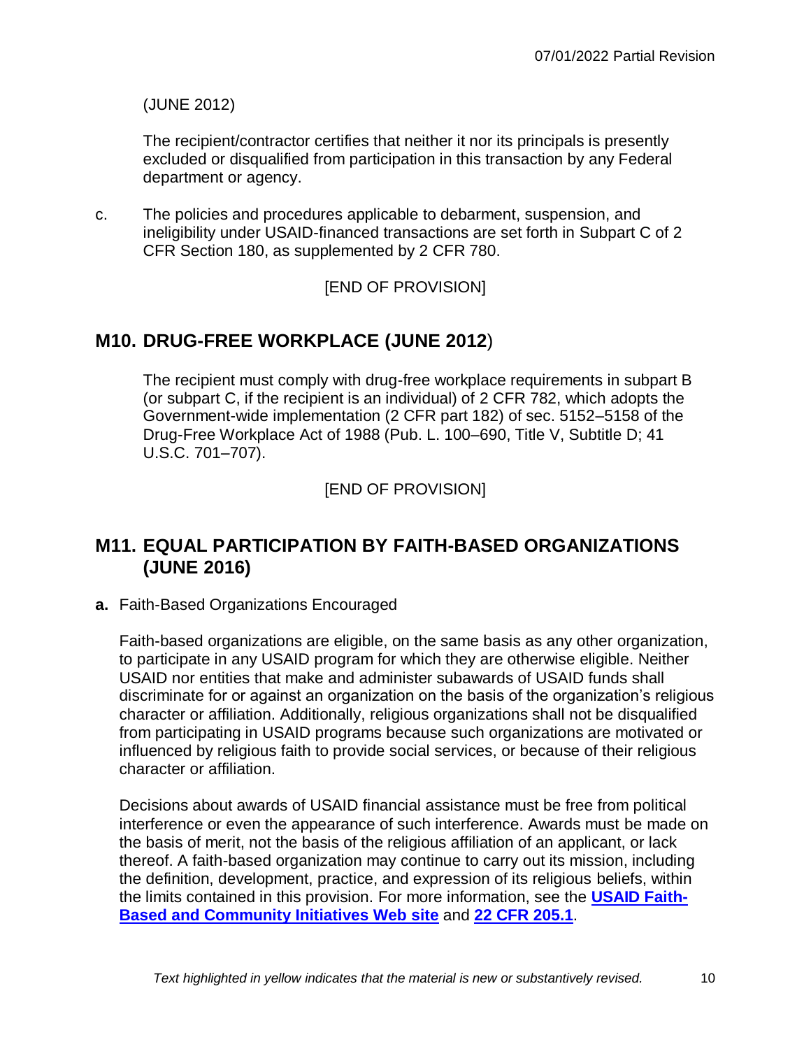(JUNE 2012)

The recipient/contractor certifies that neither it nor its principals is presently excluded or disqualified from participation in this transaction by any Federal department or agency.

c. The policies and procedures applicable to debarment, suspension, and ineligibility under USAID-financed transactions are set forth in Subpart C of 2 CFR Section 180, as supplemented by 2 CFR 780.

[END OF PROVISION]

## M10. DRUG-FREE WORKPLACE (JUNE 2012)

The recipient must comply with drug-free workplace requirements in subpart B (or subpart C, if the recipient is an individual) of 2 CFR 782, which adopts the Government-wide implementation (2 CFR part 182) of sec. 5152–5158 of the Drug-Free Workplace Act of 1988 (Pub. L. 100–690, Title V, Subtitle D; 41 U.S.C. 701–707).

[END OF PROVISION]

## M11. EQUAL PARTICIPATION BY FAITH-BASED ORGANIZATIONS (JUNE 2016)

**a.** Faith-Based Organizations Encouraged

Faith-based organizations are eligible, on the same basis as any other organization, to participate in any USAID program for which they are otherwise eligible. Neither USAID nor entities that make and administer subawards of USAID funds shall discriminate for or against an organization on the basis of the organization's religious character or affiliation. Additionally, religious organizations shall not be disqualified from participating in USAID programs because such organizations are motivated or influenced by religious faith to provide social services, or because of their religious character or affiliation.

Decisions about awards of USAID financial assistance must be free from political interference or even the appearance of such interference. Awards must be made on the basis of merit, not the basis of the religious affiliation of an applicant, or lack thereof. A faith-based organization may continue to carry out its mission, including the definition, development, practice, and expression of its religious beliefs, within the limits contained in this provision. For more information, see the **USAID Faith-Based and Community Initiatives Web site** and **22 CFR 205.1**.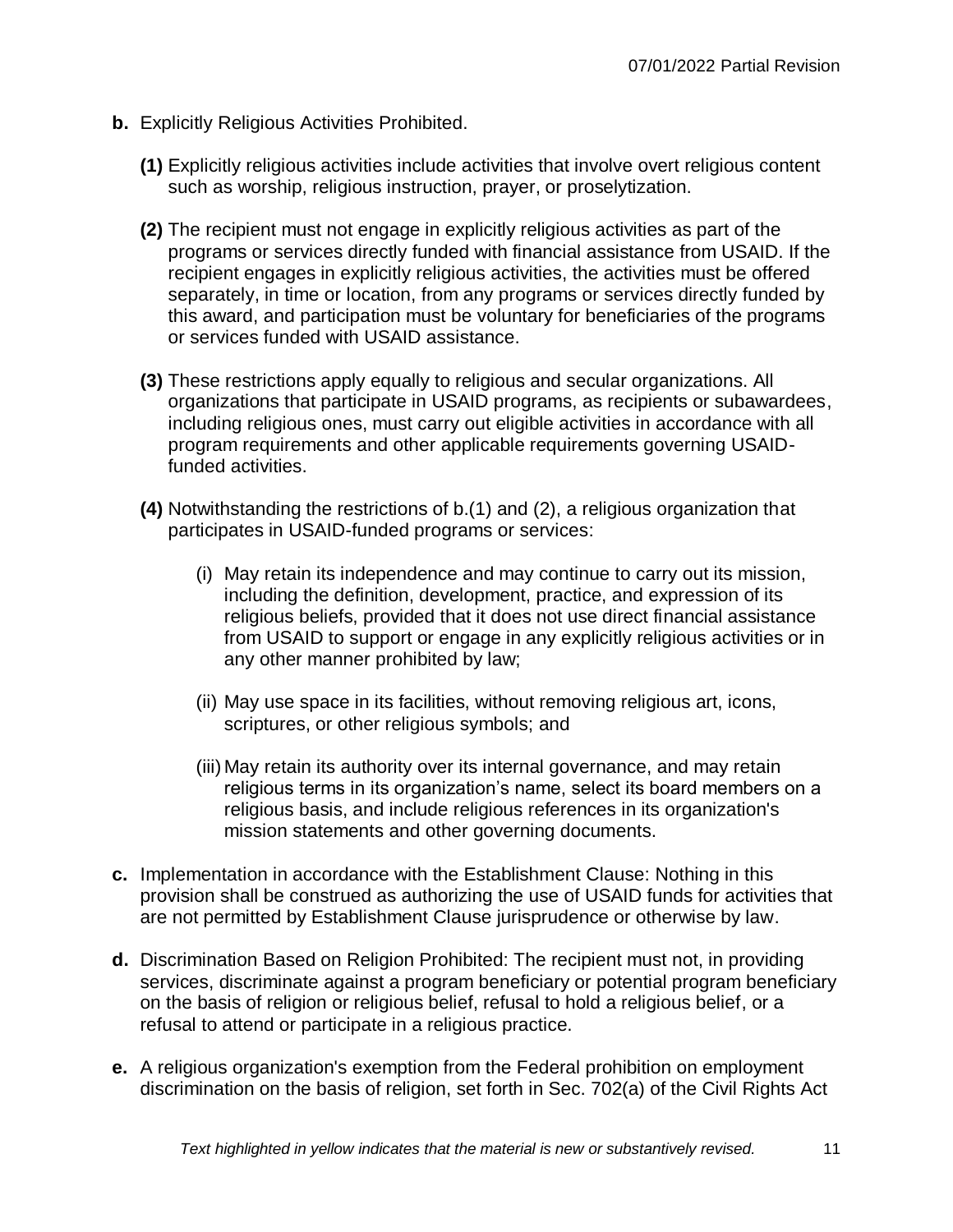**b.** Explicitly Religious Activities Prohibited.

**(1)** Explicitly religious activities include activities that involve overt religious content such as worship, religious instruction, prayer, or proselytization.

**(2)** The recipient must not engage in explicitly religious activities as part of the programs or services directly funded with financial assistance from USAID. If the recipient engages in explicitly religious activities, the activities must be offered separately, in time or location, from any programs or services directly funded by this award, and participation must be voluntary for beneficiaries of the programs or services funded with USAID assistance.

**(3)** These restrictions apply equally to religious and secular organizations. All organizations that participate in USAID programs, as recipients or subawardees, including religious ones, must carry out eligible activities in accordance with all program requirements and other applicable requirements governing USAID-funded activities.

**(4)** Notwithstanding the restrictions of b.(1) and (2), a religious organization that participates in USAID-funded programs or services:

(i) May retain its independence and may continue to carry out its mission, including the definition, development, practice, and expression of its religious beliefs, provided that it does not use direct financial assistance from USAID to support or engage in any explicitly religious activities or in any other manner prohibited by law;

(ii) May use space in its facilities, without removing religious art, icons, scriptures, or other religious symbols; and

(iii) May retain its authority over its internal governance, and may retain religious terms in its organization's name, select its board members on a religious basis, and include religious references in its organization's mission statements and other governing documents.

**c.** Implementation in accordance with the Establishment Clause: Nothing in this provision shall be construed as authorizing the use of USAID funds for activities that are not permitted by Establishment Clause jurisprudence or otherwise by law.

**d.** Discrimination Based on Religion Prohibited: The recipient must not, in providing services, discriminate against a program beneficiary or potential program beneficiary on the basis of religion or religious belief, refusal to hold a religious belief, or a refusal to attend or participate in a religious practice.

**e.** A religious organization's exemption from the Federal prohibition on employment discrimination on the basis of religion, set forth in Sec. 702(a) of the Civil Rights Act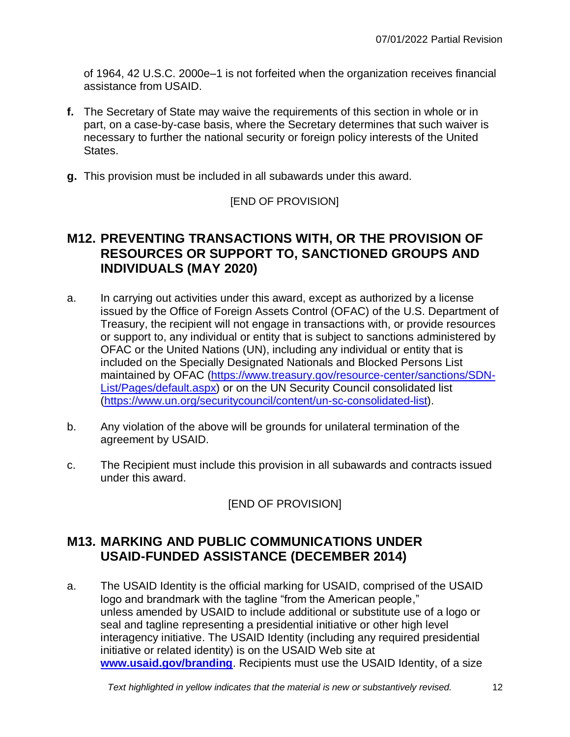of 1964, 42 U.S.C. 2000e–1 is not forfeited when the organization receives financial assistance from USAID.

**f.** The Secretary of State may waive the requirements of this section in whole or in part, on a case-by-case basis, where the Secretary determines that such waiver is necessary to further the national security or foreign policy interests of the United States.

**g.** This provision must be included in all subawards under this award.

[END OF PROVISION]

## M12. PREVENTING TRANSACTIONS WITH, OR THE PROVISION OF RESOURCES OR SUPPORT TO, SANCTIONED GROUPS AND INDIVIDUALS (MAY 2020)

a. In carrying out activities under this award, except as authorized by a license issued by the Office of Foreign Assets Control (OFAC) of the U.S. Department of Treasury, the recipient will not engage in transactions with, or provide resources or support to, any individual or entity that is subject to sanctions administered by OFAC or the United Nations (UN), including any individual or entity that is included on the Specially Designated Nationals and Blocked Persons List maintained by OFAC (https://www.treasury.gov/resource-center/sanctions/SDN-List/Pages/default.aspx) or on the UN Security Council consolidated list (https://www.un.org/securitycouncil/content/un-sc-consolidated-list).

b. Any violation of the above will be grounds for unilateral termination of the agreement by USAID.

c. The Recipient must include this provision in all subawards and contracts issued under this award.

[END OF PROVISION]

## M13. MARKING AND PUBLIC COMMUNICATIONS UNDER USAID-FUNDED ASSISTANCE (DECEMBER 2014)

a. The USAID Identity is the official marking for USAID, comprised of the USAID logo and brandmark with the tagline "from the American people," unless amended by USAID to include additional or substitute use of a logo or seal and tagline representing a presidential initiative or other high level interagency initiative. The USAID Identity (including any required presidential initiative or related identity) is on the USAID Web site at **www.usaid.gov/branding**. Recipients must use the USAID Identity, of a size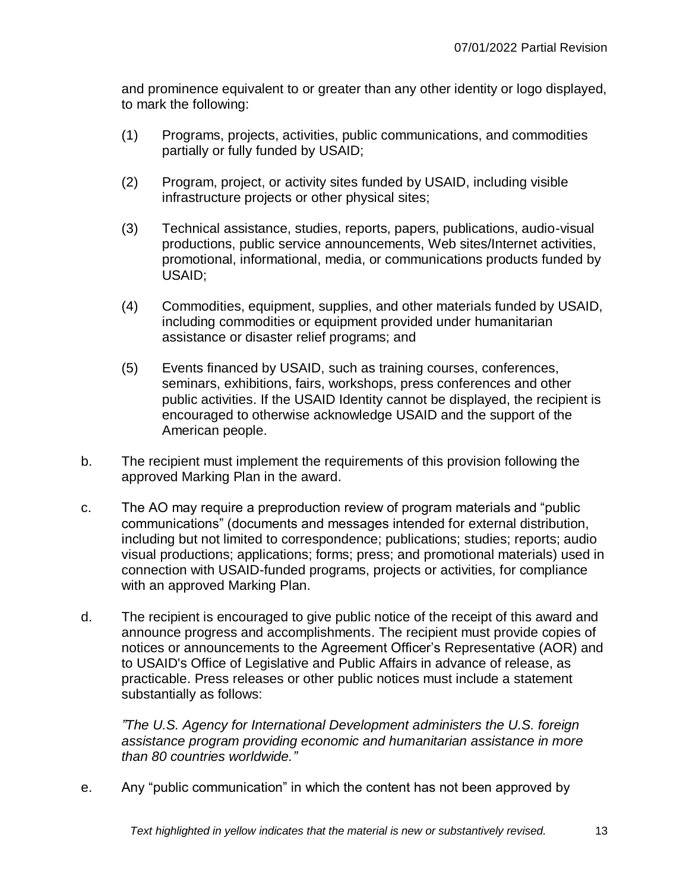and prominence equivalent to or greater than any other identity or logo displayed, to mark the following:

(1) Programs, projects, activities, public communications, and commodities partially or fully funded by USAID;

(2) Program, project, or activity sites funded by USAID, including visible infrastructure projects or other physical sites;

(3) Technical assistance, studies, reports, papers, publications, audio-visual productions, public service announcements, Web sites/Internet activities, promotional, informational, media, or communications products funded by USAID;

(4) Commodities, equipment, supplies, and other materials funded by USAID, including commodities or equipment provided under humanitarian assistance or disaster relief programs; and

(5) Events financed by USAID, such as training courses, conferences, seminars, exhibitions, fairs, workshops, press conferences and other public activities. If the USAID Identity cannot be displayed, the recipient is encouraged to otherwise acknowledge USAID and the support of the American people.

b. The recipient must implement the requirements of this provision following the approved Marking Plan in the award.

c. The AO may require a preproduction review of program materials and "public communications" (documents and messages intended for external distribution, including but not limited to correspondence; publications; studies; reports; audio visual productions; applications; forms; press; and promotional materials) used in connection with USAID-funded programs, projects or activities, for compliance with an approved Marking Plan.

d. The recipient is encouraged to give public notice of the receipt of this award and announce progress and accomplishments. The recipient must provide copies of notices or announcements to the Agreement Officer's Representative (AOR) and to USAID's Office of Legislative and Public Affairs in advance of release, as practicable. Press releases or other public notices must include a statement substantially as follows:

*"The U.S. Agency for International Development administers the U.S. foreign assistance program providing economic and humanitarian assistance in more than 80 countries worldwide."*

e. Any "public communication" in which the content has not been approved by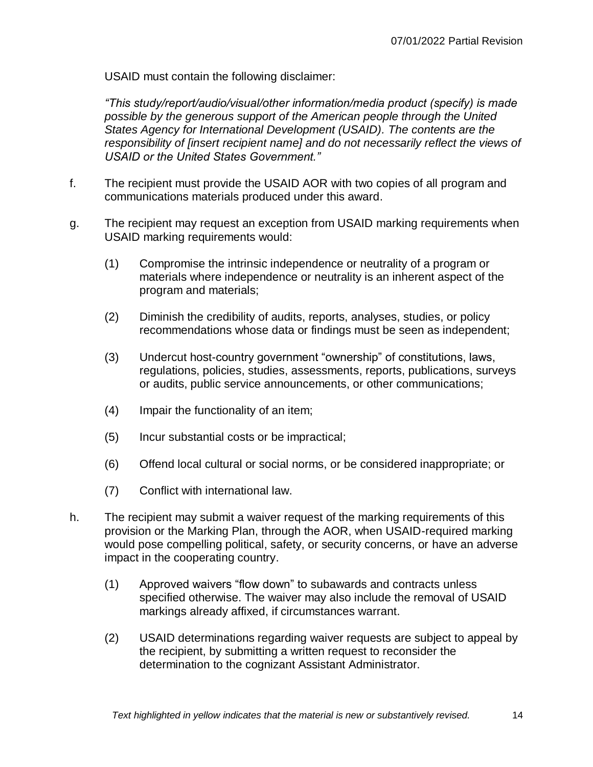USAID must contain the following disclaimer:

*"This study/report/audio/visual/other information/media product (specify) is made possible by the generous support of the American people through the United States Agency for International Development (USAID). The contents are the responsibility of [insert recipient name] and do not necessarily reflect the views of USAID or the United States Government."*

f. The recipient must provide the USAID AOR with two copies of all program and communications materials produced under this award.

g. The recipient may request an exception from USAID marking requirements when USAID marking requirements would:

   (1) Compromise the intrinsic independence or neutrality of a program or materials where independence or neutrality is an inherent aspect of the program and materials;

   (2) Diminish the credibility of audits, reports, analyses, studies, or policy recommendations whose data or findings must be seen as independent;

   (3) Undercut host-country government "ownership" of constitutions, laws, regulations, policies, studies, assessments, reports, publications, surveys or audits, public service announcements, or other communications;

   (4) Impair the functionality of an item;

   (5) Incur substantial costs or be impractical;

   (6) Offend local cultural or social norms, or be considered inappropriate; or

   (7) Conflict with international law.

h. The recipient may submit a waiver request of the marking requirements of this provision or the Marking Plan, through the AOR, when USAID-required marking would pose compelling political, safety, or security concerns, or have an adverse impact in the cooperating country.

   (1) Approved waivers "flow down" to subawards and contracts unless specified otherwise. The waiver may also include the removal of USAID markings already affixed, if circumstances warrant.

   (2) USAID determinations regarding waiver requests are subject to appeal by the recipient, by submitting a written request to reconsider the determination to the cognizant Assistant Administrator.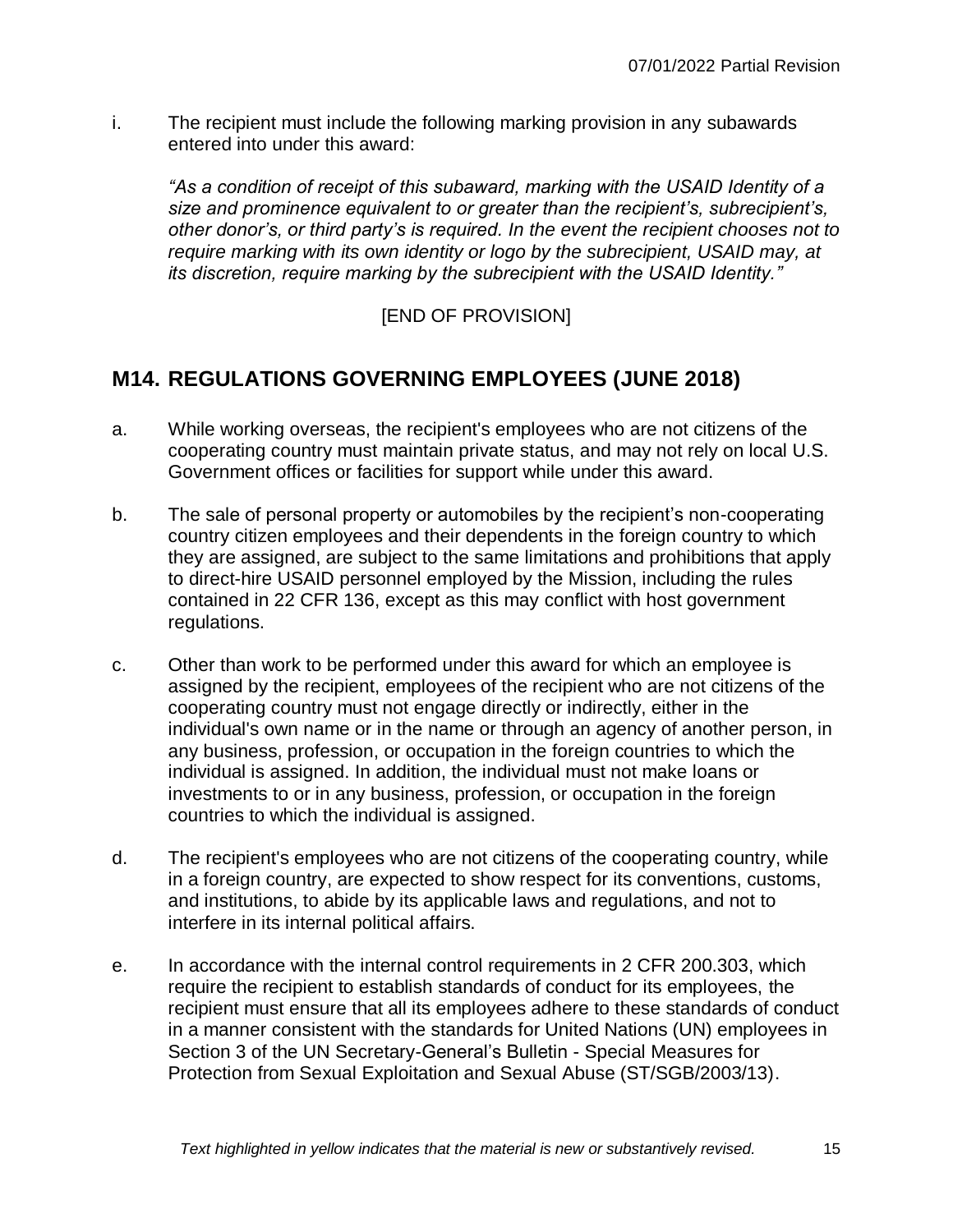i. The recipient must include the following marking provision in any subawards entered into under this award:

*"As a condition of receipt of this subaward, marking with the USAID Identity of a size and prominence equivalent to or greater than the recipient's, subrecipient's, other donor's, or third party's is required. In the event the recipient chooses not to require marking with its own identity or logo by the subrecipient, USAID may, at its discretion, require marking by the subrecipient with the USAID Identity."*

[END OF PROVISION]

## M14. REGULATIONS GOVERNING EMPLOYEES (JUNE 2018)

a. While working overseas, the recipient's employees who are not citizens of the cooperating country must maintain private status, and may not rely on local U.S. Government offices or facilities for support while under this award.

b. The sale of personal property or automobiles by the recipient's non-cooperating country citizen employees and their dependents in the foreign country to which they are assigned, are subject to the same limitations and prohibitions that apply to direct-hire USAID personnel employed by the Mission, including the rules contained in 22 CFR 136, except as this may conflict with host government regulations.

c. Other than work to be performed under this award for which an employee is assigned by the recipient, employees of the recipient who are not citizens of the cooperating country must not engage directly or indirectly, either in the individual's own name or in the name or through an agency of another person, in any business, profession, or occupation in the foreign countries to which the individual is assigned. In addition, the individual must not make loans or investments to or in any business, profession, or occupation in the foreign countries to which the individual is assigned.

d. The recipient's employees who are not citizens of the cooperating country, while in a foreign country, are expected to show respect for its conventions, customs, and institutions, to abide by its applicable laws and regulations, and not to interfere in its internal political affairs.

e. In accordance with the internal control requirements in 2 CFR 200.303, which require the recipient to establish standards of conduct for its employees, the recipient must ensure that all its employees adhere to these standards of conduct in a manner consistent with the standards for United Nations (UN) employees in Section 3 of the UN Secretary-General's Bulletin - Special Measures for Protection from Sexual Exploitation and Sexual Abuse (ST/SGB/2003/13).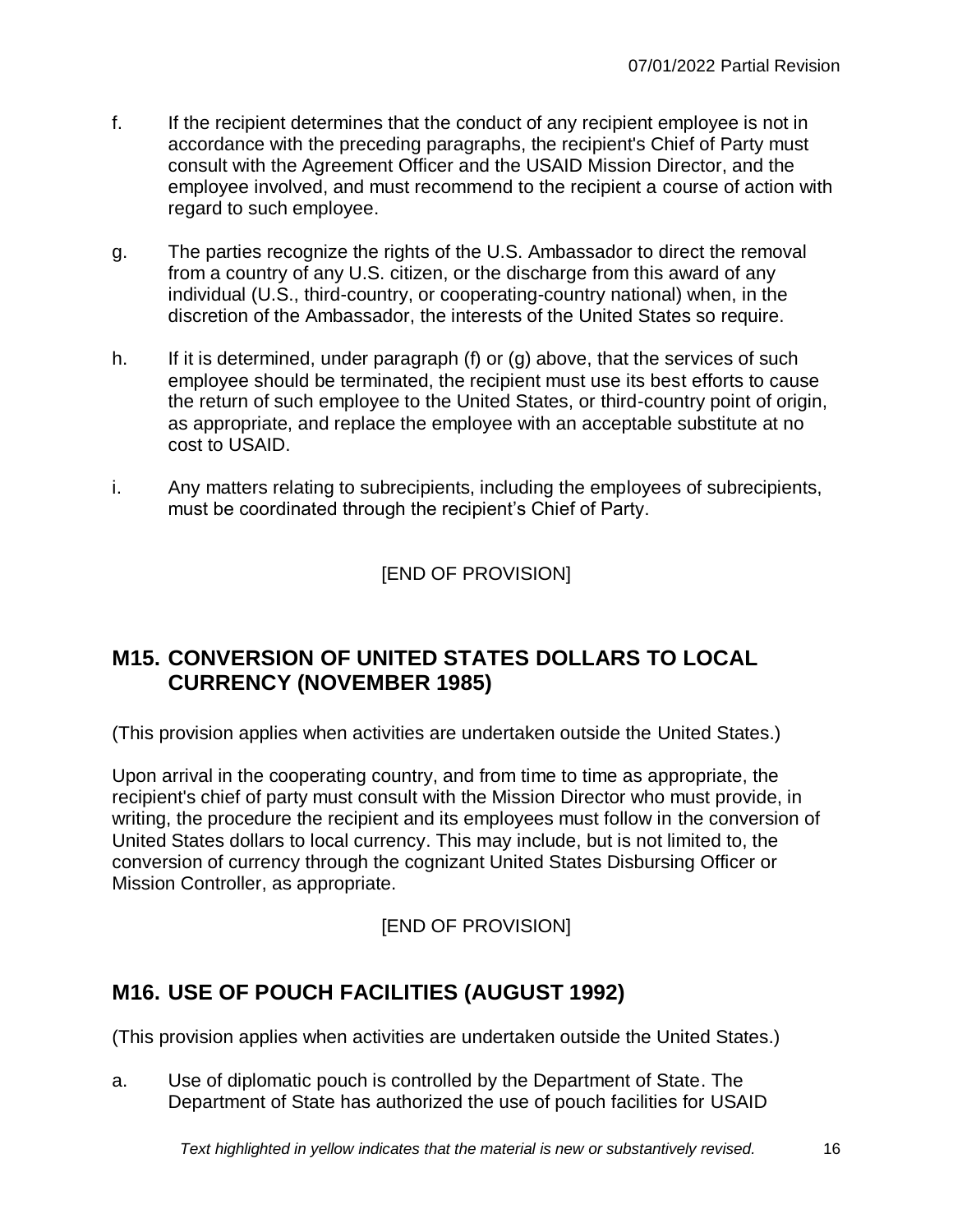f. If the recipient determines that the conduct of any recipient employee is not in accordance with the preceding paragraphs, the recipient's Chief of Party must consult with the Agreement Officer and the USAID Mission Director, and the employee involved, and must recommend to the recipient a course of action with regard to such employee.

g. The parties recognize the rights of the U.S. Ambassador to direct the removal from a country of any U.S. citizen, or the discharge from this award of any individual (U.S., third-country, or cooperating-country national) when, in the discretion of the Ambassador, the interests of the United States so require.

h. If it is determined, under paragraph (f) or (g) above, that the services of such employee should be terminated, the recipient must use its best efforts to cause the return of such employee to the United States, or third-country point of origin, as appropriate, and replace the employee with an acceptable substitute at no cost to USAID.

i. Any matters relating to subrecipients, including the employees of subrecipients, must be coordinated through the recipient's Chief of Party.

[END OF PROVISION]

## M15. CONVERSION OF UNITED STATES DOLLARS TO LOCAL CURRENCY (NOVEMBER 1985)

(This provision applies when activities are undertaken outside the United States.)

Upon arrival in the cooperating country, and from time to time as appropriate, the recipient's chief of party must consult with the Mission Director who must provide, in writing, the procedure the recipient and its employees must follow in the conversion of United States dollars to local currency. This may include, but is not limited to, the conversion of currency through the cognizant United States Disbursing Officer or Mission Controller, as appropriate.

[END OF PROVISION]

## M16. USE OF POUCH FACILITIES (AUGUST 1992)

(This provision applies when activities are undertaken outside the United States.)

a. Use of diplomatic pouch is controlled by the Department of State. The Department of State has authorized the use of pouch facilities for USAID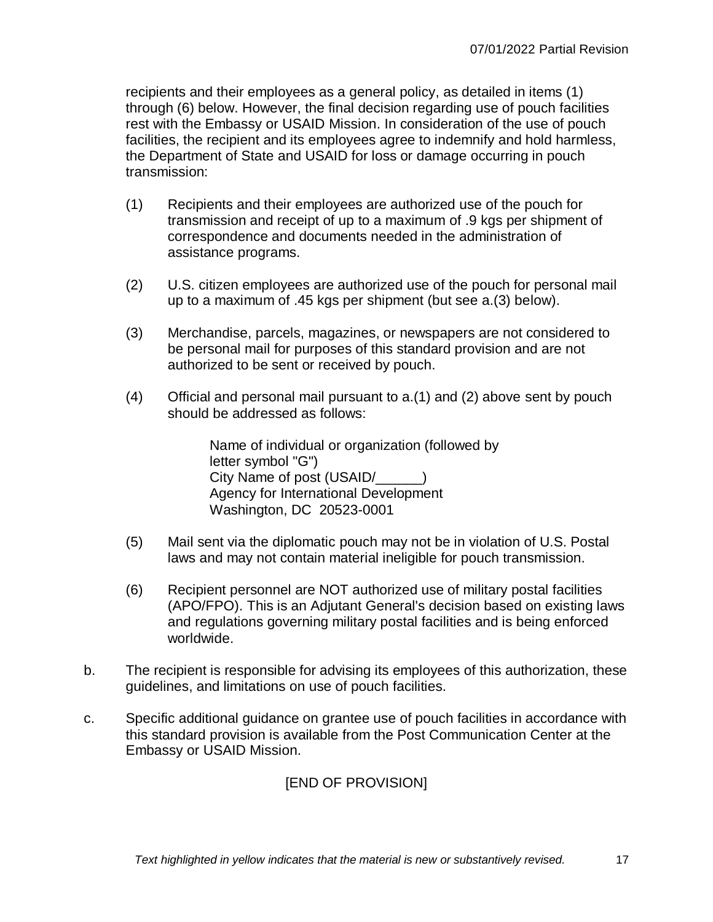recipients and their employees as a general policy, as detailed in items (1) through (6) below. However, the final decision regarding use of pouch facilities rest with the Embassy or USAID Mission. In consideration of the use of pouch facilities, the recipient and its employees agree to indemnify and hold harmless, the Department of State and USAID for loss or damage occurring in pouch transmission:

(1) Recipients and their employees are authorized use of the pouch for transmission and receipt of up to a maximum of .9 kgs per shipment of correspondence and documents needed in the administration of assistance programs.

(2) U.S. citizen employees are authorized use of the pouch for personal mail up to a maximum of .45 kgs per shipment (but see a.(3) below).

(3) Merchandise, parcels, magazines, or newspapers are not considered to be personal mail for purposes of this standard provision and are not authorized to be sent or received by pouch.

(4) Official and personal mail pursuant to a.(1) and (2) above sent by pouch should be addressed as follows:

> Name of individual or organization (followed by letter symbol "G")
> City Name of post (USAID/______)
> Agency for International Development
> Washington, DC 20523-0001

(5) Mail sent via the diplomatic pouch may not be in violation of U.S. Postal laws and may not contain material ineligible for pouch transmission.

(6) Recipient personnel are NOT authorized use of military postal facilities (APO/FPO). This is an Adjutant General's decision based on existing laws and regulations governing military postal facilities and is being enforced worldwide.

b. The recipient is responsible for advising its employees of this authorization, these guidelines, and limitations on use of pouch facilities.

c. Specific additional guidance on grantee use of pouch facilities in accordance with this standard provision is available from the Post Communication Center at the Embassy or USAID Mission.

[END OF PROVISION]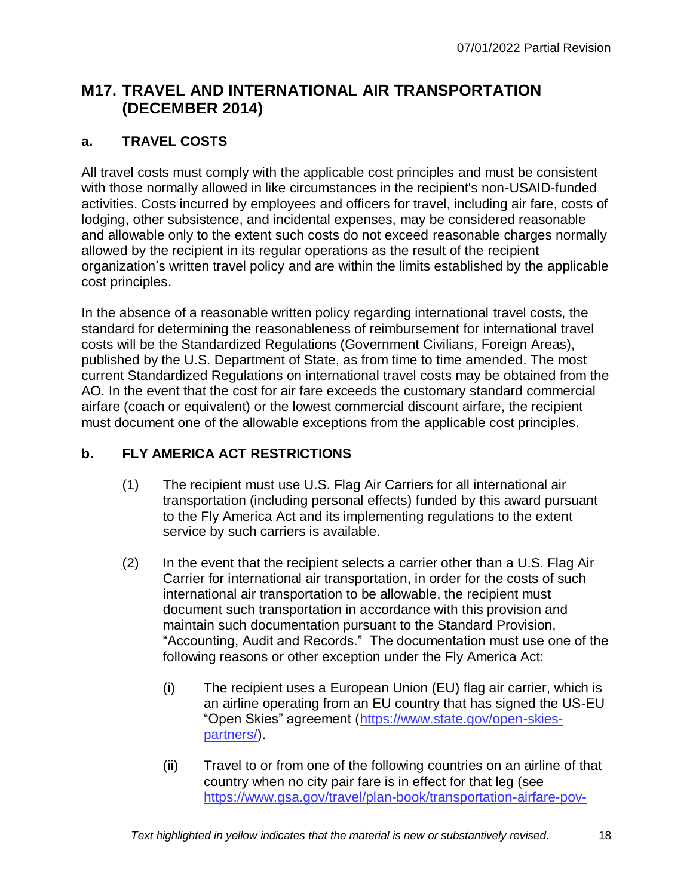## M17. TRAVEL AND INTERNATIONAL AIR TRANSPORTATION (DECEMBER 2014)

### a. TRAVEL COSTS

All travel costs must comply with the applicable cost principles and must be consistent with those normally allowed in like circumstances in the recipient's non-USAID-funded activities. Costs incurred by employees and officers for travel, including air fare, costs of lodging, other subsistence, and incidental expenses, may be considered reasonable and allowable only to the extent such costs do not exceed reasonable charges normally allowed by the recipient in its regular operations as the result of the recipient organization's written travel policy and are within the limits established by the applicable cost principles.

In the absence of a reasonable written policy regarding international travel costs, the standard for determining the reasonableness of reimbursement for international travel costs will be the Standardized Regulations (Government Civilians, Foreign Areas), published by the U.S. Department of State, as from time to time amended. The most current Standardized Regulations on international travel costs may be obtained from the AO. In the event that the cost for air fare exceeds the customary standard commercial airfare (coach or equivalent) or the lowest commercial discount airfare, the recipient must document one of the allowable exceptions from the applicable cost principles.

### b. FLY AMERICA ACT RESTRICTIONS

(1) The recipient must use U.S. Flag Air Carriers for all international air transportation (including personal effects) funded by this award pursuant to the Fly America Act and its implementing regulations to the extent service by such carriers is available.

(2) In the event that the recipient selects a carrier other than a U.S. Flag Air Carrier for international air transportation, in order for the costs of such international air transportation to be allowable, the recipient must document such transportation in accordance with this provision and maintain such documentation pursuant to the Standard Provision, "Accounting, Audit and Records." The documentation must use one of the following reasons or other exception under the Fly America Act:

(i) The recipient uses a European Union (EU) flag air carrier, which is an airline operating from an EU country that has signed the US-EU "Open Skies" agreement (https://www.state.gov/open-skies-partners/).

(ii) Travel to or from one of the following countries on an airline of that country when no city pair fare is in effect for that leg (see https://www.gsa.gov/travel/plan-book/transportation-airfare-pov-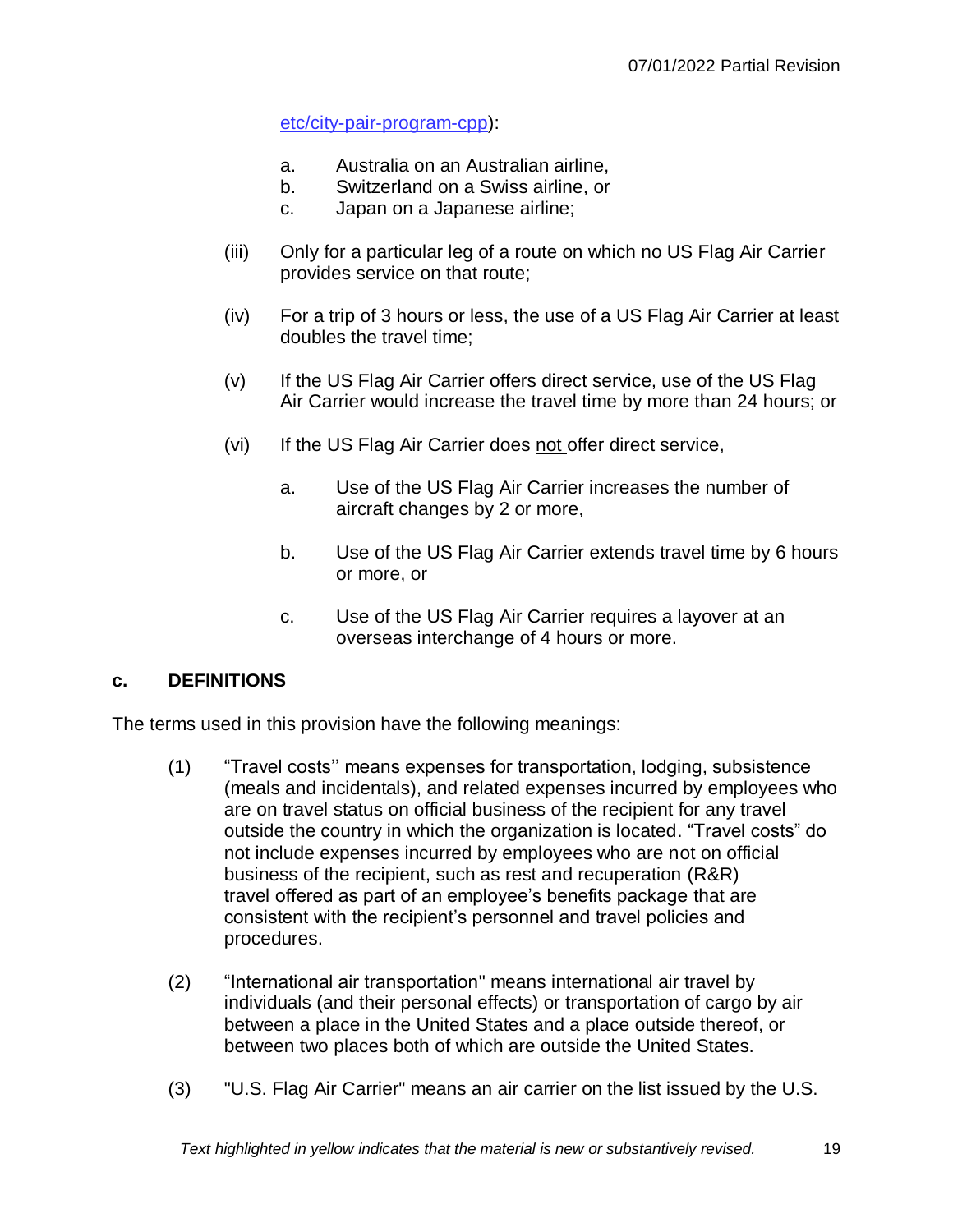etc/city-pair-program-cpp):

a. Australia on an Australian airline,
b. Switzerland on a Swiss airline, or
c. Japan on a Japanese airline;

(iii) Only for a particular leg of a route on which no US Flag Air Carrier provides service on that route;

(iv) For a trip of 3 hours or less, the use of a US Flag Air Carrier at least doubles the travel time;

(v) If the US Flag Air Carrier offers direct service, use of the US Flag Air Carrier would increase the travel time by more than 24 hours; or

(vi) If the US Flag Air Carrier does not offer direct service,

a. Use of the US Flag Air Carrier increases the number of aircraft changes by 2 or more,

b. Use of the US Flag Air Carrier extends travel time by 6 hours or more, or

c. Use of the US Flag Air Carrier requires a layover at an overseas interchange of 4 hours or more.

## c. DEFINITIONS

The terms used in this provision have the following meanings:

(1) "Travel costs'' means expenses for transportation, lodging, subsistence (meals and incidentals), and related expenses incurred by employees who are on travel status on official business of the recipient for any travel outside the country in which the organization is located. "Travel costs" do not include expenses incurred by employees who are not on official business of the recipient, such as rest and recuperation (R&R) travel offered as part of an employee's benefits package that are consistent with the recipient's personnel and travel policies and procedures.

(2) "International air transportation" means international air travel by individuals (and their personal effects) or transportation of cargo by air between a place in the United States and a place outside thereof, or between two places both of which are outside the United States.

(3) "U.S. Flag Air Carrier" means an air carrier on the list issued by the U.S.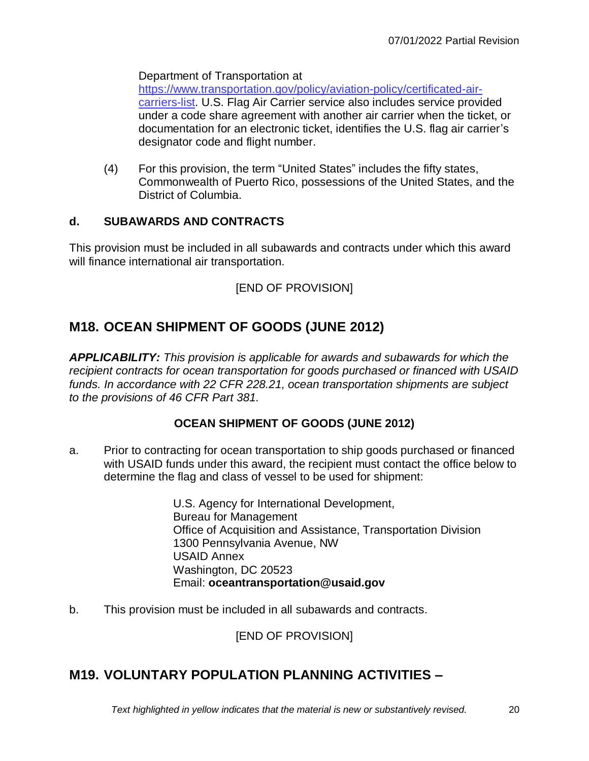Department of Transportation at [https://www.transportation.gov/policy/aviation-policy/certificated-air-carriers-list](https://www.transportation.gov/policy/aviation-policy/certificated-air-carriers-list). U.S. Flag Air Carrier service also includes service provided under a code share agreement with another air carrier when the ticket, or documentation for an electronic ticket, identifies the U.S. flag air carrier's designator code and flight number.

(4) For this provision, the term "United States" includes the fifty states, Commonwealth of Puerto Rico, possessions of the United States, and the District of Columbia.

**d. SUBAWARDS AND CONTRACTS**

This provision must be included in all subawards and contracts under which this award will finance international air transportation.

[END OF PROVISION]

## M18. OCEAN SHIPMENT OF GOODS (JUNE 2012)

***APPLICABILITY:*** *This provision is applicable for awards and subawards for which the recipient contracts for ocean transportation for goods purchased or financed with USAID funds. In accordance with 22 CFR 228.21, ocean transportation shipments are subject to the provisions of 46 CFR Part 381.*

**OCEAN SHIPMENT OF GOODS (JUNE 2012)**

a. Prior to contracting for ocean transportation to ship goods purchased or financed with USAID funds under this award, the recipient must contact the office below to determine the flag and class of vessel to be used for shipment:

> U.S. Agency for International Development,
> Bureau for Management
> Office of Acquisition and Assistance, Transportation Division
> 1300 Pennsylvania Avenue, NW
> USAID Annex
> Washington, DC 20523
> Email: **oceantransportation@usaid.gov**

b. This provision must be included in all subawards and contracts.

[END OF PROVISION]

## M19. VOLUNTARY POPULATION PLANNING ACTIVITIES –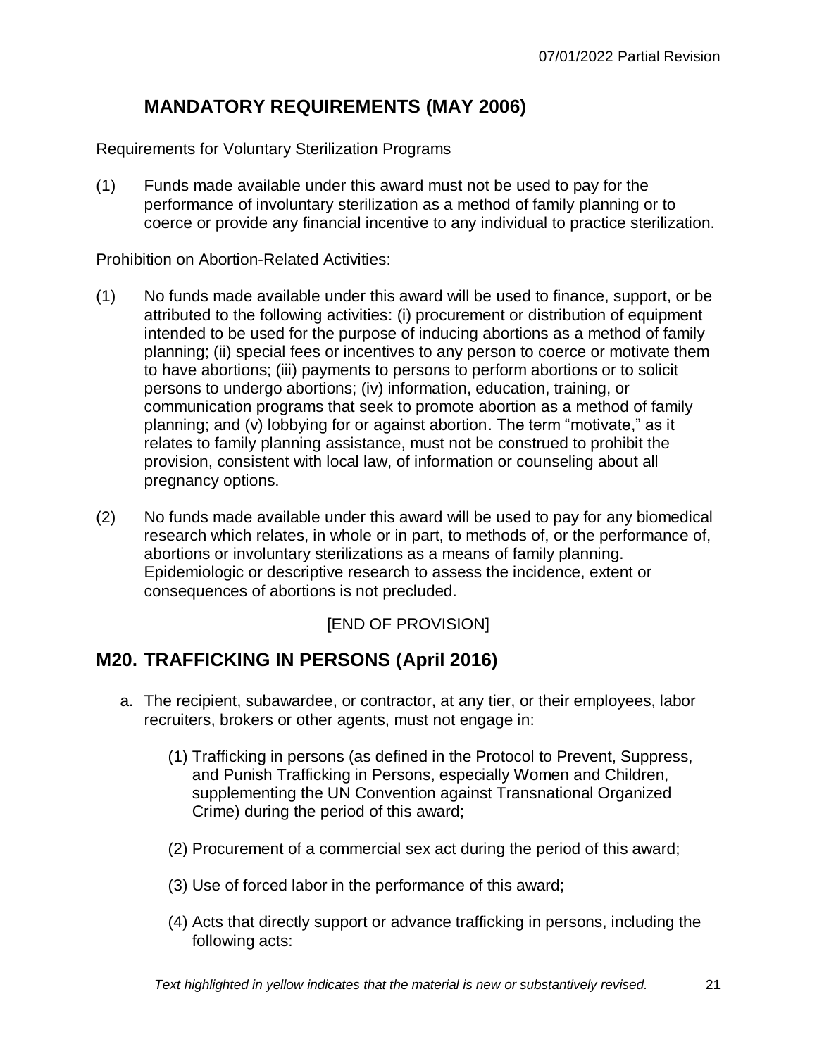## MANDATORY REQUIREMENTS (MAY 2006)

Requirements for Voluntary Sterilization Programs

(1) Funds made available under this award must not be used to pay for the performance of involuntary sterilization as a method of family planning or to coerce or provide any financial incentive to any individual to practice sterilization.

Prohibition on Abortion-Related Activities:

(1) No funds made available under this award will be used to finance, support, or be attributed to the following activities: (i) procurement or distribution of equipment intended to be used for the purpose of inducing abortions as a method of family planning; (ii) special fees or incentives to any person to coerce or motivate them to have abortions; (iii) payments to persons to perform abortions or to solicit persons to undergo abortions; (iv) information, education, training, or communication programs that seek to promote abortion as a method of family planning; and (v) lobbying for or against abortion. The term "motivate," as it relates to family planning assistance, must not be construed to prohibit the provision, consistent with local law, of information or counseling about all pregnancy options.

(2) No funds made available under this award will be used to pay for any biomedical research which relates, in whole or in part, to methods of, or the performance of, abortions or involuntary sterilizations as a means of family planning. Epidemiologic or descriptive research to assess the incidence, extent or consequences of abortions is not precluded.

[END OF PROVISION]

## M20. TRAFFICKING IN PERSONS (April 2016)

a. The recipient, subawardee, or contractor, at any tier, or their employees, labor recruiters, brokers or other agents, must not engage in:

   (1) Trafficking in persons (as defined in the Protocol to Prevent, Suppress, and Punish Trafficking in Persons, especially Women and Children, supplementing the UN Convention against Transnational Organized Crime) during the period of this award;

   (2) Procurement of a commercial sex act during the period of this award;

   (3) Use of forced labor in the performance of this award;

   (4) Acts that directly support or advance trafficking in persons, including the following acts: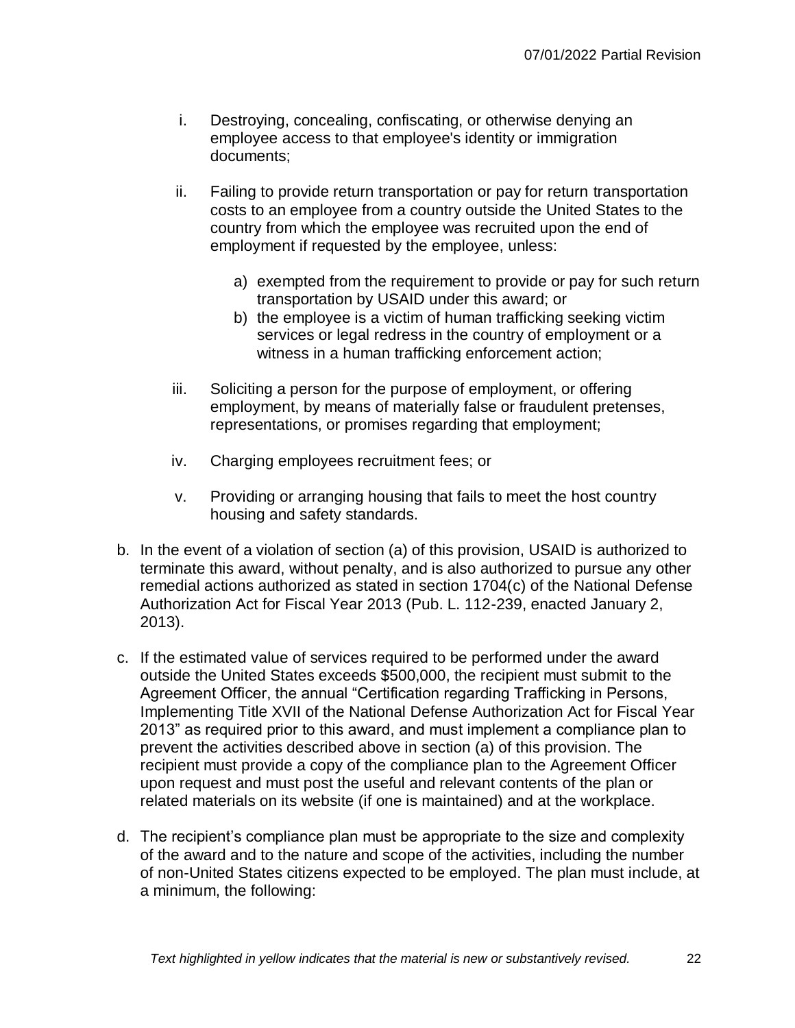i. Destroying, concealing, confiscating, or otherwise denying an employee access to that employee's identity or immigration documents;

ii. Failing to provide return transportation or pay for return transportation costs to an employee from a country outside the United States to the country from which the employee was recruited upon the end of employment if requested by the employee, unless:

   a) exempted from the requirement to provide or pay for such return transportation by USAID under this award; or
   b) the employee is a victim of human trafficking seeking victim services or legal redress in the country of employment or a witness in a human trafficking enforcement action;

iii. Soliciting a person for the purpose of employment, or offering employment, by means of materially false or fraudulent pretenses, representations, or promises regarding that employment;

iv. Charging employees recruitment fees; or

v. Providing or arranging housing that fails to meet the host country housing and safety standards.

b. In the event of a violation of section (a) of this provision, USAID is authorized to terminate this award, without penalty, and is also authorized to pursue any other remedial actions authorized as stated in section 1704(c) of the National Defense Authorization Act for Fiscal Year 2013 (Pub. L. 112-239, enacted January 2, 2013).

c. If the estimated value of services required to be performed under the award outside the United States exceeds $500,000, the recipient must submit to the Agreement Officer, the annual "Certification regarding Trafficking in Persons, Implementing Title XVII of the National Defense Authorization Act for Fiscal Year 2013" as required prior to this award, and must implement a compliance plan to prevent the activities described above in section (a) of this provision. The recipient must provide a copy of the compliance plan to the Agreement Officer upon request and must post the useful and relevant contents of the plan or related materials on its website (if one is maintained) and at the workplace.

d. The recipient's compliance plan must be appropriate to the size and complexity of the award and to the nature and scope of the activities, including the number of non-United States citizens expected to be employed. The plan must include, at a minimum, the following: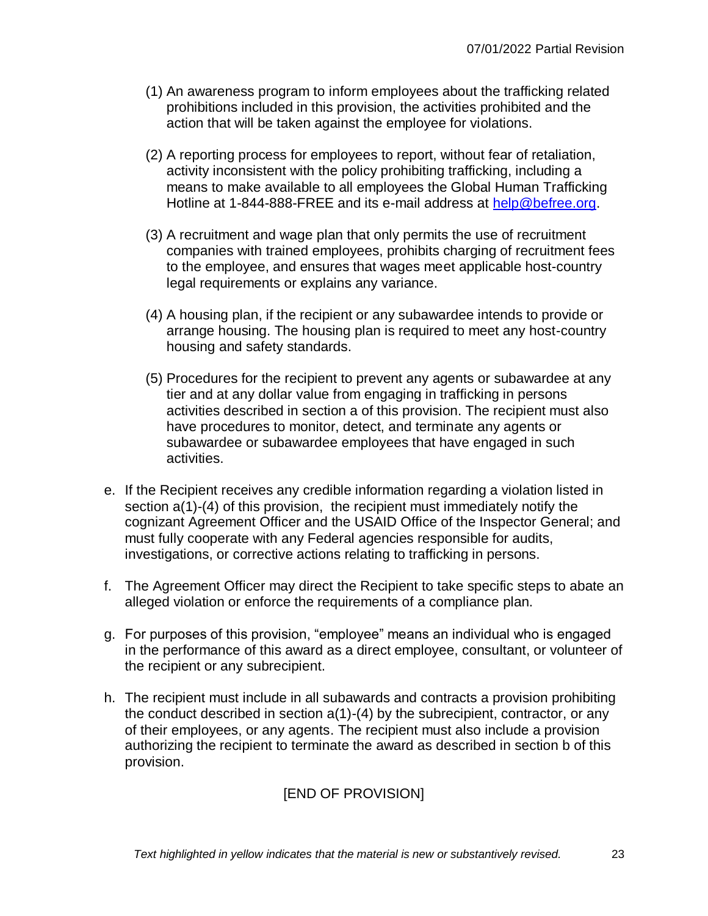(1) An awareness program to inform employees about the trafficking related prohibitions included in this provision, the activities prohibited and the action that will be taken against the employee for violations.

(2) A reporting process for employees to report, without fear of retaliation, activity inconsistent with the policy prohibiting trafficking, including a means to make available to all employees the Global Human Trafficking Hotline at 1-844-888-FREE and its e-mail address at help@befree.org.

(3) A recruitment and wage plan that only permits the use of recruitment companies with trained employees, prohibits charging of recruitment fees to the employee, and ensures that wages meet applicable host-country legal requirements or explains any variance.

(4) A housing plan, if the recipient or any subawardee intends to provide or arrange housing. The housing plan is required to meet any host-country housing and safety standards.

(5) Procedures for the recipient to prevent any agents or subawardee at any tier and at any dollar value from engaging in trafficking in persons activities described in section a of this provision. The recipient must also have procedures to monitor, detect, and terminate any agents or subawardee or subawardee employees that have engaged in such activities.

e. If the Recipient receives any credible information regarding a violation listed in section a(1)-(4) of this provision, the recipient must immediately notify the cognizant Agreement Officer and the USAID Office of the Inspector General; and must fully cooperate with any Federal agencies responsible for audits, investigations, or corrective actions relating to trafficking in persons.

f. The Agreement Officer may direct the Recipient to take specific steps to abate an alleged violation or enforce the requirements of a compliance plan.

g. For purposes of this provision, "employee" means an individual who is engaged in the performance of this award as a direct employee, consultant, or volunteer of the recipient or any subrecipient.

h. The recipient must include in all subawards and contracts a provision prohibiting the conduct described in section a(1)-(4) by the subrecipient, contractor, or any of their employees, or any agents. The recipient must also include a provision authorizing the recipient to terminate the award as described in section b of this provision.

[END OF PROVISION]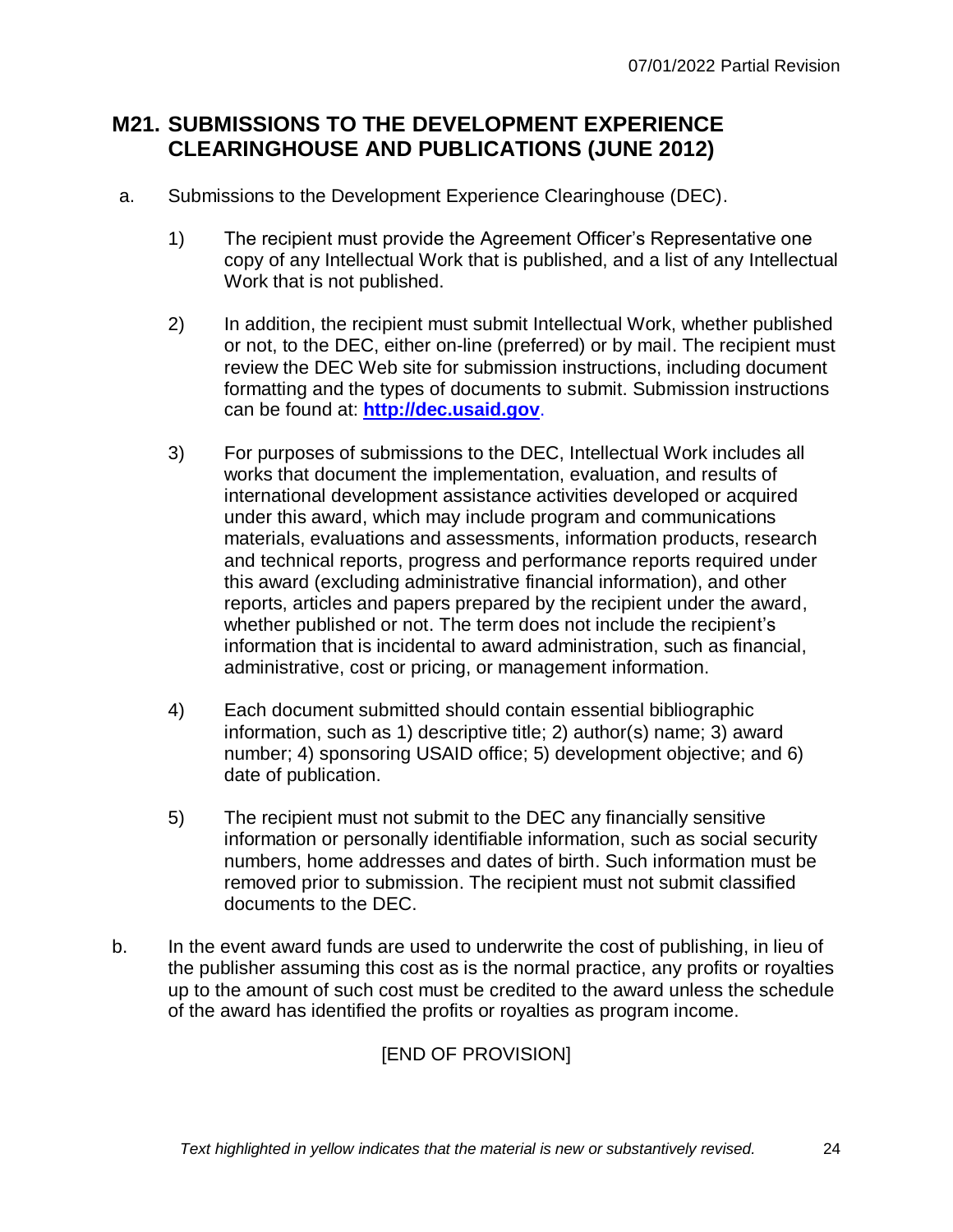## M21. SUBMISSIONS TO THE DEVELOPMENT EXPERIENCE CLEARINGHOUSE AND PUBLICATIONS (JUNE 2012)

a. Submissions to the Development Experience Clearinghouse (DEC).

1) The recipient must provide the Agreement Officer's Representative one copy of any Intellectual Work that is published, and a list of any Intellectual Work that is not published.

2) In addition, the recipient must submit Intellectual Work, whether published or not, to the DEC, either on-line (preferred) or by mail. The recipient must review the DEC Web site for submission instructions, including document formatting and the types of documents to submit. Submission instructions can be found at: **http://dec.usaid.gov**.

3) For purposes of submissions to the DEC, Intellectual Work includes all works that document the implementation, evaluation, and results of international development assistance activities developed or acquired under this award, which may include program and communications materials, evaluations and assessments, information products, research and technical reports, progress and performance reports required under this award (excluding administrative financial information), and other reports, articles and papers prepared by the recipient under the award, whether published or not. The term does not include the recipient's information that is incidental to award administration, such as financial, administrative, cost or pricing, or management information.

4) Each document submitted should contain essential bibliographic information, such as 1) descriptive title; 2) author(s) name; 3) award number; 4) sponsoring USAID office; 5) development objective; and 6) date of publication.

5) The recipient must not submit to the DEC any financially sensitive information or personally identifiable information, such as social security numbers, home addresses and dates of birth. Such information must be removed prior to submission. The recipient must not submit classified documents to the DEC.

b. In the event award funds are used to underwrite the cost of publishing, in lieu of the publisher assuming this cost as is the normal practice, any profits or royalties up to the amount of such cost must be credited to the award unless the schedule of the award has identified the profits or royalties as program income.

[END OF PROVISION]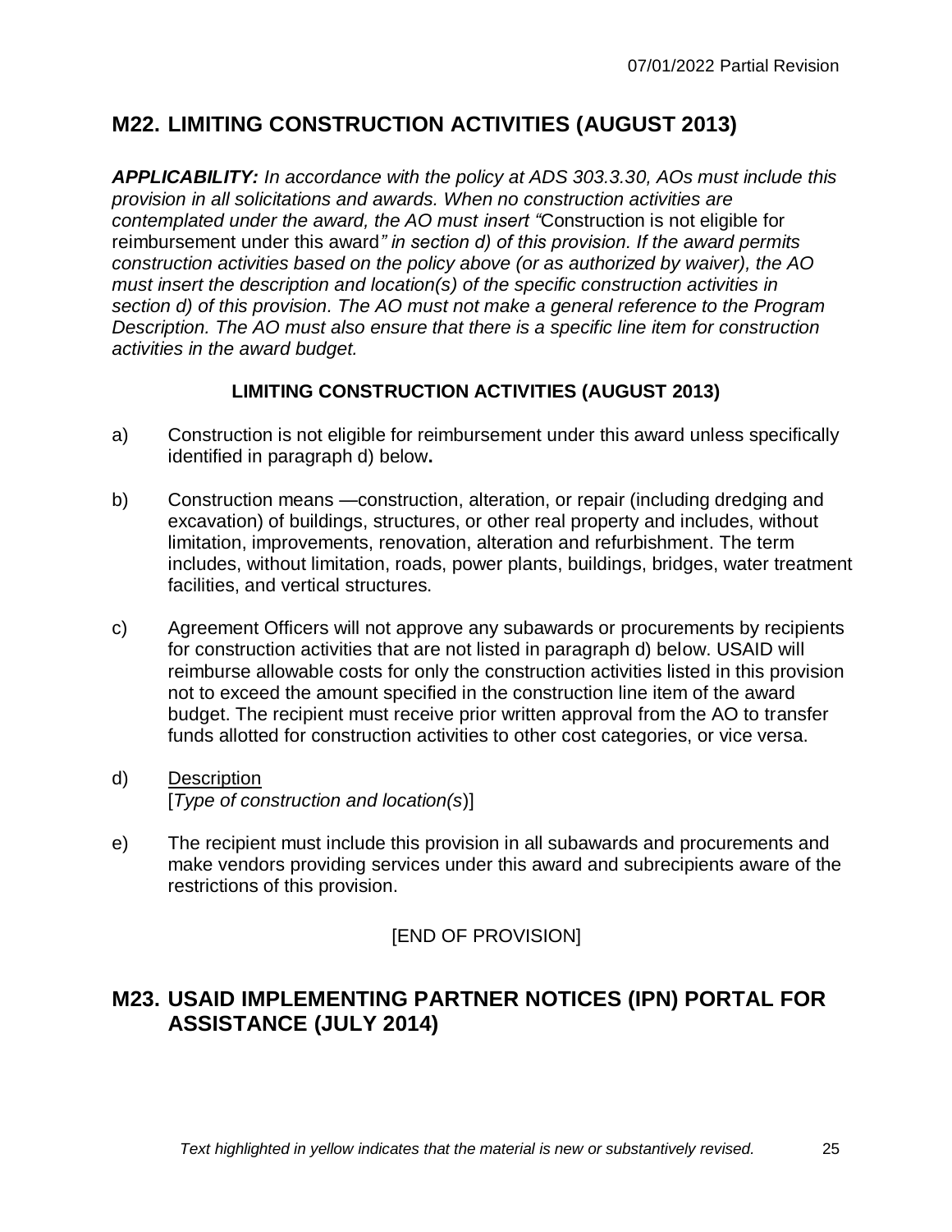## M22. LIMITING CONSTRUCTION ACTIVITIES (AUGUST 2013)

***APPLICABILITY:*** *In accordance with the policy at ADS 303.3.30, AOs must include this provision in all solicitations and awards. When no construction activities are contemplated under the award, the AO must insert "*Construction is not eligible for reimbursement under this award*" in section d) of this provision. If the award permits construction activities based on the policy above (or as authorized by waiver), the AO must insert the description and location(s) of the specific construction activities in section d) of this provision. The AO must not make a general reference to the Program Description. The AO must also ensure that there is a specific line item for construction activities in the award budget.*

**LIMITING CONSTRUCTION ACTIVITIES (AUGUST 2013)**

a) Construction is not eligible for reimbursement under this award unless specifically identified in paragraph d) below**.**

b) Construction means —construction, alteration, or repair (including dredging and excavation) of buildings, structures, or other real property and includes, without limitation, improvements, renovation, alteration and refurbishment. The term includes, without limitation, roads, power plants, buildings, bridges, water treatment facilities, and vertical structures.

c) Agreement Officers will not approve any subawards or procurements by recipients for construction activities that are not listed in paragraph d) below. USAID will reimburse allowable costs for only the construction activities listed in this provision not to exceed the amount specified in the construction line item of the award budget. The recipient must receive prior written approval from the AO to transfer funds allotted for construction activities to other cost categories, or vice versa.

d) Description
[*Type of construction and location(s*)]

e) The recipient must include this provision in all subawards and procurements and make vendors providing services under this award and subrecipients aware of the restrictions of this provision.

[END OF PROVISION]

## M23. USAID IMPLEMENTING PARTNER NOTICES (IPN) PORTAL FOR ASSISTANCE (JULY 2014)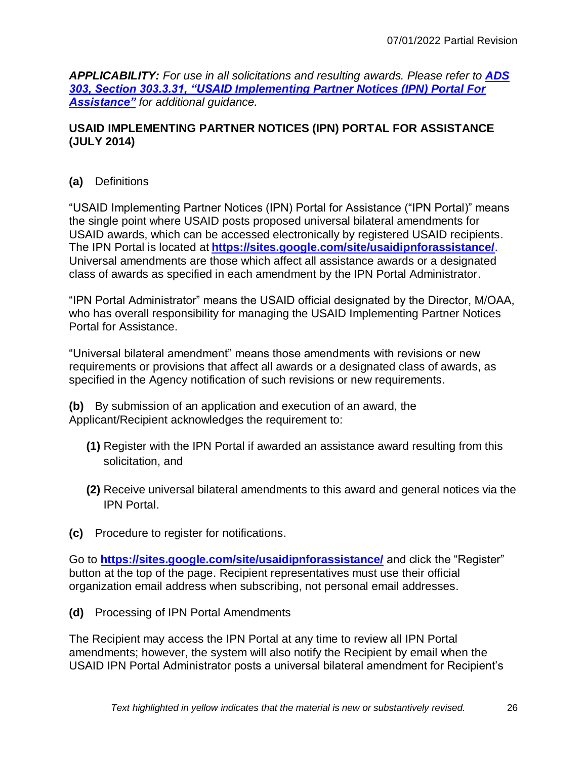***APPLICABILITY:** For use in all solicitations and resulting awards. Please refer to **[ADS 303, Section 303.3.31, "USAID Implementing Partner Notices (IPN) Portal For Assistance"](ADS 303, Section 303.3.31)** for additional guidance.*

**USAID IMPLEMENTING PARTNER NOTICES (IPN) PORTAL FOR ASSISTANCE (JULY 2014)**

**(a)** Definitions

"USAID Implementing Partner Notices (IPN) Portal for Assistance ("IPN Portal)" means the single point where USAID posts proposed universal bilateral amendments for USAID awards, which can be accessed electronically by registered USAID recipients. The IPN Portal is located at **https://sites.google.com/site/usaidipnforassistance/**. Universal amendments are those which affect all assistance awards or a designated class of awards as specified in each amendment by the IPN Portal Administrator.

"IPN Portal Administrator" means the USAID official designated by the Director, M/OAA, who has overall responsibility for managing the USAID Implementing Partner Notices Portal for Assistance.

"Universal bilateral amendment" means those amendments with revisions or new requirements or provisions that affect all awards or a designated class of awards, as specified in the Agency notification of such revisions or new requirements.

**(b)** By submission of an application and execution of an award, the Applicant/Recipient acknowledges the requirement to:

- **(1)** Register with the IPN Portal if awarded an assistance award resulting from this solicitation, and
- **(2)** Receive universal bilateral amendments to this award and general notices via the IPN Portal.

**(c)** Procedure to register for notifications.

Go to **https://sites.google.com/site/usaidipnforassistance/** and click the "Register" button at the top of the page. Recipient representatives must use their official organization email address when subscribing, not personal email addresses.

**(d)** Processing of IPN Portal Amendments

The Recipient may access the IPN Portal at any time to review all IPN Portal amendments; however, the system will also notify the Recipient by email when the USAID IPN Portal Administrator posts a universal bilateral amendment for Recipient's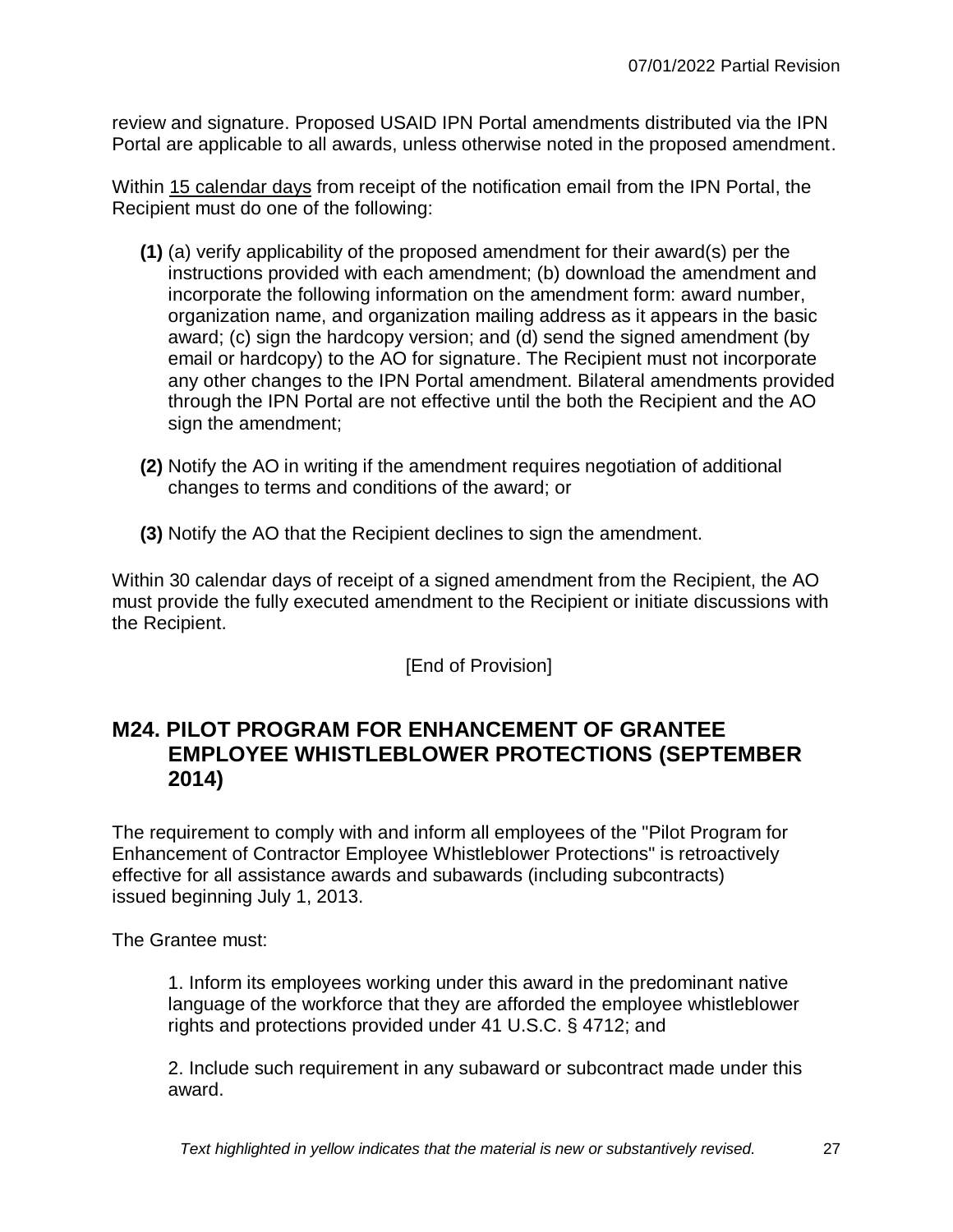review and signature. Proposed USAID IPN Portal amendments distributed via the IPN Portal are applicable to all awards, unless otherwise noted in the proposed amendment.

Within 15 calendar days from receipt of the notification email from the IPN Portal, the Recipient must do one of the following:

**(1)** (a) verify applicability of the proposed amendment for their award(s) per the instructions provided with each amendment; (b) download the amendment and incorporate the following information on the amendment form: award number, organization name, and organization mailing address as it appears in the basic award; (c) sign the hardcopy version; and (d) send the signed amendment (by email or hardcopy) to the AO for signature. The Recipient must not incorporate any other changes to the IPN Portal amendment. Bilateral amendments provided through the IPN Portal are not effective until the both the Recipient and the AO sign the amendment;

**(2)** Notify the AO in writing if the amendment requires negotiation of additional changes to terms and conditions of the award; or

**(3)** Notify the AO that the Recipient declines to sign the amendment.

Within 30 calendar days of receipt of a signed amendment from the Recipient, the AO must provide the fully executed amendment to the Recipient or initiate discussions with the Recipient.

[End of Provision]

## M24. PILOT PROGRAM FOR ENHANCEMENT OF GRANTEE EMPLOYEE WHISTLEBLOWER PROTECTIONS (SEPTEMBER 2014)

The requirement to comply with and inform all employees of the "Pilot Program for Enhancement of Contractor Employee Whistleblower Protections" is retroactively effective for all assistance awards and subawards (including subcontracts) issued beginning July 1, 2013.

The Grantee must:

1. Inform its employees working under this award in the predominant native language of the workforce that they are afforded the employee whistleblower rights and protections provided under 41 U.S.C. § 4712; and

2. Include such requirement in any subaward or subcontract made under this award.

*Text highlighted in yellow indicates that the material is new or substantively revised.*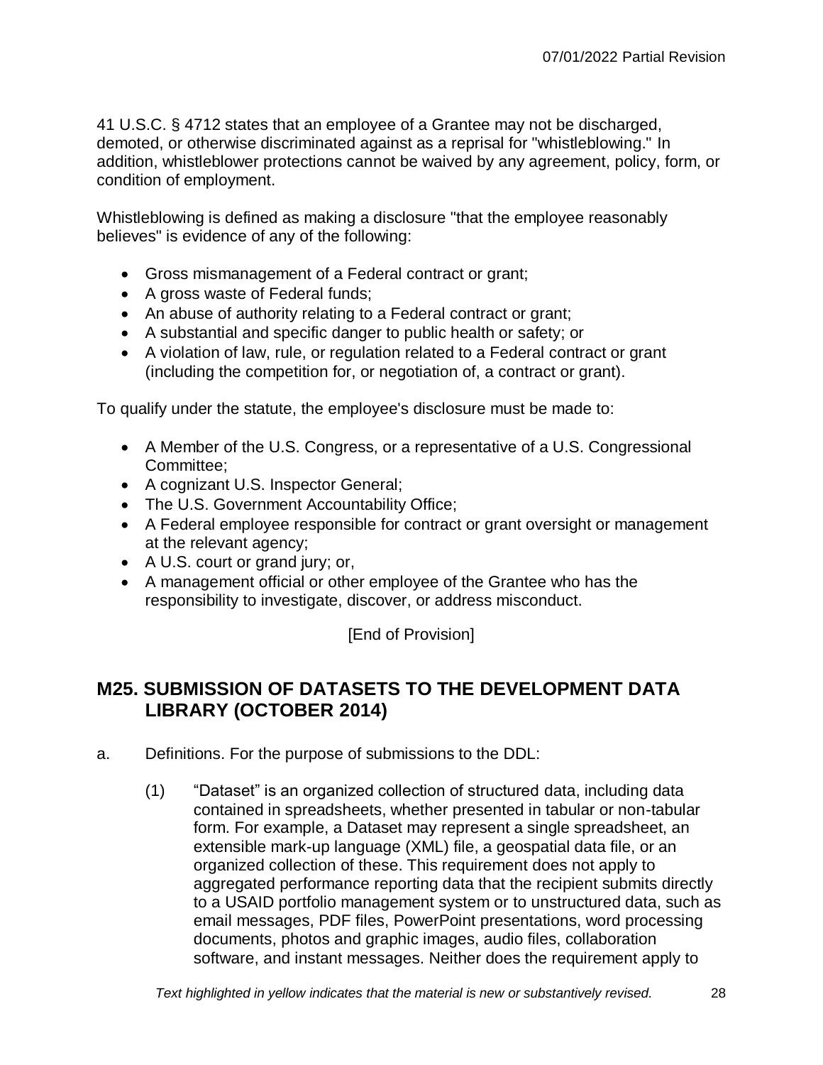41 U.S.C. § 4712 states that an employee of a Grantee may not be discharged, demoted, or otherwise discriminated against as a reprisal for "whistleblowing." In addition, whistleblower protections cannot be waived by any agreement, policy, form, or condition of employment.

Whistleblowing is defined as making a disclosure "that the employee reasonably believes" is evidence of any of the following:

- Gross mismanagement of a Federal contract or grant;
- A gross waste of Federal funds;
- An abuse of authority relating to a Federal contract or grant;
- A substantial and specific danger to public health or safety; or
- A violation of law, rule, or regulation related to a Federal contract or grant (including the competition for, or negotiation of, a contract or grant).

To qualify under the statute, the employee's disclosure must be made to:

- A Member of the U.S. Congress, or a representative of a U.S. Congressional Committee;
- A cognizant U.S. Inspector General;
- The U.S. Government Accountability Office;
- A Federal employee responsible for contract or grant oversight or management at the relevant agency;
- A U.S. court or grand jury; or,
- A management official or other employee of the Grantee who has the responsibility to investigate, discover, or address misconduct.

[End of Provision]

## M25. SUBMISSION OF DATASETS TO THE DEVELOPMENT DATA LIBRARY (OCTOBER 2014)

a. Definitions. For the purpose of submissions to the DDL:

   (1) "Dataset" is an organized collection of structured data, including data contained in spreadsheets, whether presented in tabular or non-tabular form. For example, a Dataset may represent a single spreadsheet, an extensible mark-up language (XML) file, a geospatial data file, or an organized collection of these. This requirement does not apply to aggregated performance reporting data that the recipient submits directly to a USAID portfolio management system or to unstructured data, such as email messages, PDF files, PowerPoint presentations, word processing documents, photos and graphic images, audio files, collaboration software, and instant messages. Neither does the requirement apply to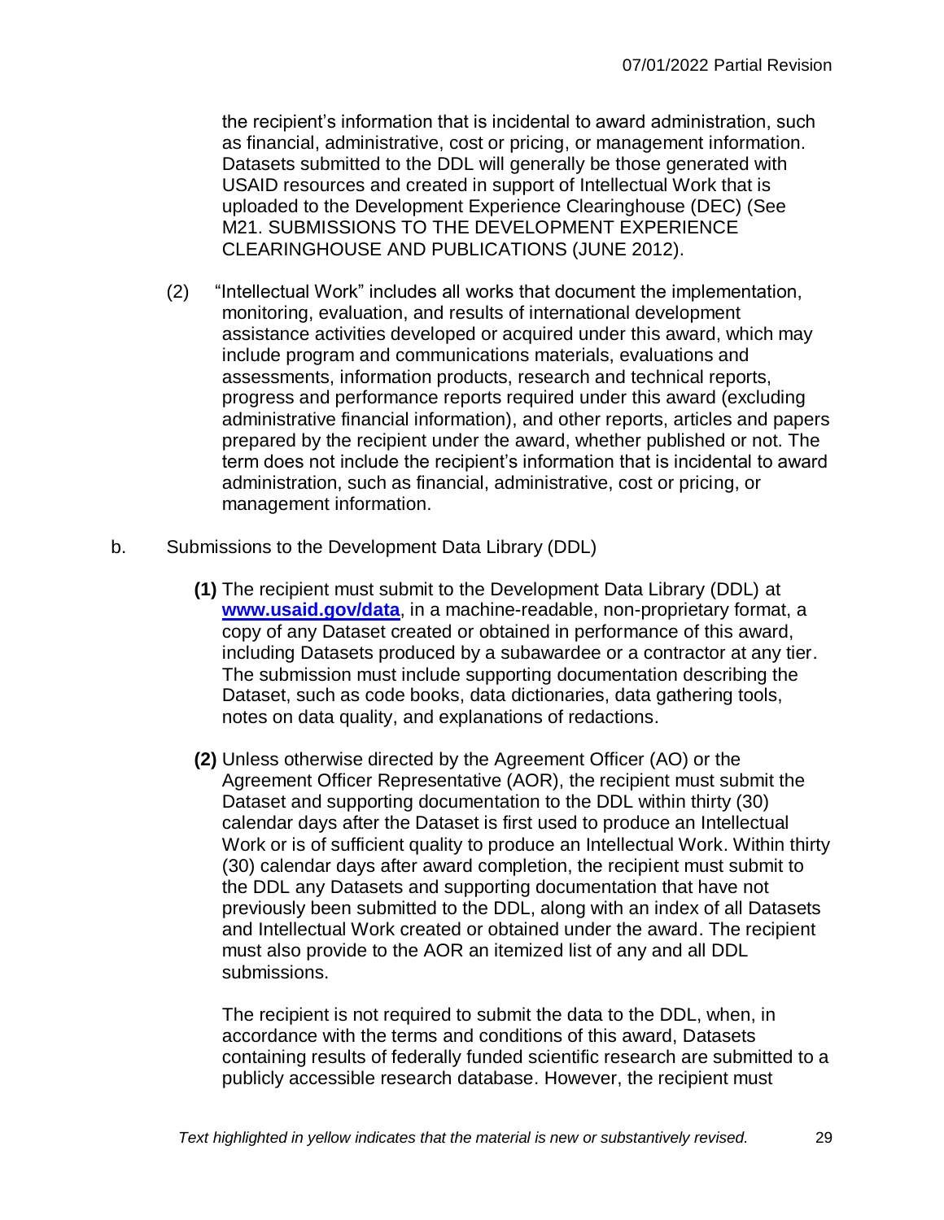the recipient's information that is incidental to award administration, such as financial, administrative, cost or pricing, or management information. Datasets submitted to the DDL will generally be those generated with USAID resources and created in support of Intellectual Work that is uploaded to the Development Experience Clearinghouse (DEC) (See M21. SUBMISSIONS TO THE DEVELOPMENT EXPERIENCE CLEARINGHOUSE AND PUBLICATIONS (JUNE 2012).

(2) "Intellectual Work" includes all works that document the implementation, monitoring, evaluation, and results of international development assistance activities developed or acquired under this award, which may include program and communications materials, evaluations and assessments, information products, research and technical reports, progress and performance reports required under this award (excluding administrative financial information), and other reports, articles and papers prepared by the recipient under the award, whether published or not. The term does not include the recipient's information that is incidental to award administration, such as financial, administrative, cost or pricing, or management information.

b. Submissions to the Development Data Library (DDL)

**(1)** The recipient must submit to the Development Data Library (DDL) at **[www.usaid.gov/data](http://www.usaid.gov/data)**, in a machine-readable, non-proprietary format, a copy of any Dataset created or obtained in performance of this award, including Datasets produced by a subawardee or a contractor at any tier. The submission must include supporting documentation describing the Dataset, such as code books, data dictionaries, data gathering tools, notes on data quality, and explanations of redactions.

**(2)** Unless otherwise directed by the Agreement Officer (AO) or the Agreement Officer Representative (AOR), the recipient must submit the Dataset and supporting documentation to the DDL within thirty (30) calendar days after the Dataset is first used to produce an Intellectual Work or is of sufficient quality to produce an Intellectual Work. Within thirty (30) calendar days after award completion, the recipient must submit to the DDL any Datasets and supporting documentation that have not previously been submitted to the DDL, along with an index of all Datasets and Intellectual Work created or obtained under the award. The recipient must also provide to the AOR an itemized list of any and all DDL submissions.

The recipient is not required to submit the data to the DDL, when, in accordance with the terms and conditions of this award, Datasets containing results of federally funded scientific research are submitted to a publicly accessible research database. However, the recipient must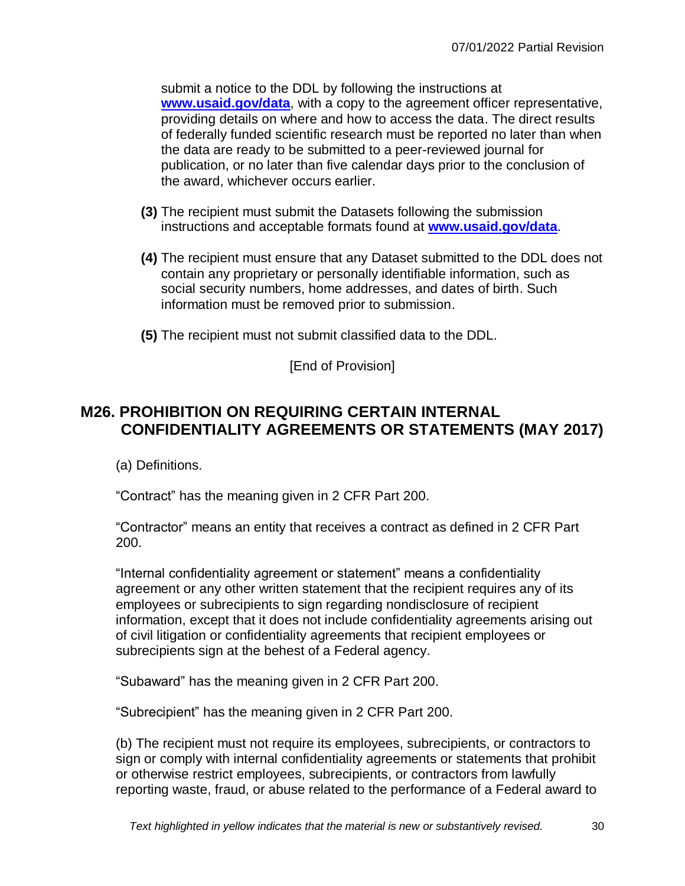submit a notice to the DDL by following the instructions at **[www.usaid.gov/data](http://www.usaid.gov/data)**, with a copy to the agreement officer representative, providing details on where and how to access the data. The direct results of federally funded scientific research must be reported no later than when the data are ready to be submitted to a peer-reviewed journal for publication, or no later than five calendar days prior to the conclusion of the award, whichever occurs earlier.

**(3)** The recipient must submit the Datasets following the submission instructions and acceptable formats found at **[www.usaid.gov/data](http://www.usaid.gov/data)**.

**(4)** The recipient must ensure that any Dataset submitted to the DDL does not contain any proprietary or personally identifiable information, such as social security numbers, home addresses, and dates of birth. Such information must be removed prior to submission.

**(5)** The recipient must not submit classified data to the DDL.

[End of Provision]

## M26. PROHIBITION ON REQUIRING CERTAIN INTERNAL CONFIDENTIALITY AGREEMENTS OR STATEMENTS (MAY 2017)

(a) Definitions.

“Contract” has the meaning given in 2 CFR Part 200.

“Contractor” means an entity that receives a contract as defined in 2 CFR Part 200.

“Internal confidentiality agreement or statement” means a confidentiality agreement or any other written statement that the recipient requires any of its employees or subrecipients to sign regarding nondisclosure of recipient information, except that it does not include confidentiality agreements arising out of civil litigation or confidentiality agreements that recipient employees or subrecipients sign at the behest of a Federal agency.

“Subaward” has the meaning given in 2 CFR Part 200.

“Subrecipient” has the meaning given in 2 CFR Part 200.

(b) The recipient must not require its employees, subrecipients, or contractors to sign or comply with internal confidentiality agreements or statements that prohibit or otherwise restrict employees, subrecipients, or contractors from lawfully reporting waste, fraud, or abuse related to the performance of a Federal award to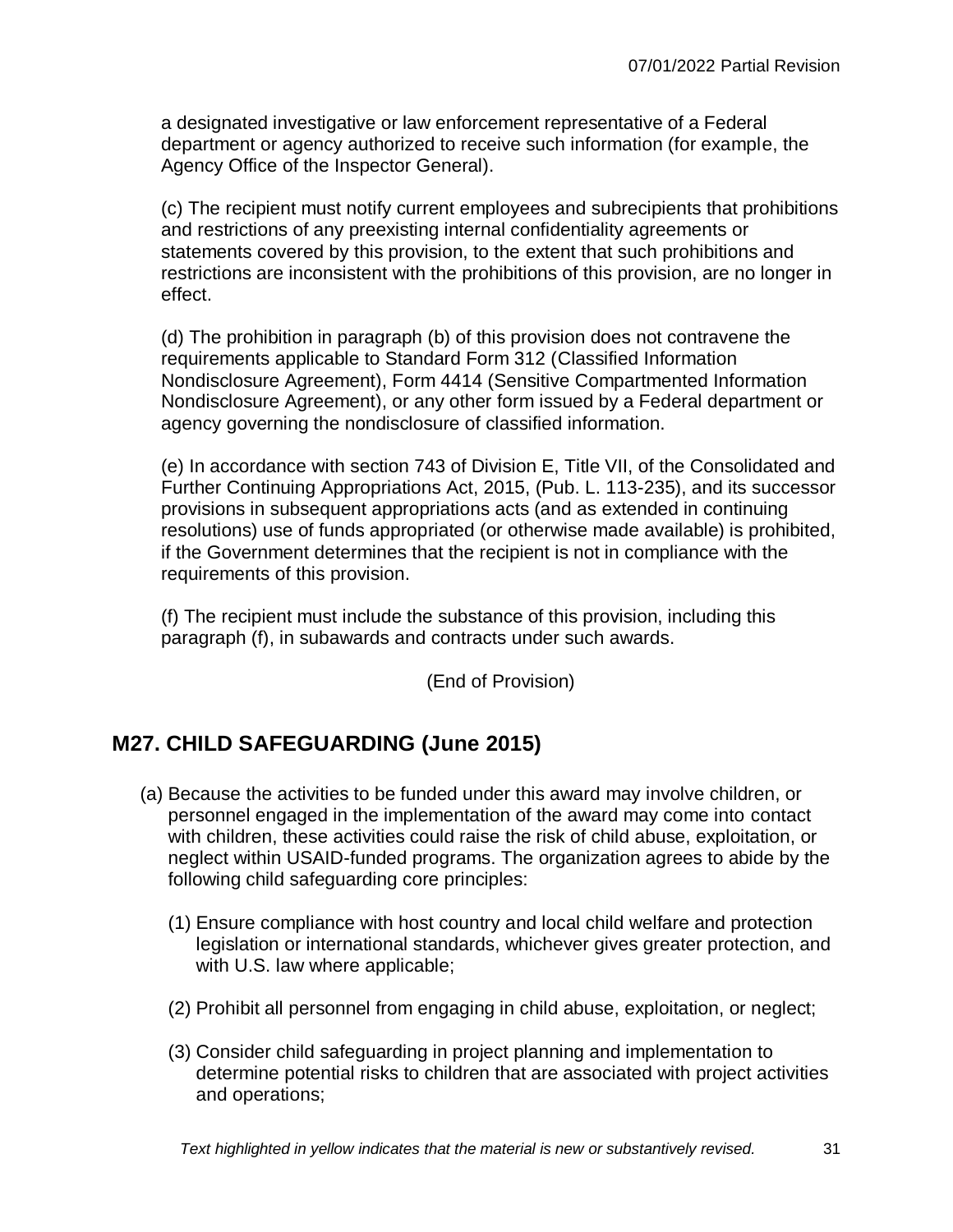a designated investigative or law enforcement representative of a Federal department or agency authorized to receive such information (for example, the Agency Office of the Inspector General).

(c) The recipient must notify current employees and subrecipients that prohibitions and restrictions of any preexisting internal confidentiality agreements or statements covered by this provision, to the extent that such prohibitions and restrictions are inconsistent with the prohibitions of this provision, are no longer in effect.

(d) The prohibition in paragraph (b) of this provision does not contravene the requirements applicable to Standard Form 312 (Classified Information Nondisclosure Agreement), Form 4414 (Sensitive Compartmented Information Nondisclosure Agreement), or any other form issued by a Federal department or agency governing the nondisclosure of classified information.

(e) In accordance with section 743 of Division E, Title VII, of the Consolidated and Further Continuing Appropriations Act, 2015, (Pub. L. 113-235), and its successor provisions in subsequent appropriations acts (and as extended in continuing resolutions) use of funds appropriated (or otherwise made available) is prohibited, if the Government determines that the recipient is not in compliance with the requirements of this provision.

(f) The recipient must include the substance of this provision, including this paragraph (f), in subawards and contracts under such awards.

(End of Provision)

## M27. CHILD SAFEGUARDING (June 2015)

(a) Because the activities to be funded under this award may involve children, or personnel engaged in the implementation of the award may come into contact with children, these activities could raise the risk of child abuse, exploitation, or neglect within USAID-funded programs. The organization agrees to abide by the following child safeguarding core principles:

(1) Ensure compliance with host country and local child welfare and protection legislation or international standards, whichever gives greater protection, and with U.S. law where applicable;

(2) Prohibit all personnel from engaging in child abuse, exploitation, or neglect;

(3) Consider child safeguarding in project planning and implementation to determine potential risks to children that are associated with project activities and operations;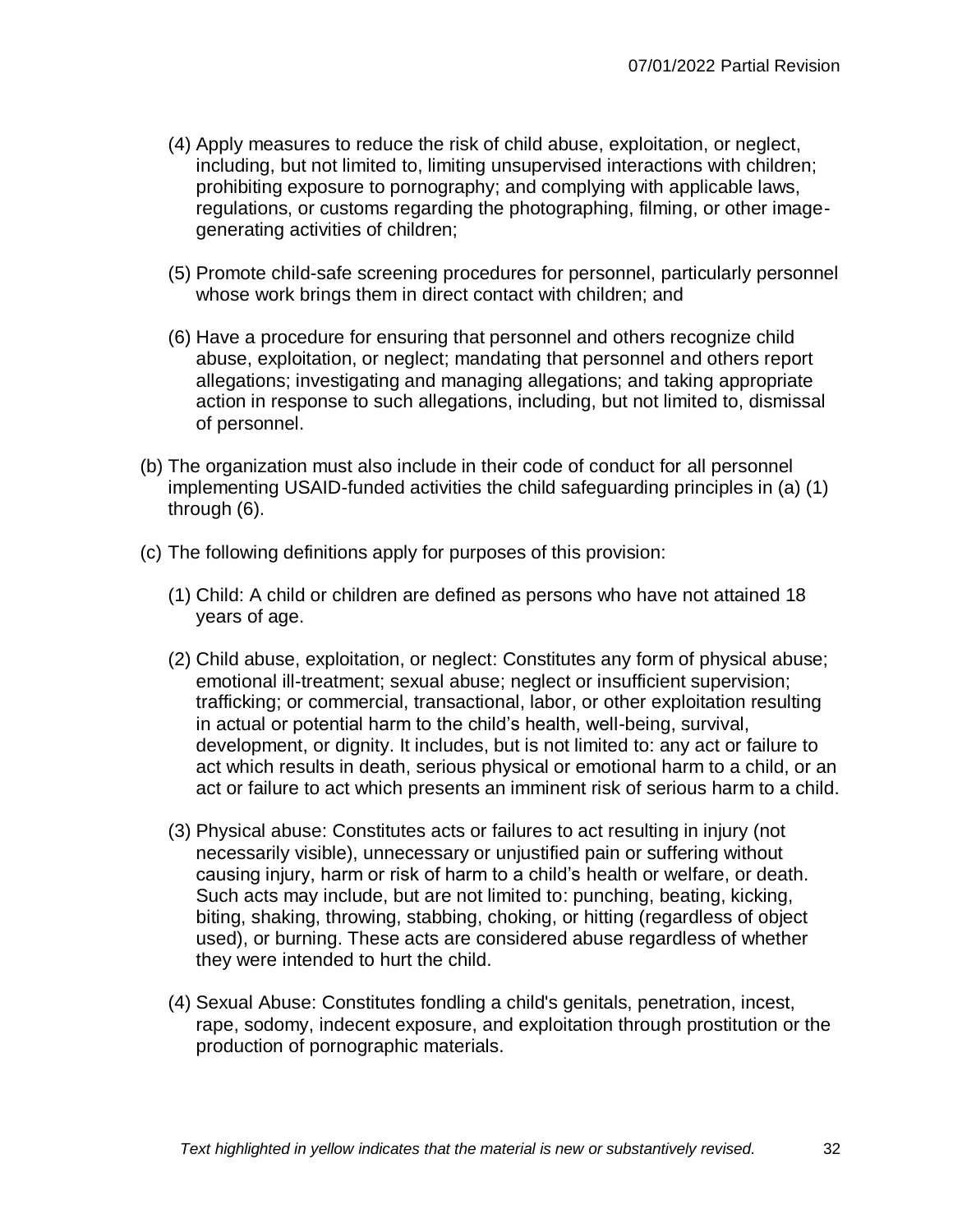(4) Apply measures to reduce the risk of child abuse, exploitation, or neglect, including, but not limited to, limiting unsupervised interactions with children; prohibiting exposure to pornography; and complying with applicable laws, regulations, or customs regarding the photographing, filming, or other image-generating activities of children;

(5) Promote child-safe screening procedures for personnel, particularly personnel whose work brings them in direct contact with children; and

(6) Have a procedure for ensuring that personnel and others recognize child abuse, exploitation, or neglect; mandating that personnel and others report allegations; investigating and managing allegations; and taking appropriate action in response to such allegations, including, but not limited to, dismissal of personnel.

(b) The organization must also include in their code of conduct for all personnel implementing USAID-funded activities the child safeguarding principles in (a) (1) through (6).

(c) The following definitions apply for purposes of this provision:

(1) Child: A child or children are defined as persons who have not attained 18 years of age.

(2) Child abuse, exploitation, or neglect: Constitutes any form of physical abuse; emotional ill-treatment; sexual abuse; neglect or insufficient supervision; trafficking; or commercial, transactional, labor, or other exploitation resulting in actual or potential harm to the child's health, well-being, survival, development, or dignity. It includes, but is not limited to: any act or failure to act which results in death, serious physical or emotional harm to a child, or an act or failure to act which presents an imminent risk of serious harm to a child.

(3) Physical abuse: Constitutes acts or failures to act resulting in injury (not necessarily visible), unnecessary or unjustified pain or suffering without causing injury, harm or risk of harm to a child's health or welfare, or death. Such acts may include, but are not limited to: punching, beating, kicking, biting, shaking, throwing, stabbing, choking, or hitting (regardless of object used), or burning. These acts are considered abuse regardless of whether they were intended to hurt the child.

(4) Sexual Abuse: Constitutes fondling a child's genitals, penetration, incest, rape, sodomy, indecent exposure, and exploitation through prostitution or the production of pornographic materials.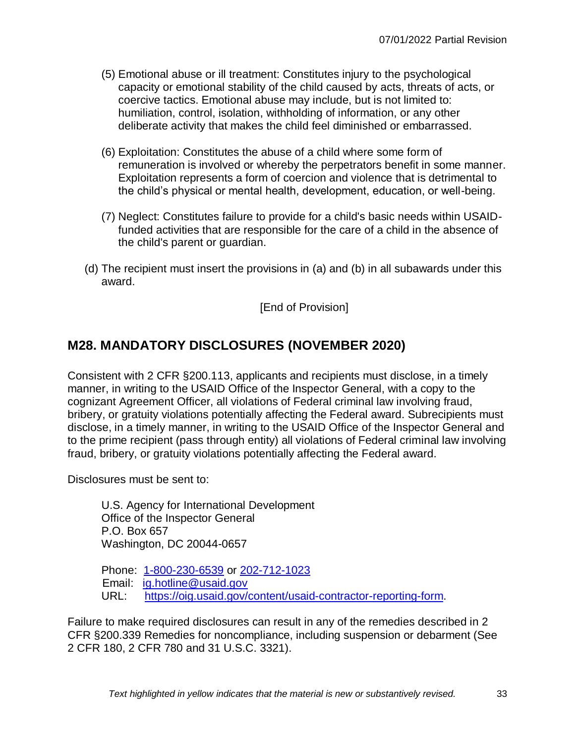(5) Emotional abuse or ill treatment: Constitutes injury to the psychological capacity or emotional stability of the child caused by acts, threats of acts, or coercive tactics. Emotional abuse may include, but is not limited to: humiliation, control, isolation, withholding of information, or any other deliberate activity that makes the child feel diminished or embarrassed.

(6) Exploitation: Constitutes the abuse of a child where some form of remuneration is involved or whereby the perpetrators benefit in some manner. Exploitation represents a form of coercion and violence that is detrimental to the child's physical or mental health, development, education, or well-being.

(7) Neglect: Constitutes failure to provide for a child's basic needs within USAID-funded activities that are responsible for the care of a child in the absence of the child's parent or guardian.

(d) The recipient must insert the provisions in (a) and (b) in all subawards under this award.

[End of Provision]

## M28. MANDATORY DISCLOSURES (NOVEMBER 2020)

Consistent with 2 CFR §200.113, applicants and recipients must disclose, in a timely manner, in writing to the USAID Office of the Inspector General, with a copy to the cognizant Agreement Officer, all violations of Federal criminal law involving fraud, bribery, or gratuity violations potentially affecting the Federal award. Subrecipients must disclose, in a timely manner, in writing to the USAID Office of the Inspector General and to the prime recipient (pass through entity) all violations of Federal criminal law involving fraud, bribery, or gratuity violations potentially affecting the Federal award.

Disclosures must be sent to:

U.S. Agency for International Development
Office of the Inspector General
P.O. Box 657
Washington, DC 20044-0657

Phone: 1-800-230-6539 or 202-712-1023
Email: ig.hotline@usaid.gov
URL: https://oig.usaid.gov/content/usaid-contractor-reporting-form.

Failure to make required disclosures can result in any of the remedies described in 2 CFR §200.339 Remedies for noncompliance, including suspension or debarment (See 2 CFR 180, 2 CFR 780 and 31 U.S.C. 3321).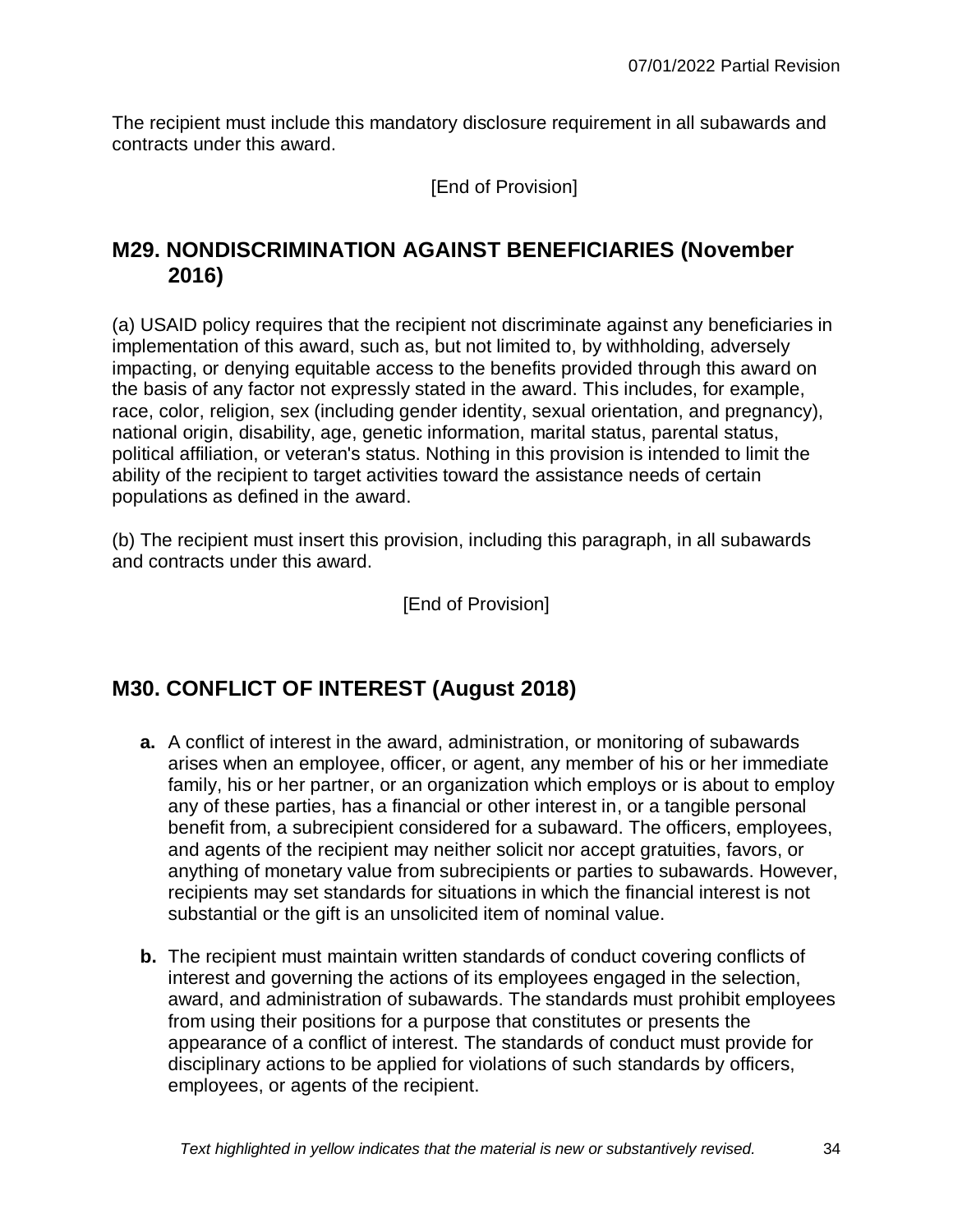The recipient must include this mandatory disclosure requirement in all subawards and contracts under this award.

[End of Provision]

## M29. NONDISCRIMINATION AGAINST BENEFICIARIES (November 2016)

(a) USAID policy requires that the recipient not discriminate against any beneficiaries in implementation of this award, such as, but not limited to, by withholding, adversely impacting, or denying equitable access to the benefits provided through this award on the basis of any factor not expressly stated in the award. This includes, for example, race, color, religion, sex (including gender identity, sexual orientation, and pregnancy), national origin, disability, age, genetic information, marital status, parental status, political affiliation, or veteran's status. Nothing in this provision is intended to limit the ability of the recipient to target activities toward the assistance needs of certain populations as defined in the award.

(b) The recipient must insert this provision, including this paragraph, in all subawards and contracts under this award.

[End of Provision]

## M30. CONFLICT OF INTEREST (August 2018)

**a.** A conflict of interest in the award, administration, or monitoring of subawards arises when an employee, officer, or agent, any member of his or her immediate family, his or her partner, or an organization which employs or is about to employ any of these parties, has a financial or other interest in, or a tangible personal benefit from, a subrecipient considered for a subaward. The officers, employees, and agents of the recipient may neither solicit nor accept gratuities, favors, or anything of monetary value from subrecipients or parties to subawards. However, recipients may set standards for situations in which the financial interest is not substantial or the gift is an unsolicited item of nominal value.

**b.** The recipient must maintain written standards of conduct covering conflicts of interest and governing the actions of its employees engaged in the selection, award, and administration of subawards. The standards must prohibit employees from using their positions for a purpose that constitutes or presents the appearance of a conflict of interest. The standards of conduct must provide for disciplinary actions to be applied for violations of such standards by officers, employees, or agents of the recipient.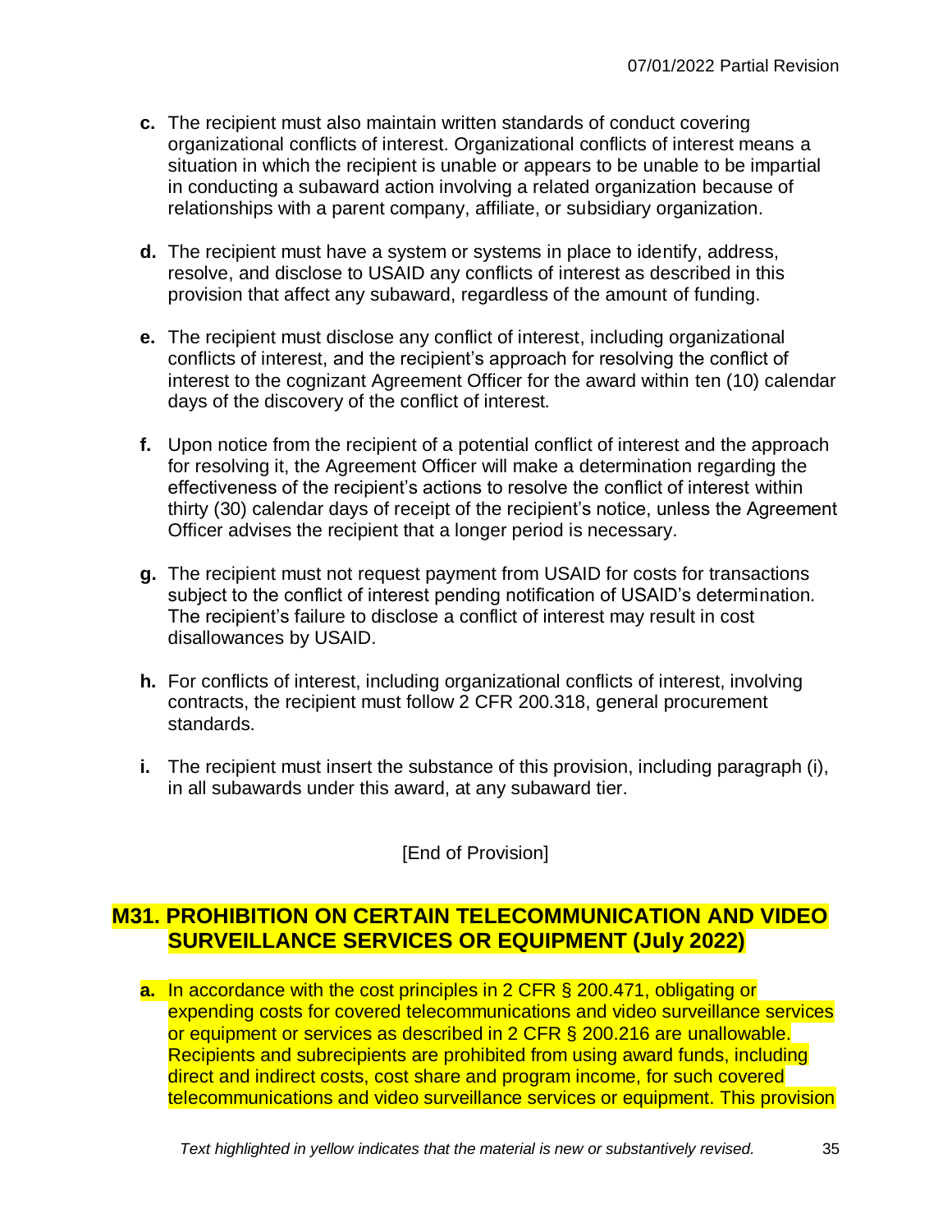c. The recipient must also maintain written standards of conduct covering organizational conflicts of interest. Organizational conflicts of interest means a situation in which the recipient is unable or appears to be unable to be impartial in conducting a subaward action involving a related organization because of relationships with a parent company, affiliate, or subsidiary organization.

d. The recipient must have a system or systems in place to identify, address, resolve, and disclose to USAID any conflicts of interest as described in this provision that affect any subaward, regardless of the amount of funding.

e. The recipient must disclose any conflict of interest, including organizational conflicts of interest, and the recipient's approach for resolving the conflict of interest to the cognizant Agreement Officer for the award within ten (10) calendar days of the discovery of the conflict of interest.

f. Upon notice from the recipient of a potential conflict of interest and the approach for resolving it, the Agreement Officer will make a determination regarding the effectiveness of the recipient's actions to resolve the conflict of interest within thirty (30) calendar days of receipt of the recipient's notice, unless the Agreement Officer advises the recipient that a longer period is necessary.

g. The recipient must not request payment from USAID for costs for transactions subject to the conflict of interest pending notification of USAID's determination. The recipient's failure to disclose a conflict of interest may result in cost disallowances by USAID.

h. For conflicts of interest, including organizational conflicts of interest, involving contracts, the recipient must follow 2 CFR 200.318, general procurement standards.

i. The recipient must insert the substance of this provision, including paragraph (i), in all subawards under this award, at any subaward tier.

[End of Provision]

## M31. PROHIBITION ON CERTAIN TELECOMMUNICATION AND VIDEO SURVEILLANCE SERVICES OR EQUIPMENT (July 2022)

a. In accordance with the cost principles in 2 CFR § 200.471, obligating or expending costs for covered telecommunications and video surveillance services or equipment or services as described in 2 CFR § 200.216 are unallowable. Recipients and subrecipients are prohibited from using award funds, including direct and indirect costs, cost share and program income, for such covered telecommunications and video surveillance services or equipment. This provision

*Text highlighted in yellow indicates that the material is new or substantively revised.*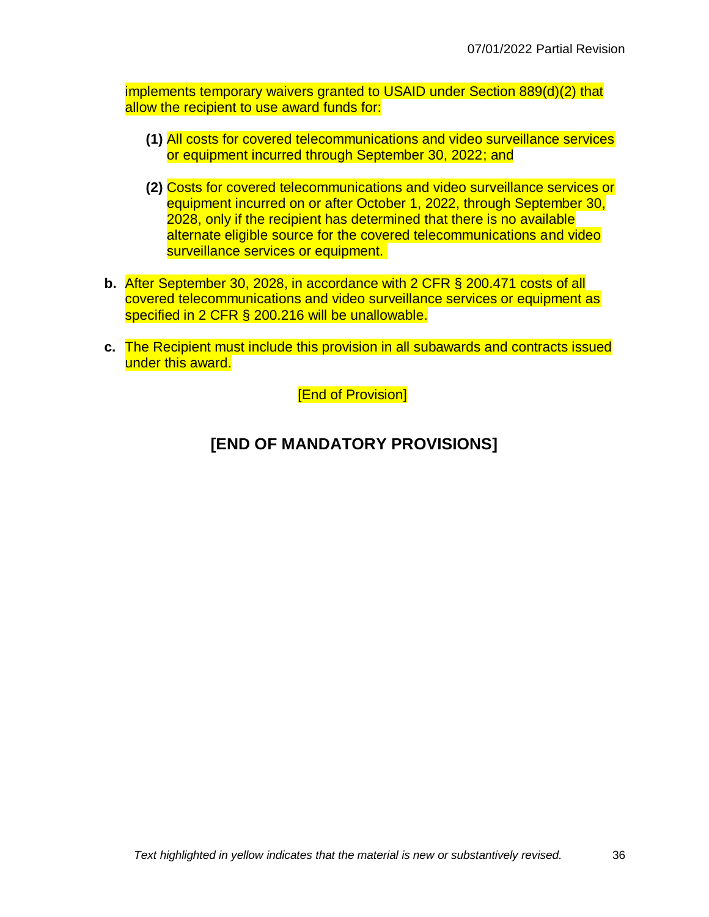implements temporary waivers granted to USAID under Section 889(d)(2) that allow the recipient to use award funds for:

**(1)** All costs for covered telecommunications and video surveillance services or equipment incurred through September 30, 2022; and

**(2)** Costs for covered telecommunications and video surveillance services or equipment incurred on or after October 1, 2022, through September 30, 2028, only if the recipient has determined that there is no available alternate eligible source for the covered telecommunications and video surveillance services or equipment.

**b.** After September 30, 2028, in accordance with 2 CFR § 200.471 costs of all covered telecommunications and video surveillance services or equipment as specified in 2 CFR § 200.216 will be unallowable.

**c.** The Recipient must include this provision in all subawards and contracts issued under this award.

[End of Provision]

## [END OF MANDATORY PROVISIONS]

*Text highlighted in yellow indicates that the material is new or substantively revised.*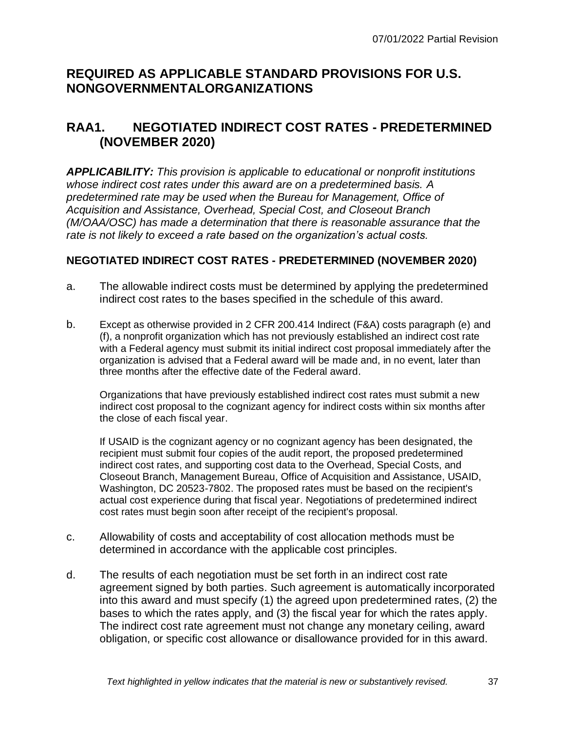## REQUIRED AS APPLICABLE STANDARD PROVISIONS FOR U.S. NONGOVERNMENTALORGANIZATIONS

## RAA1. NEGOTIATED INDIRECT COST RATES - PREDETERMINED (NOVEMBER 2020)

***APPLICABILITY:*** *This provision is applicable to educational or nonprofit institutions whose indirect cost rates under this award are on a predetermined basis. A predetermined rate may be used when the Bureau for Management, Office of Acquisition and Assistance, Overhead, Special Cost, and Closeout Branch (M/OAA/OSC) has made a determination that there is reasonable assurance that the rate is not likely to exceed a rate based on the organization's actual costs.*

### NEGOTIATED INDIRECT COST RATES - PREDETERMINED (NOVEMBER 2020)

a. The allowable indirect costs must be determined by applying the predetermined indirect cost rates to the bases specified in the schedule of this award.

b. Except as otherwise provided in 2 CFR 200.414 Indirect (F&A) costs paragraph (e) and (f), a nonprofit organization which has not previously established an indirect cost rate with a Federal agency must submit its initial indirect cost proposal immediately after the organization is advised that a Federal award will be made and, in no event, later than three months after the effective date of the Federal award.

   Organizations that have previously established indirect cost rates must submit a new indirect cost proposal to the cognizant agency for indirect costs within six months after the close of each fiscal year.

   If USAID is the cognizant agency or no cognizant agency has been designated, the recipient must submit four copies of the audit report, the proposed predetermined indirect cost rates, and supporting cost data to the Overhead, Special Costs, and Closeout Branch, Management Bureau, Office of Acquisition and Assistance, USAID, Washington, DC 20523-7802. The proposed rates must be based on the recipient's actual cost experience during that fiscal year. Negotiations of predetermined indirect cost rates must begin soon after receipt of the recipient's proposal.

c. Allowability of costs and acceptability of cost allocation methods must be determined in accordance with the applicable cost principles.

d. The results of each negotiation must be set forth in an indirect cost rate agreement signed by both parties. Such agreement is automatically incorporated into this award and must specify (1) the agreed upon predetermined rates, (2) the bases to which the rates apply, and (3) the fiscal year for which the rates apply. The indirect cost rate agreement must not change any monetary ceiling, award obligation, or specific cost allowance or disallowance provided for in this award.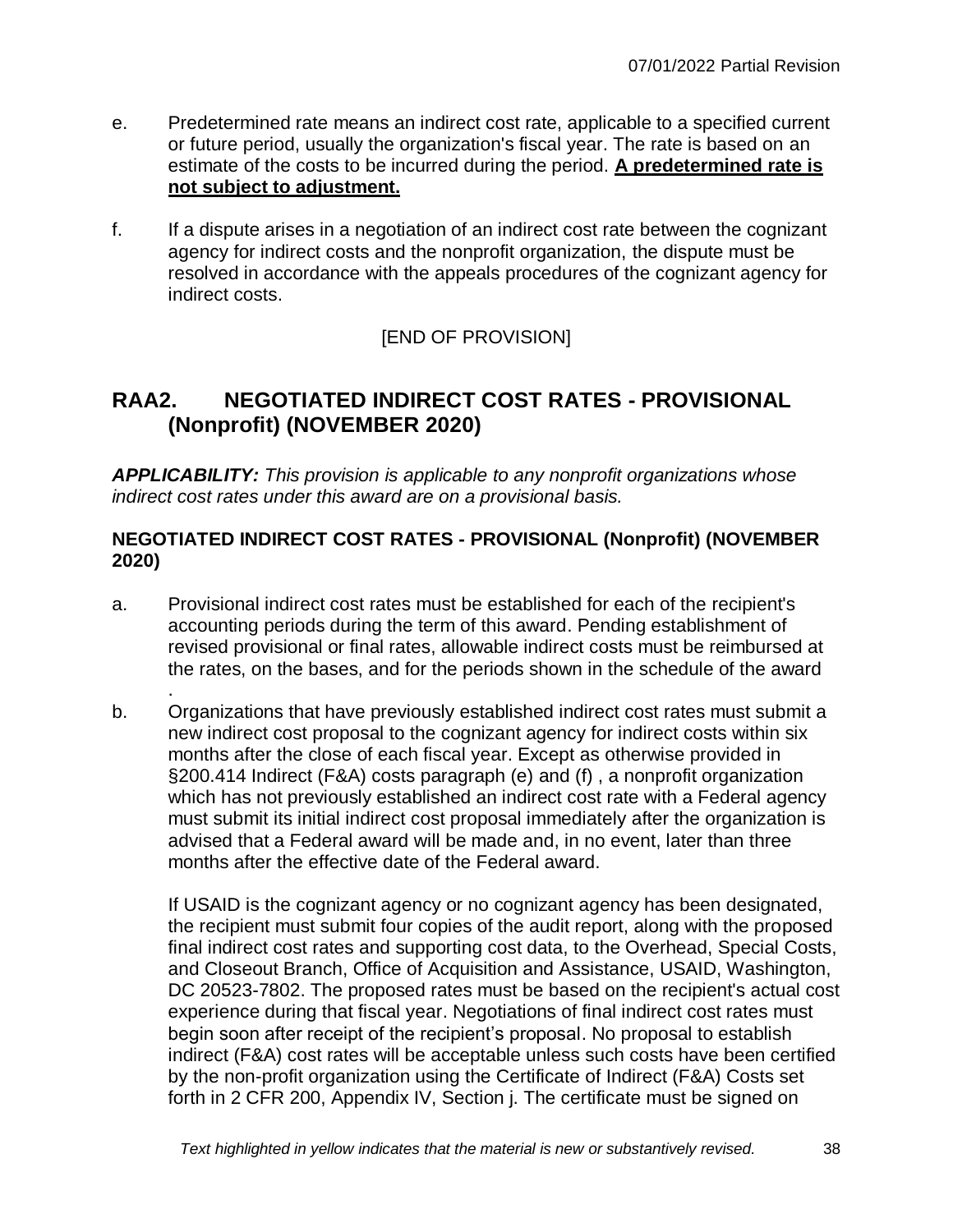e. Predetermined rate means an indirect cost rate, applicable to a specified current or future period, usually the organization's fiscal year. The rate is based on an estimate of the costs to be incurred during the period. **A predetermined rate is not subject to adjustment.**

f. If a dispute arises in a negotiation of an indirect cost rate between the cognizant agency for indirect costs and the nonprofit organization, the dispute must be resolved in accordance with the appeals procedures of the cognizant agency for indirect costs.

[END OF PROVISION]

## RAA2. NEGOTIATED INDIRECT COST RATES - PROVISIONAL (Nonprofit) (NOVEMBER 2020)

***APPLICABILITY:*** *This provision is applicable to any nonprofit organizations whose indirect cost rates under this award are on a provisional basis.*

**NEGOTIATED INDIRECT COST RATES - PROVISIONAL (Nonprofit) (NOVEMBER 2020)**

a. Provisional indirect cost rates must be established for each of the recipient's accounting periods during the term of this award. Pending establishment of revised provisional or final rates, allowable indirect costs must be reimbursed at the rates, on the bases, and for the periods shown in the schedule of the award .

b. Organizations that have previously established indirect cost rates must submit a new indirect cost proposal to the cognizant agency for indirect costs within six months after the close of each fiscal year. Except as otherwise provided in §200.414 Indirect (F&A) costs paragraph (e) and (f) , a nonprofit organization which has not previously established an indirect cost rate with a Federal agency must submit its initial indirect cost proposal immediately after the organization is advised that a Federal award will be made and, in no event, later than three months after the effective date of the Federal award.

   If USAID is the cognizant agency or no cognizant agency has been designated, the recipient must submit four copies of the audit report, along with the proposed final indirect cost rates and supporting cost data, to the Overhead, Special Costs, and Closeout Branch, Office of Acquisition and Assistance, USAID, Washington, DC 20523-7802. The proposed rates must be based on the recipient's actual cost experience during that fiscal year. Negotiations of final indirect cost rates must begin soon after receipt of the recipient's proposal. No proposal to establish indirect (F&A) cost rates will be acceptable unless such costs have been certified by the non-profit organization using the Certificate of Indirect (F&A) Costs set forth in 2 CFR 200, Appendix IV, Section j. The certificate must be signed on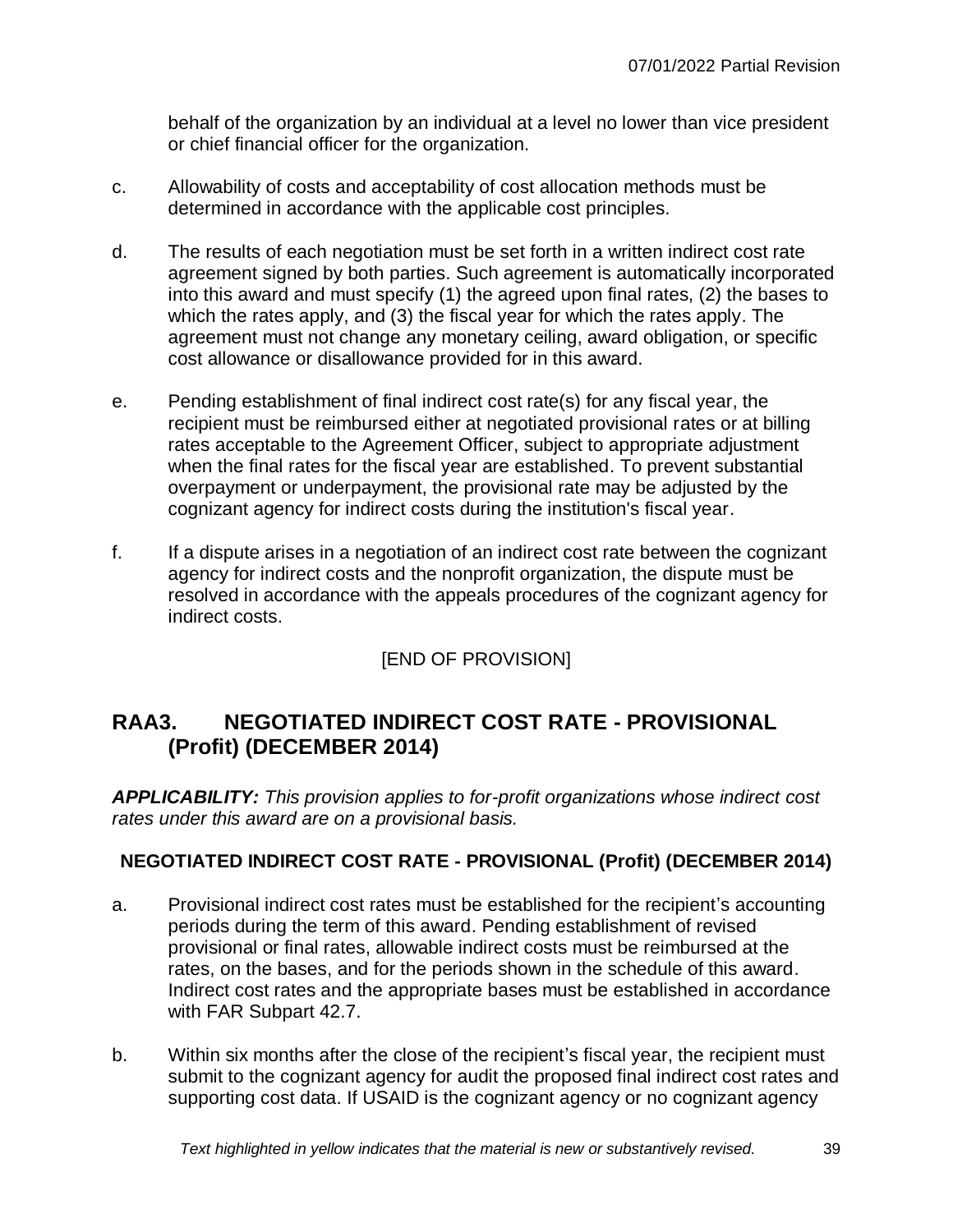behalf of the organization by an individual at a level no lower than vice president or chief financial officer for the organization.

c. Allowability of costs and acceptability of cost allocation methods must be determined in accordance with the applicable cost principles.

d. The results of each negotiation must be set forth in a written indirect cost rate agreement signed by both parties. Such agreement is automatically incorporated into this award and must specify (1) the agreed upon final rates, (2) the bases to which the rates apply, and (3) the fiscal year for which the rates apply. The agreement must not change any monetary ceiling, award obligation, or specific cost allowance or disallowance provided for in this award.

e. Pending establishment of final indirect cost rate(s) for any fiscal year, the recipient must be reimbursed either at negotiated provisional rates or at billing rates acceptable to the Agreement Officer, subject to appropriate adjustment when the final rates for the fiscal year are established. To prevent substantial overpayment or underpayment, the provisional rate may be adjusted by the cognizant agency for indirect costs during the institution's fiscal year.

f. If a dispute arises in a negotiation of an indirect cost rate between the cognizant agency for indirect costs and the nonprofit organization, the dispute must be resolved in accordance with the appeals procedures of the cognizant agency for indirect costs.

[END OF PROVISION]

## RAA3. NEGOTIATED INDIRECT COST RATE - PROVISIONAL (Profit) (DECEMBER 2014)

***APPLICABILITY:*** *This provision applies to for-profit organizations whose indirect cost rates under this award are on a provisional basis.*

### NEGOTIATED INDIRECT COST RATE - PROVISIONAL (Profit) (DECEMBER 2014)

a. Provisional indirect cost rates must be established for the recipient's accounting periods during the term of this award. Pending establishment of revised provisional or final rates, allowable indirect costs must be reimbursed at the rates, on the bases, and for the periods shown in the schedule of this award. Indirect cost rates and the appropriate bases must be established in accordance with FAR Subpart 42.7.

b. Within six months after the close of the recipient's fiscal year, the recipient must submit to the cognizant agency for audit the proposed final indirect cost rates and supporting cost data. If USAID is the cognizant agency or no cognizant agency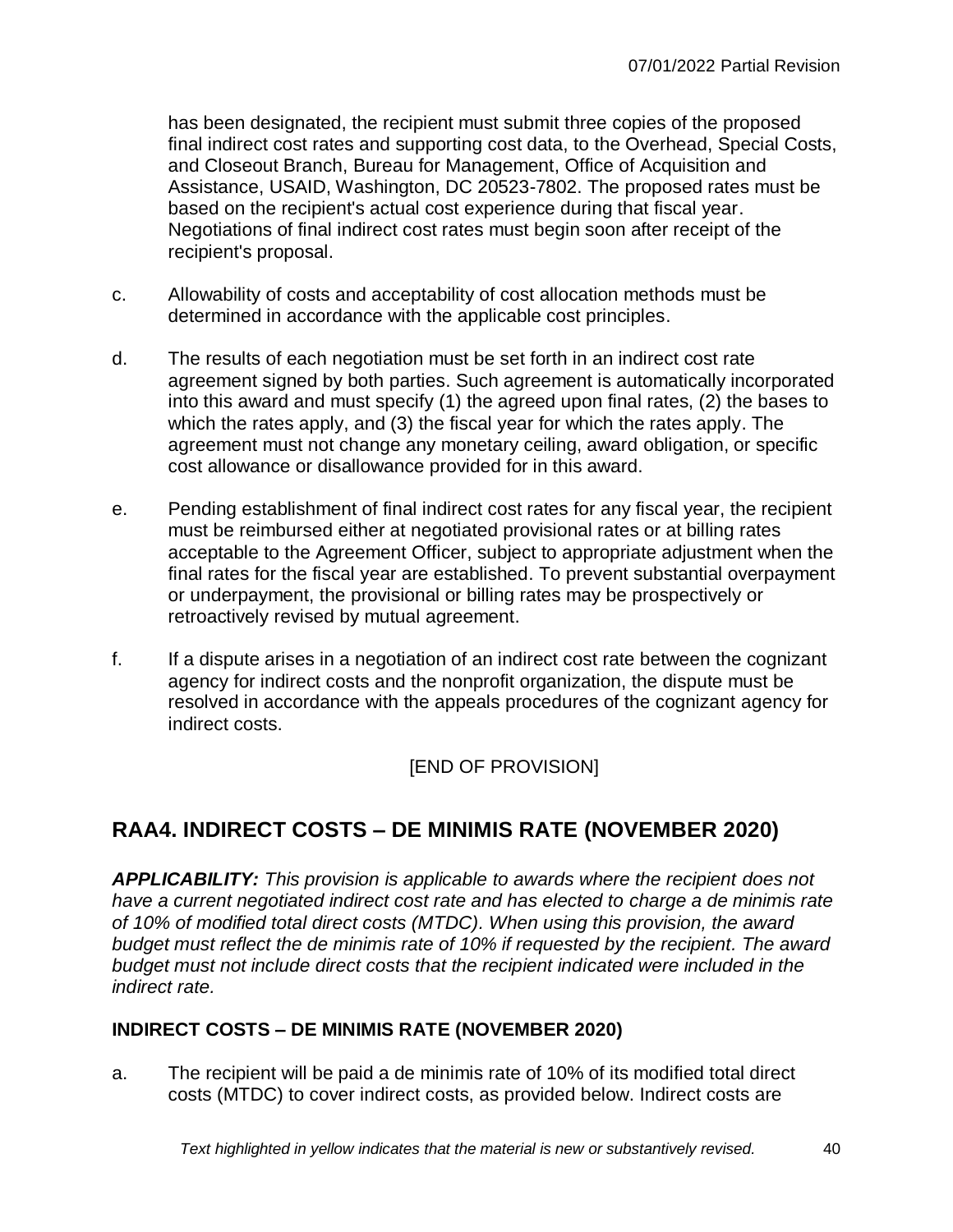has been designated, the recipient must submit three copies of the proposed final indirect cost rates and supporting cost data, to the Overhead, Special Costs, and Closeout Branch, Bureau for Management, Office of Acquisition and Assistance, USAID, Washington, DC 20523-7802. The proposed rates must be based on the recipient's actual cost experience during that fiscal year. Negotiations of final indirect cost rates must begin soon after receipt of the recipient's proposal.

c. Allowability of costs and acceptability of cost allocation methods must be determined in accordance with the applicable cost principles.

d. The results of each negotiation must be set forth in an indirect cost rate agreement signed by both parties. Such agreement is automatically incorporated into this award and must specify (1) the agreed upon final rates, (2) the bases to which the rates apply, and (3) the fiscal year for which the rates apply. The agreement must not change any monetary ceiling, award obligation, or specific cost allowance or disallowance provided for in this award.

e. Pending establishment of final indirect cost rates for any fiscal year, the recipient must be reimbursed either at negotiated provisional rates or at billing rates acceptable to the Agreement Officer, subject to appropriate adjustment when the final rates for the fiscal year are established. To prevent substantial overpayment or underpayment, the provisional or billing rates may be prospectively or retroactively revised by mutual agreement.

f. If a dispute arises in a negotiation of an indirect cost rate between the cognizant agency for indirect costs and the nonprofit organization, the dispute must be resolved in accordance with the appeals procedures of the cognizant agency for indirect costs.

[END OF PROVISION]

## RAA4. INDIRECT COSTS – DE MINIMIS RATE (NOVEMBER 2020)

***APPLICABILITY:*** *This provision is applicable to awards where the recipient does not have a current negotiated indirect cost rate and has elected to charge a de minimis rate of 10% of modified total direct costs (MTDC). When using this provision, the award budget must reflect the de minimis rate of 10% if requested by the recipient. The award budget must not include direct costs that the recipient indicated were included in the indirect rate.*

### INDIRECT COSTS – DE MINIMIS RATE (NOVEMBER 2020)

a. The recipient will be paid a de minimis rate of 10% of its modified total direct costs (MTDC) to cover indirect costs, as provided below. Indirect costs are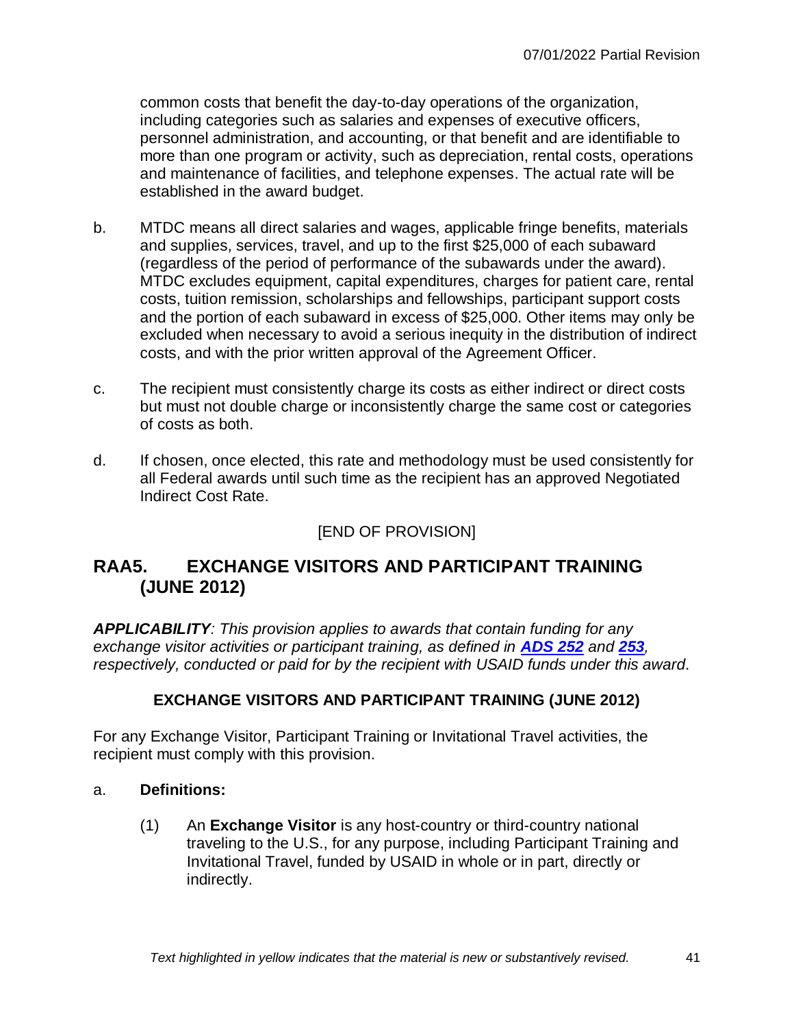common costs that benefit the day-to-day operations of the organization, including categories such as salaries and expenses of executive officers, personnel administration, and accounting, or that benefit and are identifiable to more than one program or activity, such as depreciation, rental costs, operations and maintenance of facilities, and telephone expenses. The actual rate will be established in the award budget.

b. MTDC means all direct salaries and wages, applicable fringe benefits, materials and supplies, services, travel, and up to the first $25,000 of each subaward (regardless of the period of performance of the subawards under the award). MTDC excludes equipment, capital expenditures, charges for patient care, rental costs, tuition remission, scholarships and fellowships, participant support costs and the portion of each subaward in excess of $25,000. Other items may only be excluded when necessary to avoid a serious inequity in the distribution of indirect costs, and with the prior written approval of the Agreement Officer.

c. The recipient must consistently charge its costs as either indirect or direct costs but must not double charge or inconsistently charge the same cost or categories of costs as both.

d. If chosen, once elected, this rate and methodology must be used consistently for all Federal awards until such time as the recipient has an approved Negotiated Indirect Cost Rate.

[END OF PROVISION]

## RAA5. EXCHANGE VISITORS AND PARTICIPANT TRAINING (JUNE 2012)

***APPLICABILITY****: This provision applies to awards that contain funding for any exchange visitor activities or participant training, as defined in* ***ADS 252*** *and* ***253****, respectively, conducted or paid for by the recipient with USAID funds under this award.*

**EXCHANGE VISITORS AND PARTICIPANT TRAINING (JUNE 2012)**

For any Exchange Visitor, Participant Training or Invitational Travel activities, the recipient must comply with this provision.

a. **Definitions:**

(1) An **Exchange Visitor** is any host-country or third-country national traveling to the U.S., for any purpose, including Participant Training and Invitational Travel, funded by USAID in whole or in part, directly or indirectly.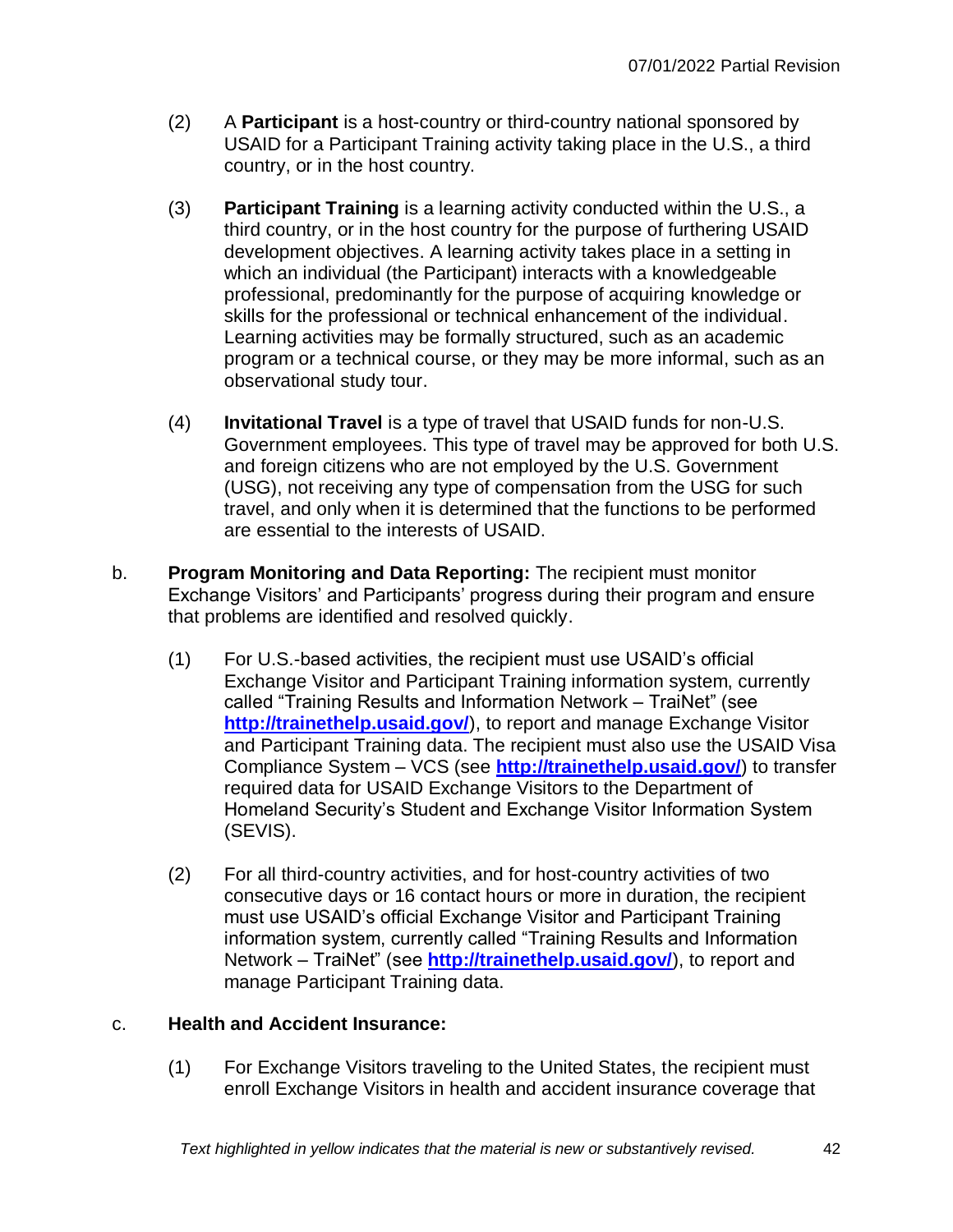(2) A **Participant** is a host-country or third-country national sponsored by USAID for a Participant Training activity taking place in the U.S., a third country, or in the host country.

(3) **Participant Training** is a learning activity conducted within the U.S., a third country, or in the host country for the purpose of furthering USAID development objectives. A learning activity takes place in a setting in which an individual (the Participant) interacts with a knowledgeable professional, predominantly for the purpose of acquiring knowledge or skills for the professional or technical enhancement of the individual. Learning activities may be formally structured, such as an academic program or a technical course, or they may be more informal, such as an observational study tour.

(4) **Invitational Travel** is a type of travel that USAID funds for non-U.S. Government employees. This type of travel may be approved for both U.S. and foreign citizens who are not employed by the U.S. Government (USG), not receiving any type of compensation from the USG for such travel, and only when it is determined that the functions to be performed are essential to the interests of USAID.

b. **Program Monitoring and Data Reporting:** The recipient must monitor Exchange Visitors' and Participants' progress during their program and ensure that problems are identified and resolved quickly.

(1) For U.S.-based activities, the recipient must use USAID's official Exchange Visitor and Participant Training information system, currently called "Training Results and Information Network – TraiNet" (see **http://trainethelp.usaid.gov/**), to report and manage Exchange Visitor and Participant Training data. The recipient must also use the USAID Visa Compliance System – VCS (see **http://trainethelp.usaid.gov/**) to transfer required data for USAID Exchange Visitors to the Department of Homeland Security's Student and Exchange Visitor Information System (SEVIS).

(2) For all third-country activities, and for host-country activities of two consecutive days or 16 contact hours or more in duration, the recipient must use USAID's official Exchange Visitor and Participant Training information system, currently called "Training Results and Information Network – TraiNet" (see **http://trainethelp.usaid.gov/**), to report and manage Participant Training data.

c. **Health and Accident Insurance:**

(1) For Exchange Visitors traveling to the United States, the recipient must enroll Exchange Visitors in health and accident insurance coverage that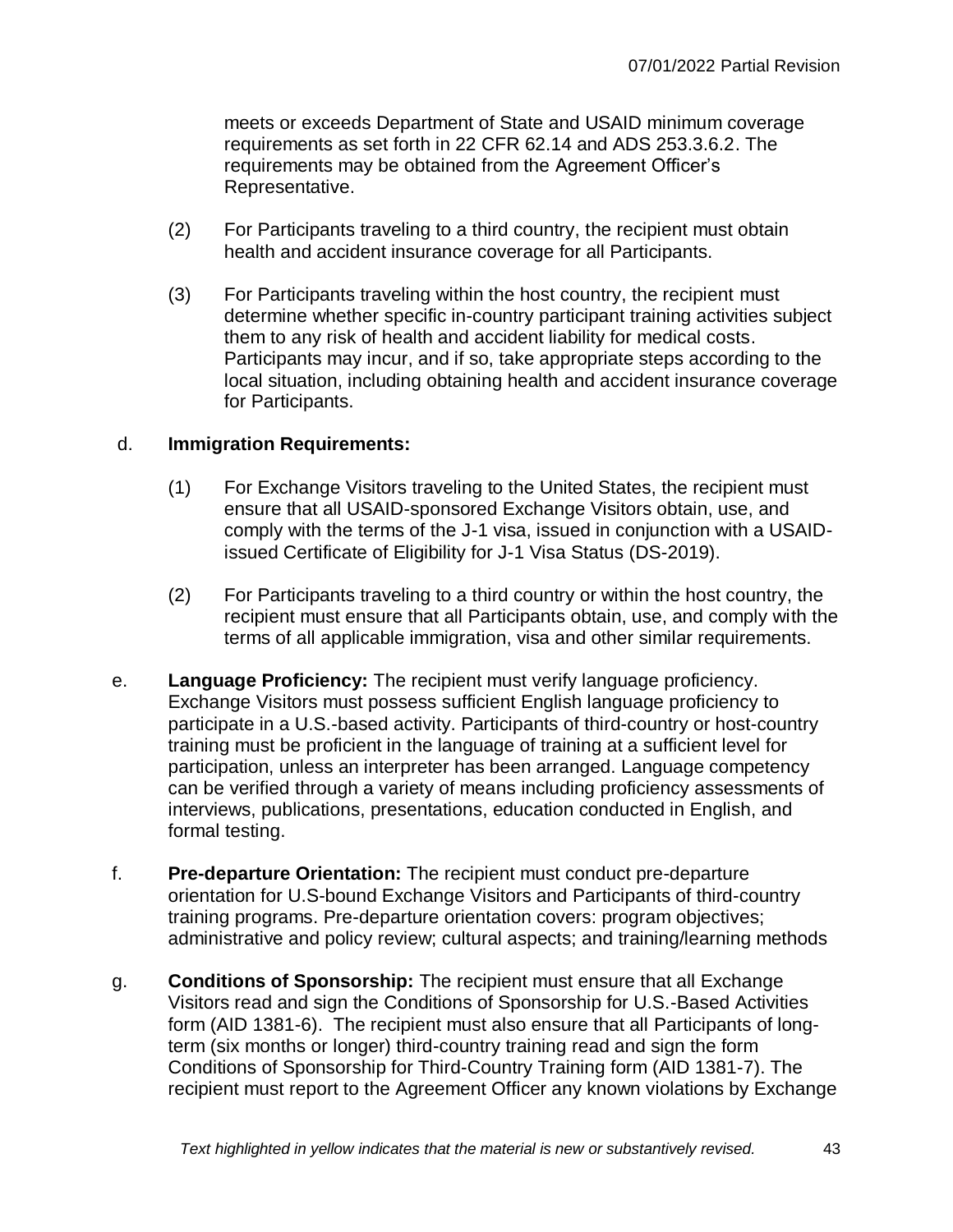meets or exceeds Department of State and USAID minimum coverage requirements as set forth in 22 CFR 62.14 and ADS 253.3.6.2. The requirements may be obtained from the Agreement Officer's Representative.

(2) For Participants traveling to a third country, the recipient must obtain health and accident insurance coverage for all Participants.

(3) For Participants traveling within the host country, the recipient must determine whether specific in-country participant training activities subject them to any risk of health and accident liability for medical costs. Participants may incur, and if so, take appropriate steps according to the local situation, including obtaining health and accident insurance coverage for Participants.

d. **Immigration Requirements:**

(1) For Exchange Visitors traveling to the United States, the recipient must ensure that all USAID-sponsored Exchange Visitors obtain, use, and comply with the terms of the J-1 visa, issued in conjunction with a USAID-issued Certificate of Eligibility for J-1 Visa Status (DS-2019).

(2) For Participants traveling to a third country or within the host country, the recipient must ensure that all Participants obtain, use, and comply with the terms of all applicable immigration, visa and other similar requirements.

e. **Language Proficiency:** The recipient must verify language proficiency. Exchange Visitors must possess sufficient English language proficiency to participate in a U.S.-based activity. Participants of third-country or host-country training must be proficient in the language of training at a sufficient level for participation, unless an interpreter has been arranged. Language competency can be verified through a variety of means including proficiency assessments of interviews, publications, presentations, education conducted in English, and formal testing.

f. **Pre-departure Orientation:** The recipient must conduct pre-departure orientation for U.S-bound Exchange Visitors and Participants of third-country training programs. Pre-departure orientation covers: program objectives; administrative and policy review; cultural aspects; and training/learning methods

g. **Conditions of Sponsorship:** The recipient must ensure that all Exchange Visitors read and sign the Conditions of Sponsorship for U.S.-Based Activities form (AID 1381-6). The recipient must also ensure that all Participants of long-term (six months or longer) third-country training read and sign the form Conditions of Sponsorship for Third-Country Training form (AID 1381-7). The recipient must report to the Agreement Officer any known violations by Exchange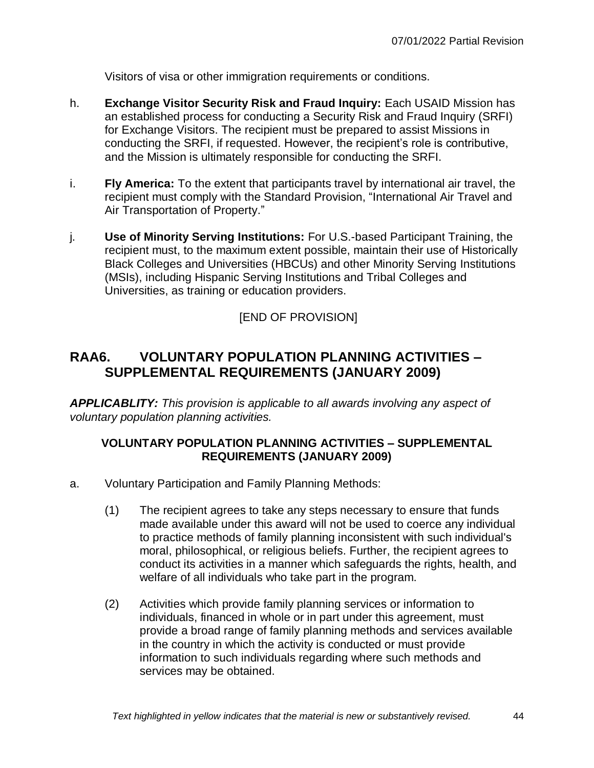Visitors of visa or other immigration requirements or conditions.

h. **Exchange Visitor Security Risk and Fraud Inquiry:** Each USAID Mission has an established process for conducting a Security Risk and Fraud Inquiry (SRFI) for Exchange Visitors. The recipient must be prepared to assist Missions in conducting the SRFI, if requested. However, the recipient's role is contributive, and the Mission is ultimately responsible for conducting the SRFI.

i. **Fly America:** To the extent that participants travel by international air travel, the recipient must comply with the Standard Provision, "International Air Travel and Air Transportation of Property."

j. **Use of Minority Serving Institutions:** For U.S.-based Participant Training, the recipient must, to the maximum extent possible, maintain their use of Historically Black Colleges and Universities (HBCUs) and other Minority Serving Institutions (MSIs), including Hispanic Serving Institutions and Tribal Colleges and Universities, as training or education providers.

[END OF PROVISION]

## RAA6. VOLUNTARY POPULATION PLANNING ACTIVITIES – SUPPLEMENTAL REQUIREMENTS (JANUARY 2009)

***APPLICABLITY:*** *This provision is applicable to all awards involving any aspect of voluntary population planning activities.*

### VOLUNTARY POPULATION PLANNING ACTIVITIES – SUPPLEMENTAL REQUIREMENTS (JANUARY 2009)

a. Voluntary Participation and Family Planning Methods:

(1) The recipient agrees to take any steps necessary to ensure that funds made available under this award will not be used to coerce any individual to practice methods of family planning inconsistent with such individual's moral, philosophical, or religious beliefs. Further, the recipient agrees to conduct its activities in a manner which safeguards the rights, health, and welfare of all individuals who take part in the program.

(2) Activities which provide family planning services or information to individuals, financed in whole or in part under this agreement, must provide a broad range of family planning methods and services available in the country in which the activity is conducted or must provide information to such individuals regarding where such methods and services may be obtained.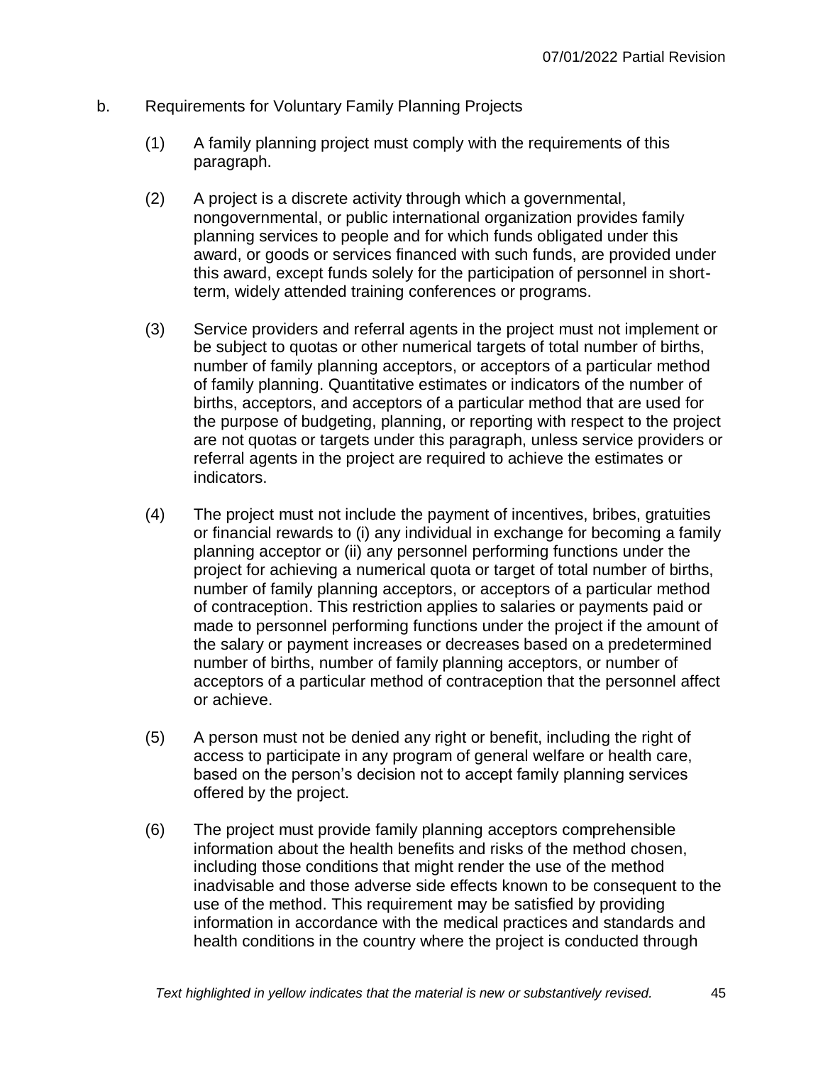b. Requirements for Voluntary Family Planning Projects

(1) A family planning project must comply with the requirements of this paragraph.

(2) A project is a discrete activity through which a governmental, nongovernmental, or public international organization provides family planning services to people and for which funds obligated under this award, or goods or services financed with such funds, are provided under this award, except funds solely for the participation of personnel in short-term, widely attended training conferences or programs.

(3) Service providers and referral agents in the project must not implement or be subject to quotas or other numerical targets of total number of births, number of family planning acceptors, or acceptors of a particular method of family planning. Quantitative estimates or indicators of the number of births, acceptors, and acceptors of a particular method that are used for the purpose of budgeting, planning, or reporting with respect to the project are not quotas or targets under this paragraph, unless service providers or referral agents in the project are required to achieve the estimates or indicators.

(4) The project must not include the payment of incentives, bribes, gratuities or financial rewards to (i) any individual in exchange for becoming a family planning acceptor or (ii) any personnel performing functions under the project for achieving a numerical quota or target of total number of births, number of family planning acceptors, or acceptors of a particular method of contraception. This restriction applies to salaries or payments paid or made to personnel performing functions under the project if the amount of the salary or payment increases or decreases based on a predetermined number of births, number of family planning acceptors, or number of acceptors of a particular method of contraception that the personnel affect or achieve.

(5) A person must not be denied any right or benefit, including the right of access to participate in any program of general welfare or health care, based on the person's decision not to accept family planning services offered by the project.

(6) The project must provide family planning acceptors comprehensible information about the health benefits and risks of the method chosen, including those conditions that might render the use of the method inadvisable and those adverse side effects known to be consequent to the use of the method. This requirement may be satisfied by providing information in accordance with the medical practices and standards and health conditions in the country where the project is conducted through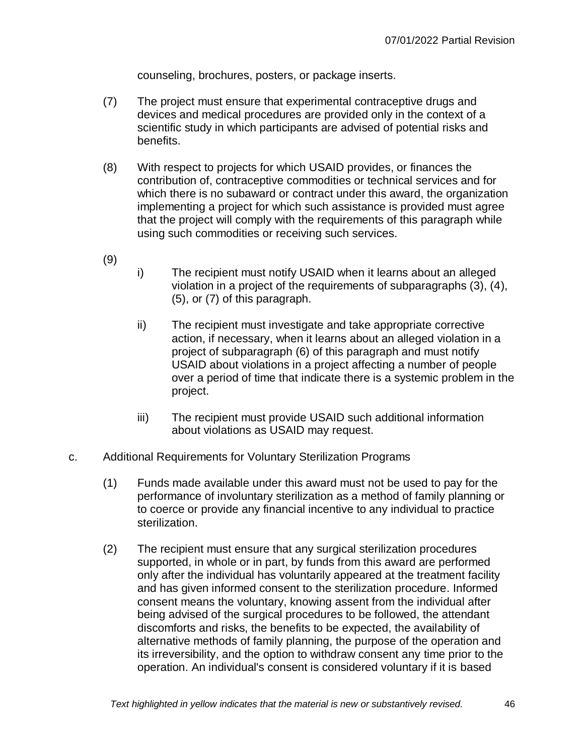counseling, brochures, posters, or package inserts.

(7) The project must ensure that experimental contraceptive drugs and devices and medical procedures are provided only in the context of a scientific study in which participants are advised of potential risks and benefits.

(8) With respect to projects for which USAID provides, or finances the contribution of, contraceptive commodities or technical services and for which there is no subaward or contract under this award, the organization implementing a project for which such assistance is provided must agree that the project will comply with the requirements of this paragraph while using such commodities or receiving such services.

(9)

i) The recipient must notify USAID when it learns about an alleged violation in a project of the requirements of subparagraphs (3), (4), (5), or (7) of this paragraph.

ii) The recipient must investigate and take appropriate corrective action, if necessary, when it learns about an alleged violation in a project of subparagraph (6) of this paragraph and must notify USAID about violations in a project affecting a number of people over a period of time that indicate there is a systemic problem in the project.

iii) The recipient must provide USAID such additional information about violations as USAID may request.

c. Additional Requirements for Voluntary Sterilization Programs

(1) Funds made available under this award must not be used to pay for the performance of involuntary sterilization as a method of family planning or to coerce or provide any financial incentive to any individual to practice sterilization.

(2) The recipient must ensure that any surgical sterilization procedures supported, in whole or in part, by funds from this award are performed only after the individual has voluntarily appeared at the treatment facility and has given informed consent to the sterilization procedure. Informed consent means the voluntary, knowing assent from the individual after being advised of the surgical procedures to be followed, the attendant discomforts and risks, the benefits to be expected, the availability of alternative methods of family planning, the purpose of the operation and its irreversibility, and the option to withdraw consent any time prior to the operation. An individual's consent is considered voluntary if it is based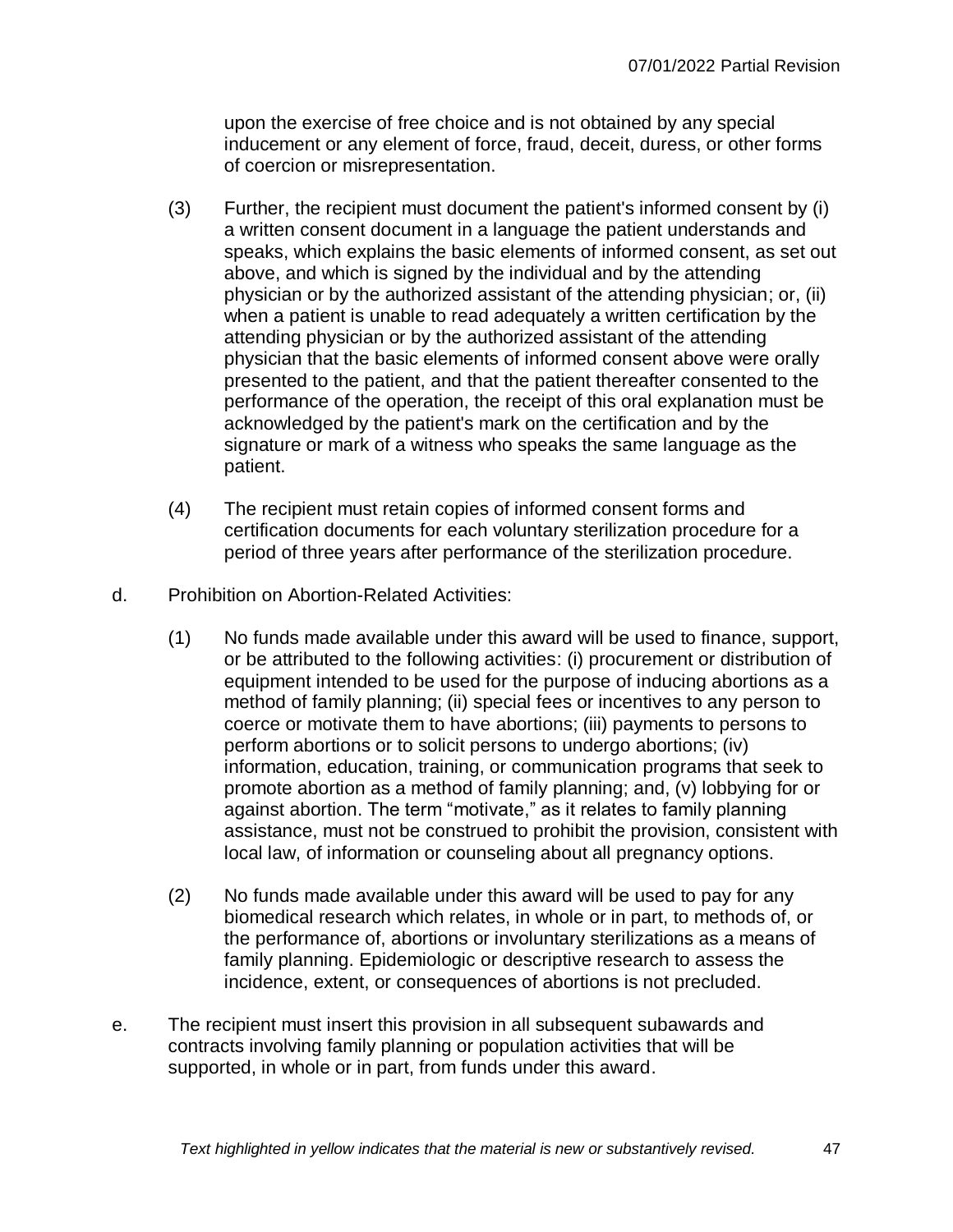upon the exercise of free choice and is not obtained by any special inducement or any element of force, fraud, deceit, duress, or other forms of coercion or misrepresentation.

(3) Further, the recipient must document the patient's informed consent by (i) a written consent document in a language the patient understands and speaks, which explains the basic elements of informed consent, as set out above, and which is signed by the individual and by the attending physician or by the authorized assistant of the attending physician; or, (ii) when a patient is unable to read adequately a written certification by the attending physician or by the authorized assistant of the attending physician that the basic elements of informed consent above were orally presented to the patient, and that the patient thereafter consented to the performance of the operation, the receipt of this oral explanation must be acknowledged by the patient's mark on the certification and by the signature or mark of a witness who speaks the same language as the patient.

(4) The recipient must retain copies of informed consent forms and certification documents for each voluntary sterilization procedure for a period of three years after performance of the sterilization procedure.

d. Prohibition on Abortion-Related Activities:

(1) No funds made available under this award will be used to finance, support, or be attributed to the following activities: (i) procurement or distribution of equipment intended to be used for the purpose of inducing abortions as a method of family planning; (ii) special fees or incentives to any person to coerce or motivate them to have abortions; (iii) payments to persons to perform abortions or to solicit persons to undergo abortions; (iv) information, education, training, or communication programs that seek to promote abortion as a method of family planning; and, (v) lobbying for or against abortion. The term "motivate," as it relates to family planning assistance, must not be construed to prohibit the provision, consistent with local law, of information or counseling about all pregnancy options.

(2) No funds made available under this award will be used to pay for any biomedical research which relates, in whole or in part, to methods of, or the performance of, abortions or involuntary sterilizations as a means of family planning. Epidemiologic or descriptive research to assess the incidence, extent, or consequences of abortions is not precluded.

e. The recipient must insert this provision in all subsequent subawards and contracts involving family planning or population activities that will be supported, in whole or in part, from funds under this award.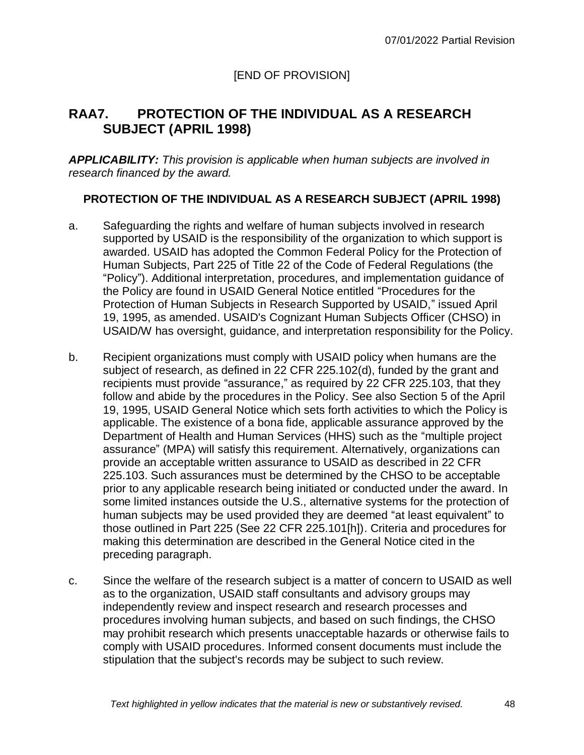[END OF PROVISION]

## RAA7. PROTECTION OF THE INDIVIDUAL AS A RESEARCH SUBJECT (APRIL 1998)

***APPLICABILITY:*** *This provision is applicable when human subjects are involved in research financed by the award.*

**PROTECTION OF THE INDIVIDUAL AS A RESEARCH SUBJECT (APRIL 1998)**

a. Safeguarding the rights and welfare of human subjects involved in research supported by USAID is the responsibility of the organization to which support is awarded. USAID has adopted the Common Federal Policy for the Protection of Human Subjects, Part 225 of Title 22 of the Code of Federal Regulations (the "Policy"). Additional interpretation, procedures, and implementation guidance of the Policy are found in USAID General Notice entitled "Procedures for the Protection of Human Subjects in Research Supported by USAID," issued April 19, 1995, as amended. USAID's Cognizant Human Subjects Officer (CHSO) in USAID/W has oversight, guidance, and interpretation responsibility for the Policy.

b. Recipient organizations must comply with USAID policy when humans are the subject of research, as defined in 22 CFR 225.102(d), funded by the grant and recipients must provide "assurance," as required by 22 CFR 225.103, that they follow and abide by the procedures in the Policy. See also Section 5 of the April 19, 1995, USAID General Notice which sets forth activities to which the Policy is applicable. The existence of a bona fide, applicable assurance approved by the Department of Health and Human Services (HHS) such as the "multiple project assurance" (MPA) will satisfy this requirement. Alternatively, organizations can provide an acceptable written assurance to USAID as described in 22 CFR 225.103. Such assurances must be determined by the CHSO to be acceptable prior to any applicable research being initiated or conducted under the award. In some limited instances outside the U.S., alternative systems for the protection of human subjects may be used provided they are deemed "at least equivalent" to those outlined in Part 225 (See 22 CFR 225.101[h]). Criteria and procedures for making this determination are described in the General Notice cited in the preceding paragraph.

c. Since the welfare of the research subject is a matter of concern to USAID as well as to the organization, USAID staff consultants and advisory groups may independently review and inspect research and research processes and procedures involving human subjects, and based on such findings, the CHSO may prohibit research which presents unacceptable hazards or otherwise fails to comply with USAID procedures. Informed consent documents must include the stipulation that the subject's records may be subject to such review.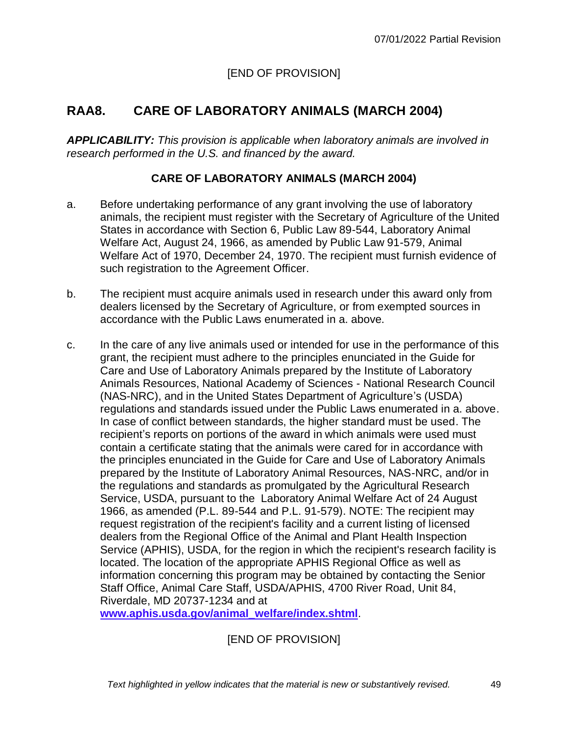[END OF PROVISION]

## RAA8. CARE OF LABORATORY ANIMALS (MARCH 2004)

***APPLICABILITY:*** *This provision is applicable when laboratory animals are involved in research performed in the U.S. and financed by the award.*

**CARE OF LABORATORY ANIMALS (MARCH 2004)**

a. Before undertaking performance of any grant involving the use of laboratory animals, the recipient must register with the Secretary of Agriculture of the United States in accordance with Section 6, Public Law 89-544, Laboratory Animal Welfare Act, August 24, 1966, as amended by Public Law 91-579, Animal Welfare Act of 1970, December 24, 1970. The recipient must furnish evidence of such registration to the Agreement Officer.

b. The recipient must acquire animals used in research under this award only from dealers licensed by the Secretary of Agriculture, or from exempted sources in accordance with the Public Laws enumerated in a. above.

c. In the care of any live animals used or intended for use in the performance of this grant, the recipient must adhere to the principles enunciated in the Guide for Care and Use of Laboratory Animals prepared by the Institute of Laboratory Animals Resources, National Academy of Sciences - National Research Council (NAS-NRC), and in the United States Department of Agriculture's (USDA) regulations and standards issued under the Public Laws enumerated in a. above. In case of conflict between standards, the higher standard must be used. The recipient's reports on portions of the award in which animals were used must contain a certificate stating that the animals were cared for in accordance with the principles enunciated in the Guide for Care and Use of Laboratory Animals prepared by the Institute of Laboratory Animal Resources, NAS-NRC, and/or in the regulations and standards as promulgated by the Agricultural Research Service, USDA, pursuant to the Laboratory Animal Welfare Act of 24 August 1966, as amended (P.L. 89-544 and P.L. 91-579). NOTE: The recipient may request registration of the recipient's facility and a current listing of licensed dealers from the Regional Office of the Animal and Plant Health Inspection Service (APHIS), USDA, for the region in which the recipient's research facility is located. The location of the appropriate APHIS Regional Office as well as information concerning this program may be obtained by contacting the Senior Staff Office, Animal Care Staff, USDA/APHIS, 4700 River Road, Unit 84, Riverdale, MD 20737-1234 and at **www.aphis.usda.gov/animal_welfare/index.shtml**.

[END OF PROVISION]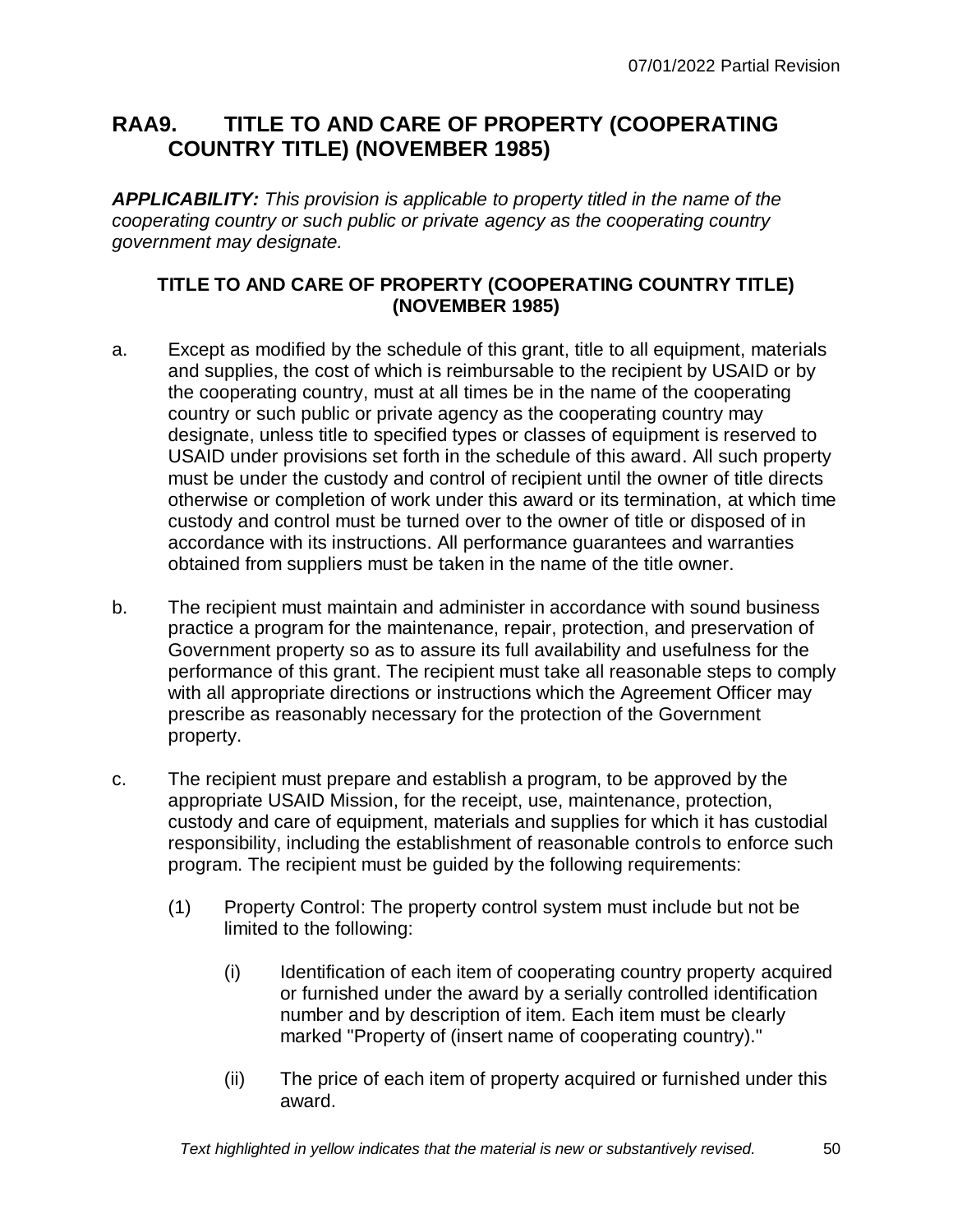## RAA9. TITLE TO AND CARE OF PROPERTY (COOPERATING COUNTRY TITLE) (NOVEMBER 1985)

***APPLICABILITY:*** *This provision is applicable to property titled in the name of the cooperating country or such public or private agency as the cooperating country government may designate.*

**TITLE TO AND CARE OF PROPERTY (COOPERATING COUNTRY TITLE) (NOVEMBER 1985)**

a. Except as modified by the schedule of this grant, title to all equipment, materials and supplies, the cost of which is reimbursable to the recipient by USAID or by the cooperating country, must at all times be in the name of the cooperating country or such public or private agency as the cooperating country may designate, unless title to specified types or classes of equipment is reserved to USAID under provisions set forth in the schedule of this award. All such property must be under the custody and control of recipient until the owner of title directs otherwise or completion of work under this award or its termination, at which time custody and control must be turned over to the owner of title or disposed of in accordance with its instructions. All performance guarantees and warranties obtained from suppliers must be taken in the name of the title owner.

b. The recipient must maintain and administer in accordance with sound business practice a program for the maintenance, repair, protection, and preservation of Government property so as to assure its full availability and usefulness for the performance of this grant. The recipient must take all reasonable steps to comply with all appropriate directions or instructions which the Agreement Officer may prescribe as reasonably necessary for the protection of the Government property.

c. The recipient must prepare and establish a program, to be approved by the appropriate USAID Mission, for the receipt, use, maintenance, protection, custody and care of equipment, materials and supplies for which it has custodial responsibility, including the establishment of reasonable controls to enforce such program. The recipient must be guided by the following requirements:

    (1) Property Control: The property control system must include but not be limited to the following:

        (i) Identification of each item of cooperating country property acquired or furnished under the award by a serially controlled identification number and by description of item. Each item must be clearly marked "Property of (insert name of cooperating country)."

        (ii) The price of each item of property acquired or furnished under this award.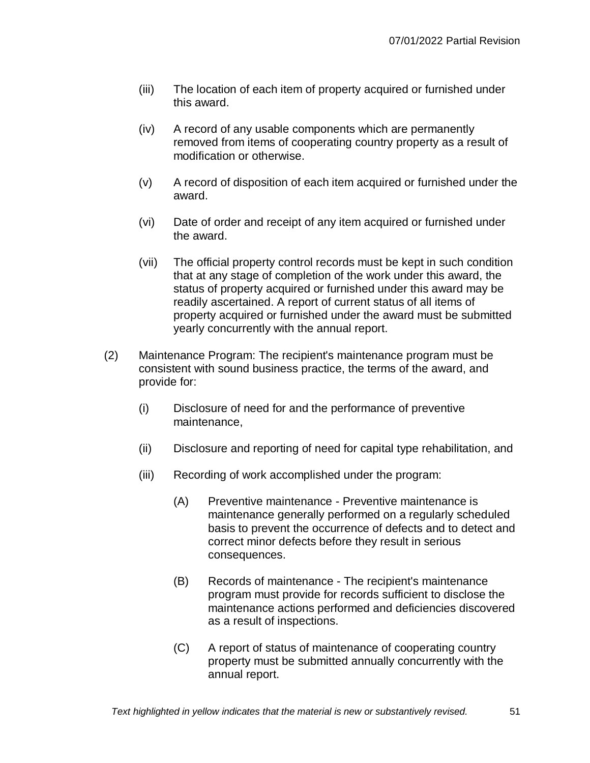(iii) The location of each item of property acquired or furnished under this award.

(iv) A record of any usable components which are permanently removed from items of cooperating country property as a result of modification or otherwise.

(v) A record of disposition of each item acquired or furnished under the award.

(vi) Date of order and receipt of any item acquired or furnished under the award.

(vii) The official property control records must be kept in such condition that at any stage of completion of the work under this award, the status of property acquired or furnished under this award may be readily ascertained. A report of current status of all items of property acquired or furnished under the award must be submitted yearly concurrently with the annual report.

(2) Maintenance Program: The recipient's maintenance program must be consistent with sound business practice, the terms of the award, and provide for:

(i) Disclosure of need for and the performance of preventive maintenance,

(ii) Disclosure and reporting of need for capital type rehabilitation, and

(iii) Recording of work accomplished under the program:

(A) Preventive maintenance - Preventive maintenance is maintenance generally performed on a regularly scheduled basis to prevent the occurrence of defects and to detect and correct minor defects before they result in serious consequences.

(B) Records of maintenance - The recipient's maintenance program must provide for records sufficient to disclose the maintenance actions performed and deficiencies discovered as a result of inspections.

(C) A report of status of maintenance of cooperating country property must be submitted annually concurrently with the annual report.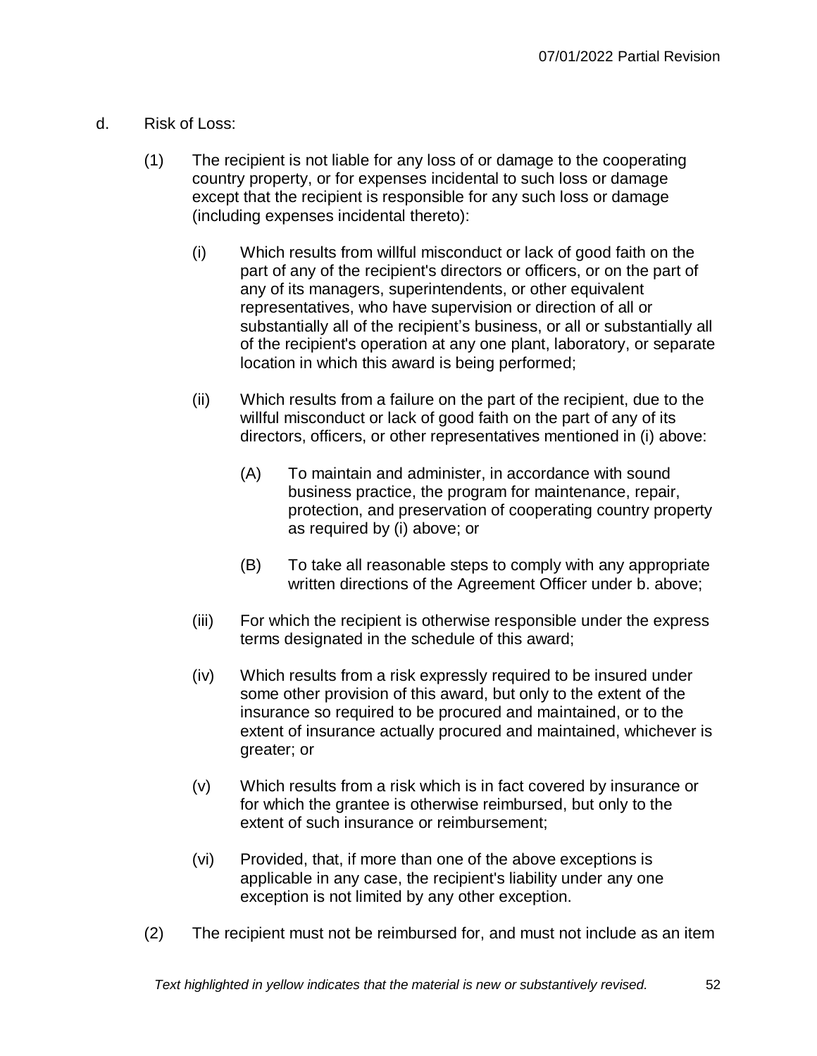d. Risk of Loss:

(1) The recipient is not liable for any loss of or damage to the cooperating country property, or for expenses incidental to such loss or damage except that the recipient is responsible for any such loss or damage (including expenses incidental thereto):

(i) Which results from willful misconduct or lack of good faith on the part of any of the recipient's directors or officers, or on the part of any of its managers, superintendents, or other equivalent representatives, who have supervision or direction of all or substantially all of the recipient's business, or all or substantially all of the recipient's operation at any one plant, laboratory, or separate location in which this award is being performed;

(ii) Which results from a failure on the part of the recipient, due to the willful misconduct or lack of good faith on the part of any of its directors, officers, or other representatives mentioned in (i) above:

(A) To maintain and administer, in accordance with sound business practice, the program for maintenance, repair, protection, and preservation of cooperating country property as required by (i) above; or

(B) To take all reasonable steps to comply with any appropriate written directions of the Agreement Officer under b. above;

(iii) For which the recipient is otherwise responsible under the express terms designated in the schedule of this award;

(iv) Which results from a risk expressly required to be insured under some other provision of this award, but only to the extent of the insurance so required to be procured and maintained, or to the extent of insurance actually procured and maintained, whichever is greater; or

(v) Which results from a risk which is in fact covered by insurance or for which the grantee is otherwise reimbursed, but only to the extent of such insurance or reimbursement;

(vi) Provided, that, if more than one of the above exceptions is applicable in any case, the recipient's liability under any one exception is not limited by any other exception.

(2) The recipient must not be reimbursed for, and must not include as an item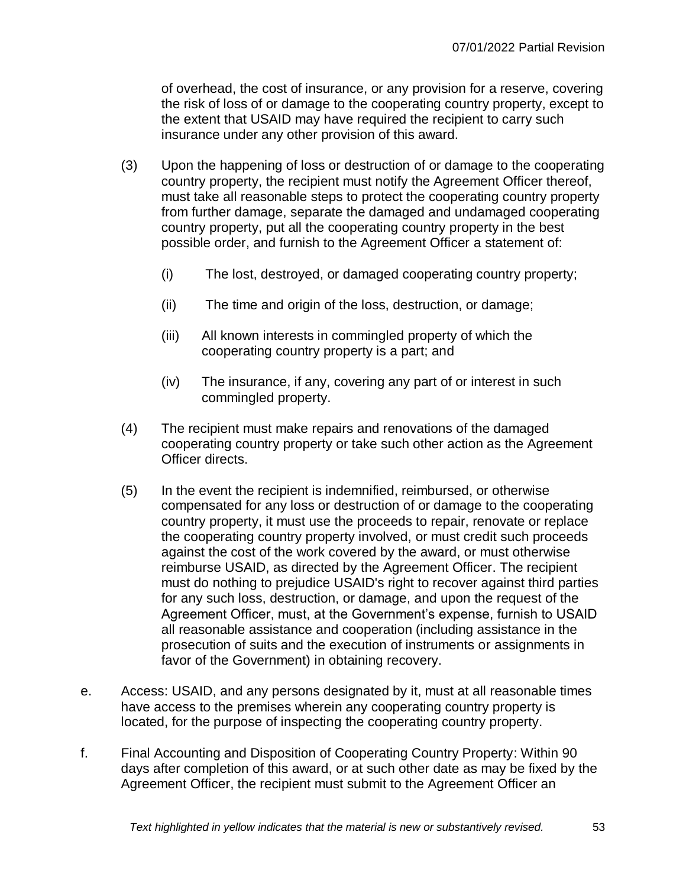of overhead, the cost of insurance, or any provision for a reserve, covering the risk of loss of or damage to the cooperating country property, except to the extent that USAID may have required the recipient to carry such insurance under any other provision of this award.

(3) Upon the happening of loss or destruction of or damage to the cooperating country property, the recipient must notify the Agreement Officer thereof, must take all reasonable steps to protect the cooperating country property from further damage, separate the damaged and undamaged cooperating country property, put all the cooperating country property in the best possible order, and furnish to the Agreement Officer a statement of:

(i) The lost, destroyed, or damaged cooperating country property;

(ii) The time and origin of the loss, destruction, or damage;

(iii) All known interests in commingled property of which the cooperating country property is a part; and

(iv) The insurance, if any, covering any part of or interest in such commingled property.

(4) The recipient must make repairs and renovations of the damaged cooperating country property or take such other action as the Agreement Officer directs.

(5) In the event the recipient is indemnified, reimbursed, or otherwise compensated for any loss or destruction of or damage to the cooperating country property, it must use the proceeds to repair, renovate or replace the cooperating country property involved, or must credit such proceeds against the cost of the work covered by the award, or must otherwise reimburse USAID, as directed by the Agreement Officer. The recipient must do nothing to prejudice USAID's right to recover against third parties for any such loss, destruction, or damage, and upon the request of the Agreement Officer, must, at the Government's expense, furnish to USAID all reasonable assistance and cooperation (including assistance in the prosecution of suits and the execution of instruments or assignments in favor of the Government) in obtaining recovery.

e. Access: USAID, and any persons designated by it, must at all reasonable times have access to the premises wherein any cooperating country property is located, for the purpose of inspecting the cooperating country property.

f. Final Accounting and Disposition of Cooperating Country Property: Within 90 days after completion of this award, or at such other date as may be fixed by the Agreement Officer, the recipient must submit to the Agreement Officer an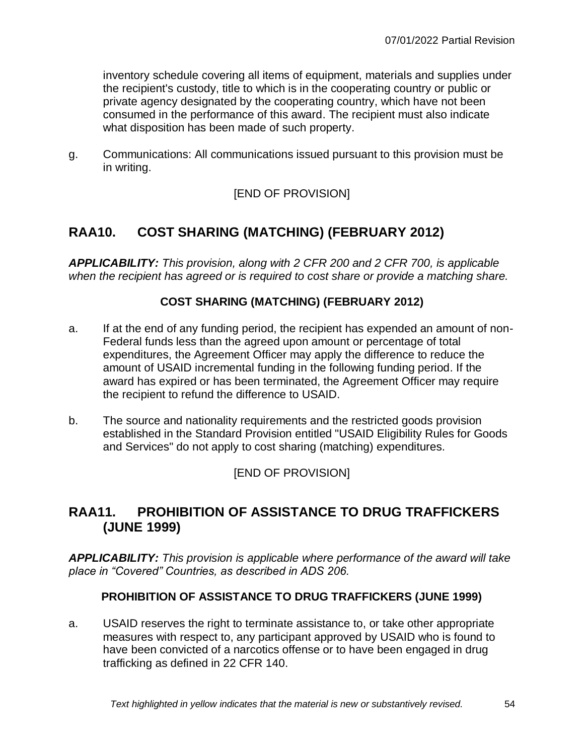inventory schedule covering all items of equipment, materials and supplies under the recipient's custody, title to which is in the cooperating country or public or private agency designated by the cooperating country, which have not been consumed in the performance of this award. The recipient must also indicate what disposition has been made of such property.

g. Communications: All communications issued pursuant to this provision must be in writing.

[END OF PROVISION]

## RAA10. COST SHARING (MATCHING) (FEBRUARY 2012)

***APPLICABILITY:*** *This provision, along with 2 CFR 200 and 2 CFR 700, is applicable when the recipient has agreed or is required to cost share or provide a matching share.*

**COST SHARING (MATCHING) (FEBRUARY 2012)**

a. If at the end of any funding period, the recipient has expended an amount of non-Federal funds less than the agreed upon amount or percentage of total expenditures, the Agreement Officer may apply the difference to reduce the amount of USAID incremental funding in the following funding period. If the award has expired or has been terminated, the Agreement Officer may require the recipient to refund the difference to USAID.

b. The source and nationality requirements and the restricted goods provision established in the Standard Provision entitled "USAID Eligibility Rules for Goods and Services" do not apply to cost sharing (matching) expenditures.

[END OF PROVISION]

## RAA11. PROHIBITION OF ASSISTANCE TO DRUG TRAFFICKERS (JUNE 1999)

***APPLICABILITY:*** *This provision is applicable where performance of the award will take place in "Covered" Countries, as described in ADS 206.*

**PROHIBITION OF ASSISTANCE TO DRUG TRAFFICKERS (JUNE 1999)**

a. USAID reserves the right to terminate assistance to, or take other appropriate measures with respect to, any participant approved by USAID who is found to have been convicted of a narcotics offense or to have been engaged in drug trafficking as defined in 22 CFR 140.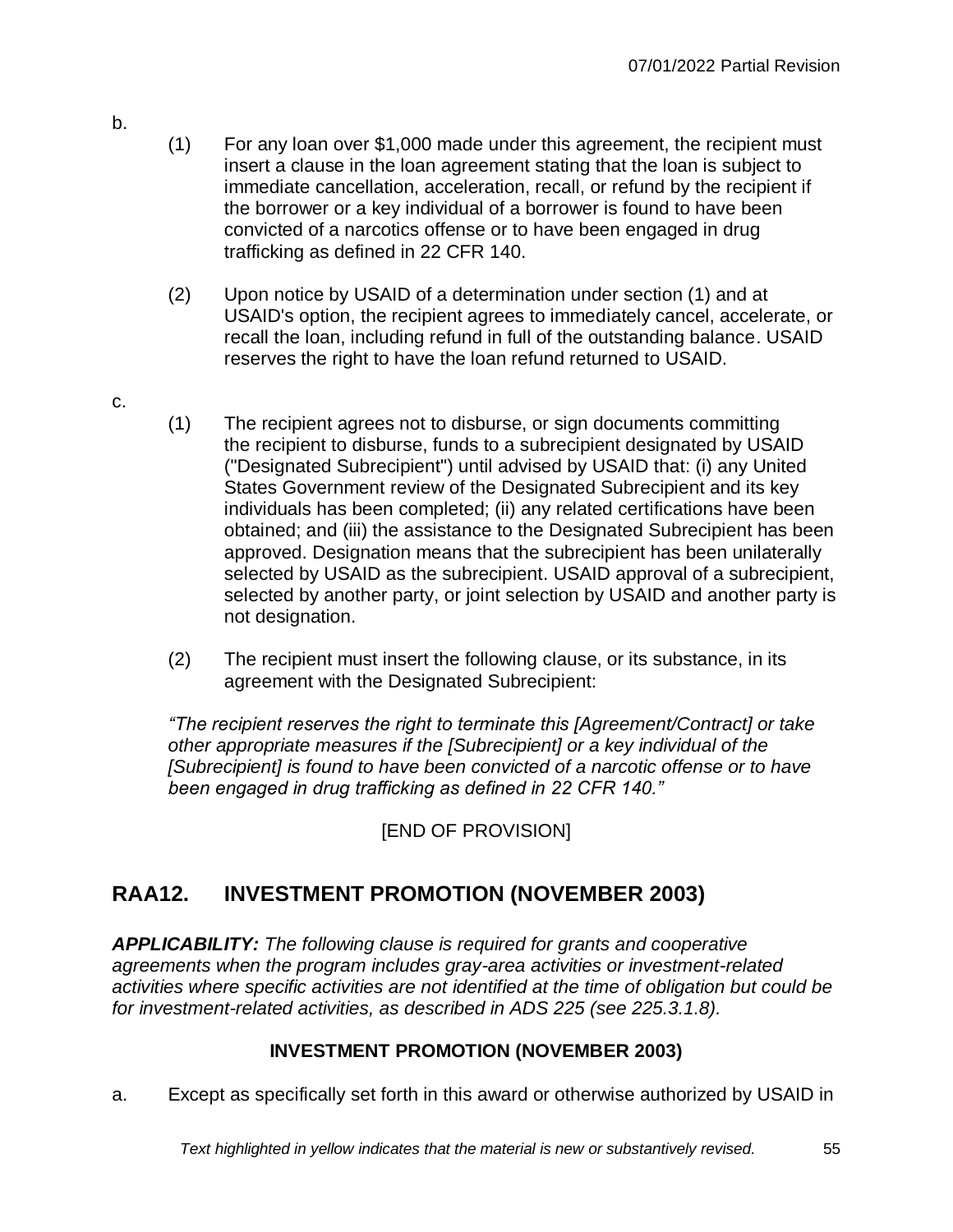b.

(1) For any loan over $1,000 made under this agreement, the recipient must insert a clause in the loan agreement stating that the loan is subject to immediate cancellation, acceleration, recall, or refund by the recipient if the borrower or a key individual of a borrower is found to have been convicted of a narcotics offense or to have been engaged in drug trafficking as defined in 22 CFR 140.

(2) Upon notice by USAID of a determination under section (1) and at USAID's option, the recipient agrees to immediately cancel, accelerate, or recall the loan, including refund in full of the outstanding balance. USAID reserves the right to have the loan refund returned to USAID.

c.

(1) The recipient agrees not to disburse, or sign documents committing the recipient to disburse, funds to a subrecipient designated by USAID ("Designated Subrecipient") until advised by USAID that: (i) any United States Government review of the Designated Subrecipient and its key individuals has been completed; (ii) any related certifications have been obtained; and (iii) the assistance to the Designated Subrecipient has been approved. Designation means that the subrecipient has been unilaterally selected by USAID as the subrecipient. USAID approval of a subrecipient, selected by another party, or joint selection by USAID and another party is not designation.

(2) The recipient must insert the following clause, or its substance, in its agreement with the Designated Subrecipient:

*"The recipient reserves the right to terminate this [Agreement/Contract] or take other appropriate measures if the [Subrecipient] or a key individual of the [Subrecipient] is found to have been convicted of a narcotic offense or to have been engaged in drug trafficking as defined in 22 CFR 140."*

[END OF PROVISION]

## RAA12. INVESTMENT PROMOTION (NOVEMBER 2003)

***APPLICABILITY:*** *The following clause is required for grants and cooperative agreements when the program includes gray-area activities or investment-related activities where specific activities are not identified at the time of obligation but could be for investment-related activities, as described in ADS 225 (see 225.3.1.8).*

**INVESTMENT PROMOTION (NOVEMBER 2003)**

a. Except as specifically set forth in this award or otherwise authorized by USAID in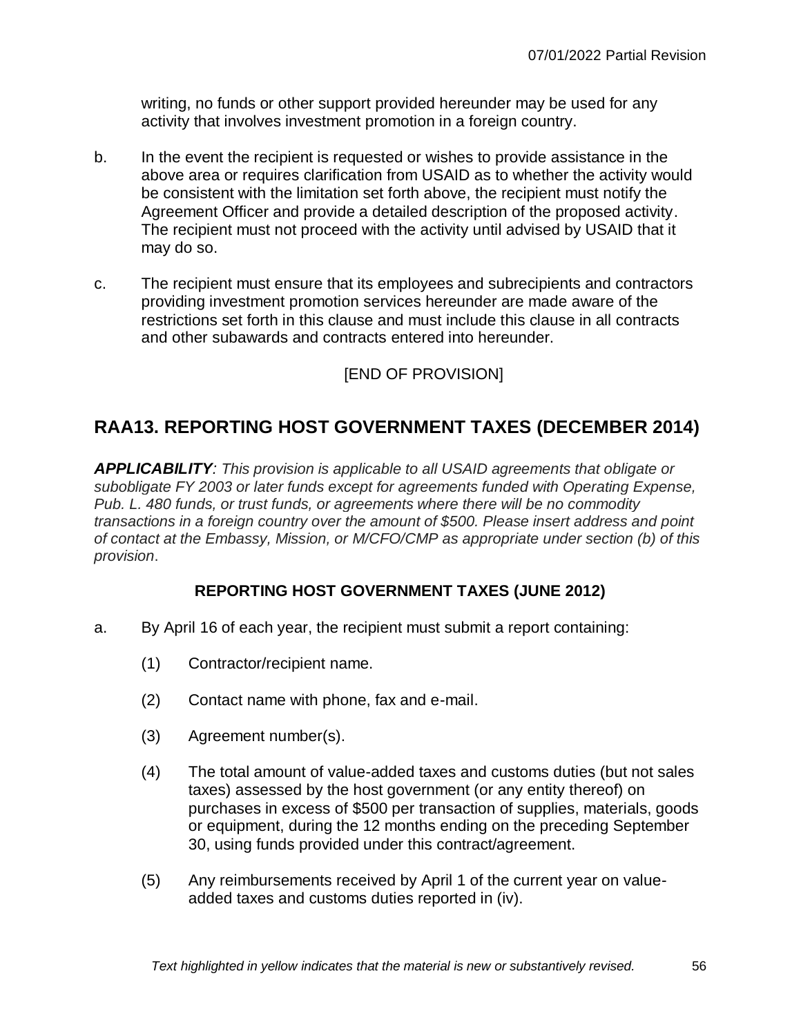writing, no funds or other support provided hereunder may be used for any activity that involves investment promotion in a foreign country.

b. In the event the recipient is requested or wishes to provide assistance in the above area or requires clarification from USAID as to whether the activity would be consistent with the limitation set forth above, the recipient must notify the Agreement Officer and provide a detailed description of the proposed activity. The recipient must not proceed with the activity until advised by USAID that it may do so.

c. The recipient must ensure that its employees and subrecipients and contractors providing investment promotion services hereunder are made aware of the restrictions set forth in this clause and must include this clause in all contracts and other subawards and contracts entered into hereunder.

[END OF PROVISION]

## RAA13. REPORTING HOST GOVERNMENT TAXES (DECEMBER 2014)

***APPLICABILITY****: This provision is applicable to all USAID agreements that obligate or subobligate FY 2003 or later funds except for agreements funded with Operating Expense, Pub. L. 480 funds, or trust funds, or agreements where there will be no commodity transactions in a foreign country over the amount of $500. Please insert address and point of contact at the Embassy, Mission, or M/CFO/CMP as appropriate under section (b) of this provision.*

### REPORTING HOST GOVERNMENT TAXES (JUNE 2012)

a. By April 16 of each year, the recipient must submit a report containing:

   (1) Contractor/recipient name.

   (2) Contact name with phone, fax and e-mail.

   (3) Agreement number(s).

   (4) The total amount of value-added taxes and customs duties (but not sales taxes) assessed by the host government (or any entity thereof) on purchases in excess of $500 per transaction of supplies, materials, goods or equipment, during the 12 months ending on the preceding September 30, using funds provided under this contract/agreement.

   (5) Any reimbursements received by April 1 of the current year on value-added taxes and customs duties reported in (iv).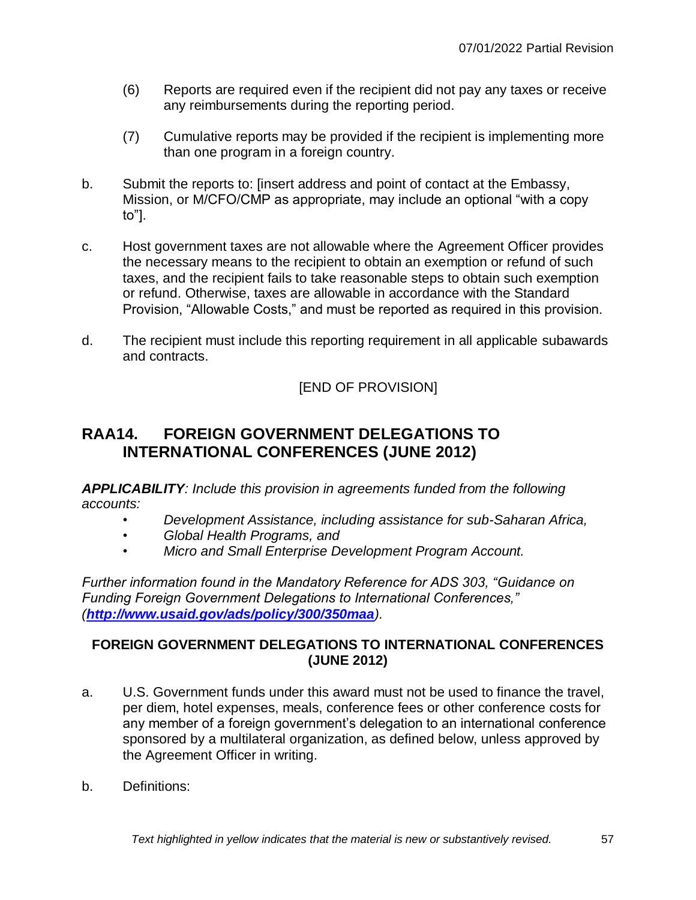(6) Reports are required even if the recipient did not pay any taxes or receive any reimbursements during the reporting period.

(7) Cumulative reports may be provided if the recipient is implementing more than one program in a foreign country.

b. Submit the reports to: [insert address and point of contact at the Embassy, Mission, or M/CFO/CMP as appropriate, may include an optional "with a copy to"].

c. Host government taxes are not allowable where the Agreement Officer provides the necessary means to the recipient to obtain an exemption or refund of such taxes, and the recipient fails to take reasonable steps to obtain such exemption or refund. Otherwise, taxes are allowable in accordance with the Standard Provision, "Allowable Costs," and must be reported as required in this provision.

d. The recipient must include this reporting requirement in all applicable subawards and contracts.

[END OF PROVISION]

## RAA14. FOREIGN GOVERNMENT DELEGATIONS TO INTERNATIONAL CONFERENCES (JUNE 2012)

***APPLICABILITY****: Include this provision in agreements funded from the following accounts:*

- *Development Assistance, including assistance for sub-Saharan Africa,*
- *Global Health Programs, and*
- *Micro and Small Enterprise Development Program Account.*

*Further information found in the Mandatory Reference for ADS 303, "Guidance on Funding Foreign Government Delegations to International Conferences," (****http://www.usaid.gov/ads/policy/300/350maa****).*

**FOREIGN GOVERNMENT DELEGATIONS TO INTERNATIONAL CONFERENCES (JUNE 2012)**

a. U.S. Government funds under this award must not be used to finance the travel, per diem, hotel expenses, meals, conference fees or other conference costs for any member of a foreign government's delegation to an international conference sponsored by a multilateral organization, as defined below, unless approved by the Agreement Officer in writing.

b. Definitions: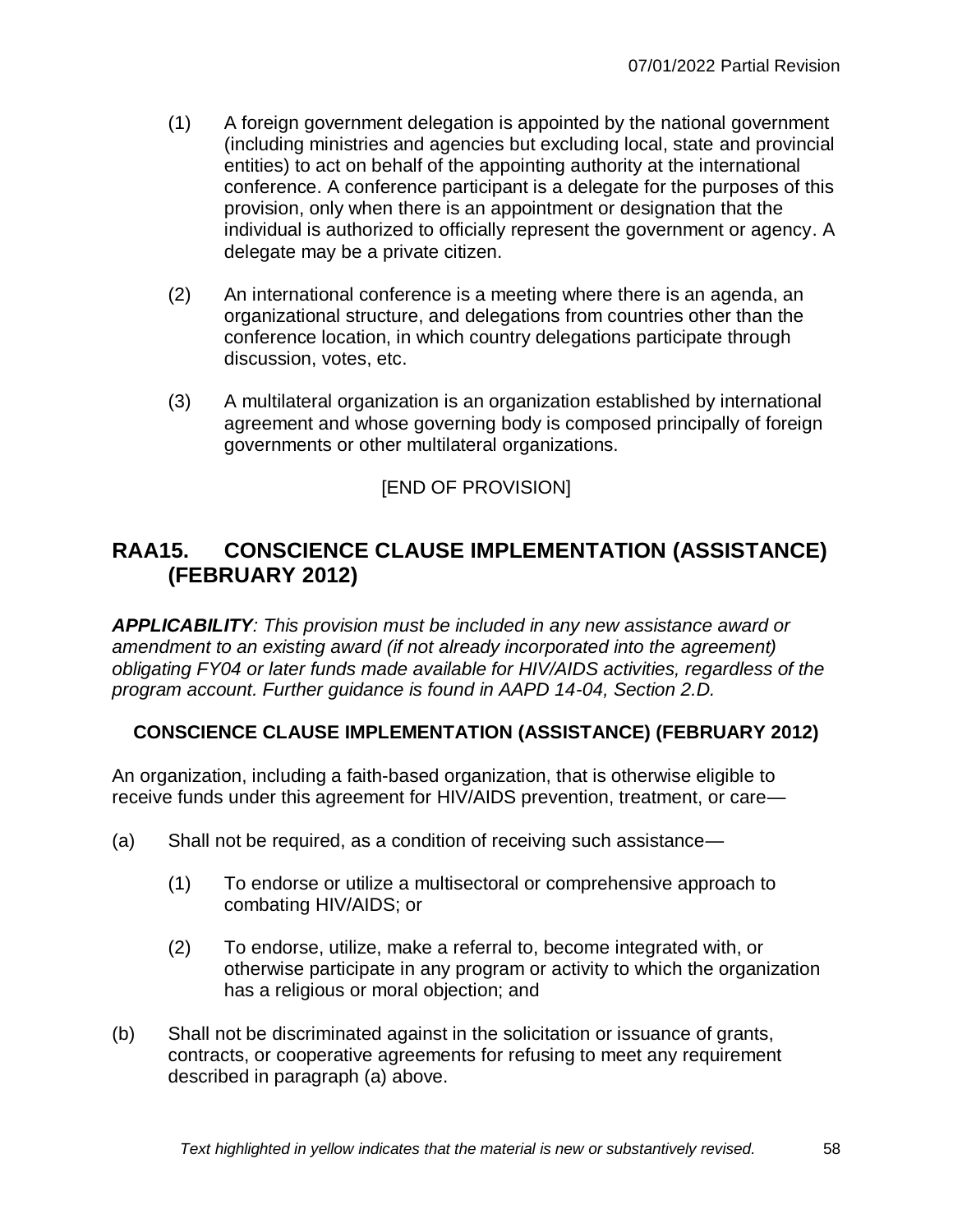(1) A foreign government delegation is appointed by the national government (including ministries and agencies but excluding local, state and provincial entities) to act on behalf of the appointing authority at the international conference. A conference participant is a delegate for the purposes of this provision, only when there is an appointment or designation that the individual is authorized to officially represent the government or agency. A delegate may be a private citizen.

(2) An international conference is a meeting where there is an agenda, an organizational structure, and delegations from countries other than the conference location, in which country delegations participate through discussion, votes, etc.

(3) A multilateral organization is an organization established by international agreement and whose governing body is composed principally of foreign governments or other multilateral organizations.

[END OF PROVISION]

## RAA15. CONSCIENCE CLAUSE IMPLEMENTATION (ASSISTANCE) (FEBRUARY 2012)

***APPLICABILITY****: This provision must be included in any new assistance award or amendment to an existing award (if not already incorporated into the agreement) obligating FY04 or later funds made available for HIV/AIDS activities, regardless of the program account. Further guidance is found in AAPD 14-04, Section 2.D.*

**CONSCIENCE CLAUSE IMPLEMENTATION (ASSISTANCE) (FEBRUARY 2012)**

An organization, including a faith-based organization, that is otherwise eligible to receive funds under this agreement for HIV/AIDS prevention, treatment, or care—

(a) Shall not be required, as a condition of receiving such assistance—

(1) To endorse or utilize a multisectoral or comprehensive approach to combating HIV/AIDS; or

(2) To endorse, utilize, make a referral to, become integrated with, or otherwise participate in any program or activity to which the organization has a religious or moral objection; and

(b) Shall not be discriminated against in the solicitation or issuance of grants, contracts, or cooperative agreements for refusing to meet any requirement described in paragraph (a) above.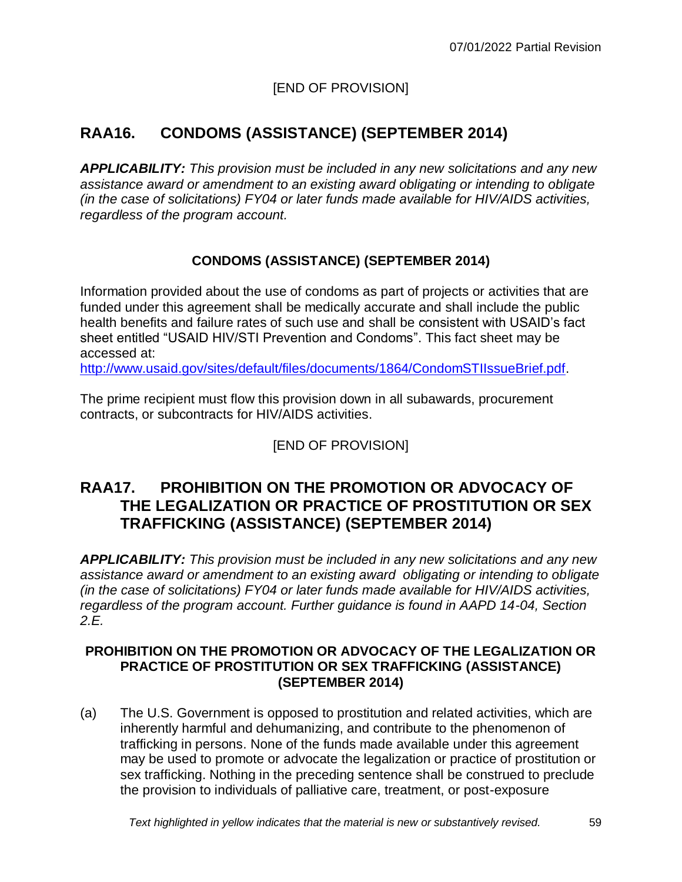[END OF PROVISION]

## RAA16. CONDOMS (ASSISTANCE) (SEPTEMBER 2014)

***APPLICABILITY:*** *This provision must be included in any new solicitations and any new assistance award or amendment to an existing award obligating or intending to obligate (in the case of solicitations) FY04 or later funds made available for HIV/AIDS activities, regardless of the program account.*

**CONDOMS (ASSISTANCE) (SEPTEMBER 2014)**

Information provided about the use of condoms as part of projects or activities that are funded under this agreement shall be medically accurate and shall include the public health benefits and failure rates of such use and shall be consistent with USAID's fact sheet entitled "USAID HIV/STI Prevention and Condoms". This fact sheet may be accessed at: http://www.usaid.gov/sites/default/files/documents/1864/CondomSTIIssueBrief.pdf.

The prime recipient must flow this provision down in all subawards, procurement contracts, or subcontracts for HIV/AIDS activities.

[END OF PROVISION]

## RAA17. PROHIBITION ON THE PROMOTION OR ADVOCACY OF THE LEGALIZATION OR PRACTICE OF PROSTITUTION OR SEX TRAFFICKING (ASSISTANCE) (SEPTEMBER 2014)

***APPLICABILITY:*** *This provision must be included in any new solicitations and any new assistance award or amendment to an existing award obligating or intending to obligate (in the case of solicitations) FY04 or later funds made available for HIV/AIDS activities, regardless of the program account. Further guidance is found in AAPD 14-04, Section 2.E.*

**PROHIBITION ON THE PROMOTION OR ADVOCACY OF THE LEGALIZATION OR PRACTICE OF PROSTITUTION OR SEX TRAFFICKING (ASSISTANCE) (SEPTEMBER 2014)**

(a) The U.S. Government is opposed to prostitution and related activities, which are inherently harmful and dehumanizing, and contribute to the phenomenon of trafficking in persons. None of the funds made available under this agreement may be used to promote or advocate the legalization or practice of prostitution or sex trafficking. Nothing in the preceding sentence shall be construed to preclude the provision to individuals of palliative care, treatment, or post-exposure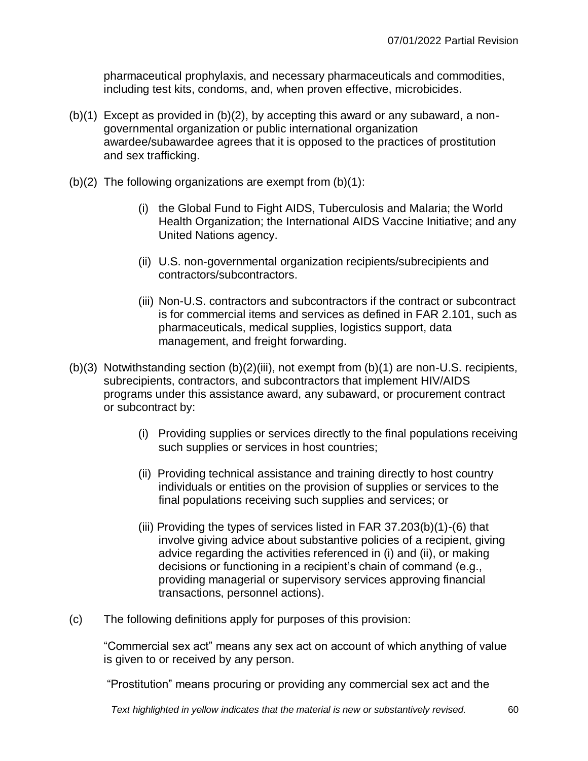pharmaceutical prophylaxis, and necessary pharmaceuticals and commodities, including test kits, condoms, and, when proven effective, microbicides.

(b)(1) Except as provided in (b)(2), by accepting this award or any subaward, a non-governmental organization or public international organization awardee/subawardee agrees that it is opposed to the practices of prostitution and sex trafficking.

(b)(2) The following organizations are exempt from (b)(1):

(i) the Global Fund to Fight AIDS, Tuberculosis and Malaria; the World Health Organization; the International AIDS Vaccine Initiative; and any United Nations agency.

(ii) U.S. non-governmental organization recipients/subrecipients and contractors/subcontractors.

(iii) Non-U.S. contractors and subcontractors if the contract or subcontract is for commercial items and services as defined in FAR 2.101, such as pharmaceuticals, medical supplies, logistics support, data management, and freight forwarding.

(b)(3) Notwithstanding section (b)(2)(iii), not exempt from (b)(1) are non-U.S. recipients, subrecipients, contractors, and subcontractors that implement HIV/AIDS programs under this assistance award, any subaward, or procurement contract or subcontract by:

(i) Providing supplies or services directly to the final populations receiving such supplies or services in host countries;

(ii) Providing technical assistance and training directly to host country individuals or entities on the provision of supplies or services to the final populations receiving such supplies and services; or

(iii) Providing the types of services listed in FAR 37.203(b)(1)-(6) that involve giving advice about substantive policies of a recipient, giving advice regarding the activities referenced in (i) and (ii), or making decisions or functioning in a recipient's chain of command (e.g., providing managerial or supervisory services approving financial transactions, personnel actions).

(c) The following definitions apply for purposes of this provision:

"Commercial sex act" means any sex act on account of which anything of value is given to or received by any person.

"Prostitution" means procuring or providing any commercial sex act and the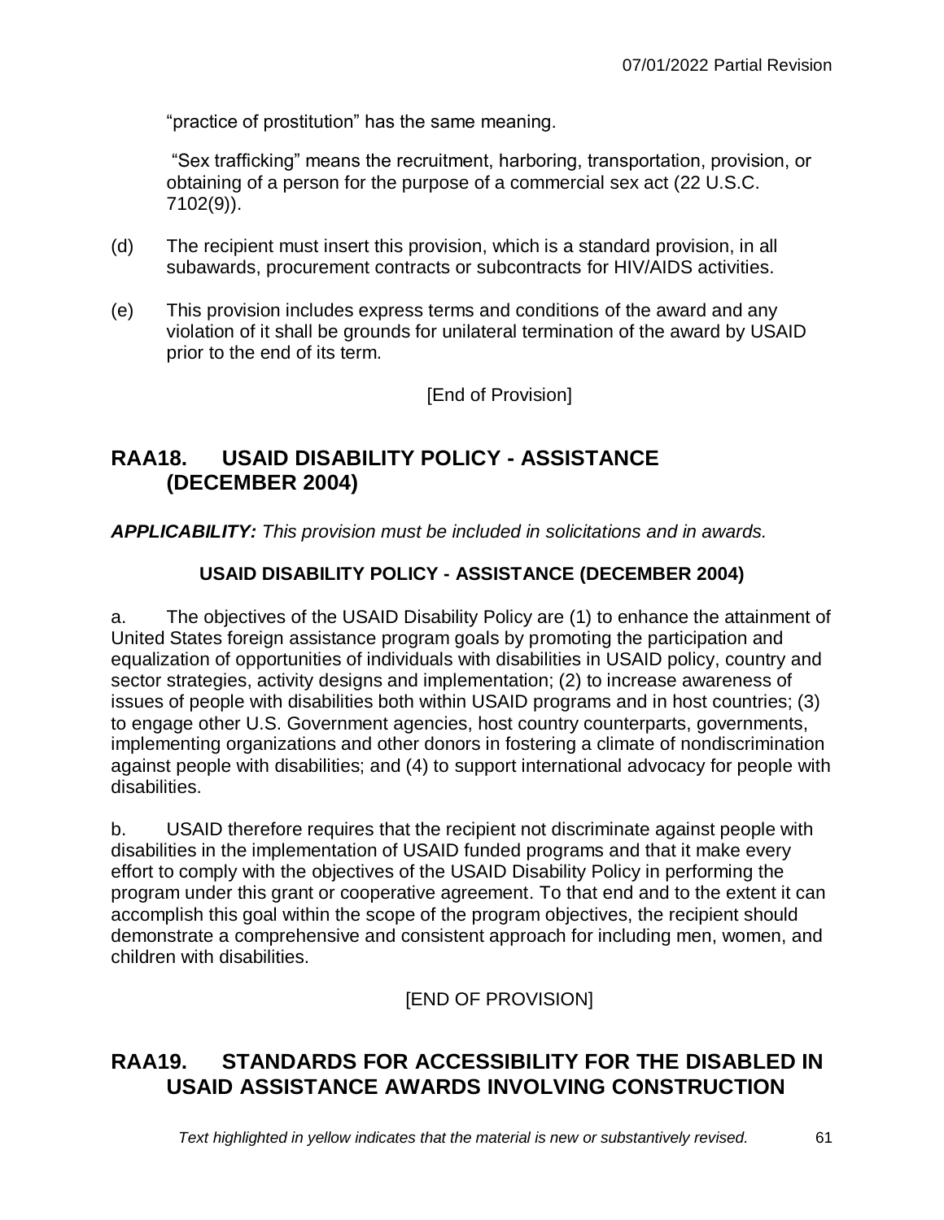"practice of prostitution" has the same meaning.

"Sex trafficking" means the recruitment, harboring, transportation, provision, or obtaining of a person for the purpose of a commercial sex act (22 U.S.C. 7102(9)).

(d) The recipient must insert this provision, which is a standard provision, in all subawards, procurement contracts or subcontracts for HIV/AIDS activities.

(e) This provision includes express terms and conditions of the award and any violation of it shall be grounds for unilateral termination of the award by USAID prior to the end of its term.

[End of Provision]

## RAA18. USAID DISABILITY POLICY - ASSISTANCE (DECEMBER 2004)

***APPLICABILITY:*** *This provision must be included in solicitations and in awards.*

**USAID DISABILITY POLICY - ASSISTANCE (DECEMBER 2004)**

a. The objectives of the USAID Disability Policy are (1) to enhance the attainment of United States foreign assistance program goals by promoting the participation and equalization of opportunities of individuals with disabilities in USAID policy, country and sector strategies, activity designs and implementation; (2) to increase awareness of issues of people with disabilities both within USAID programs and in host countries; (3) to engage other U.S. Government agencies, host country counterparts, governments, implementing organizations and other donors in fostering a climate of nondiscrimination against people with disabilities; and (4) to support international advocacy for people with disabilities.

b. USAID therefore requires that the recipient not discriminate against people with disabilities in the implementation of USAID funded programs and that it make every effort to comply with the objectives of the USAID Disability Policy in performing the program under this grant or cooperative agreement. To that end and to the extent it can accomplish this goal within the scope of the program objectives, the recipient should demonstrate a comprehensive and consistent approach for including men, women, and children with disabilities.

[END OF PROVISION]

## RAA19. STANDARDS FOR ACCESSIBILITY FOR THE DISABLED IN USAID ASSISTANCE AWARDS INVOLVING CONSTRUCTION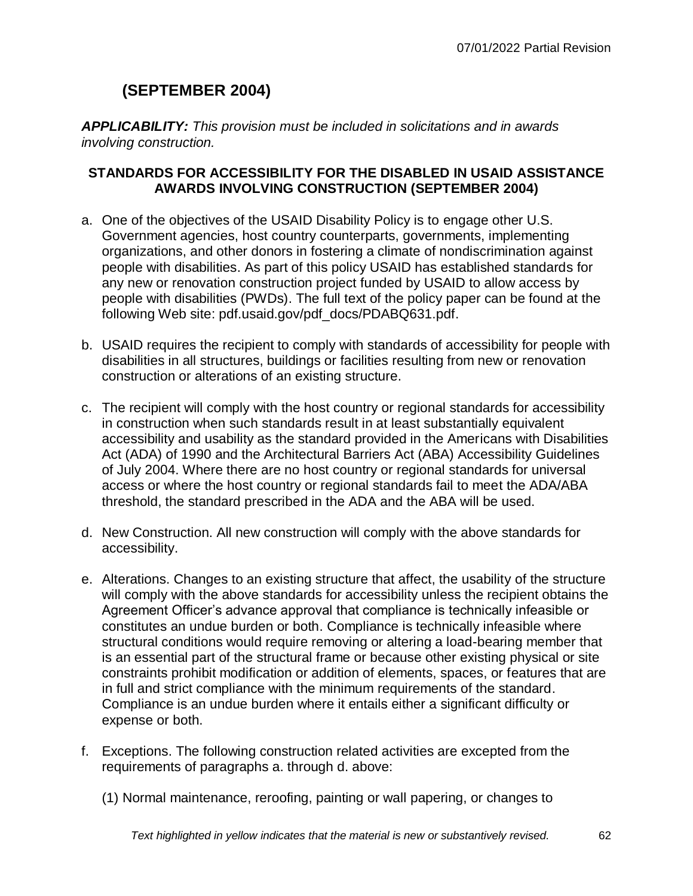## (SEPTEMBER 2004)

***APPLICABILITY:*** *This provision must be included in solicitations and in awards involving construction.*

**STANDARDS FOR ACCESSIBILITY FOR THE DISABLED IN USAID ASSISTANCE AWARDS INVOLVING CONSTRUCTION (SEPTEMBER 2004)**

a. One of the objectives of the USAID Disability Policy is to engage other U.S. Government agencies, host country counterparts, governments, implementing organizations, and other donors in fostering a climate of nondiscrimination against people with disabilities. As part of this policy USAID has established standards for any new or renovation construction project funded by USAID to allow access by people with disabilities (PWDs). The full text of the policy paper can be found at the following Web site: pdf.usaid.gov/pdf_docs/PDABQ631.pdf.

b. USAID requires the recipient to comply with standards of accessibility for people with disabilities in all structures, buildings or facilities resulting from new or renovation construction or alterations of an existing structure.

c. The recipient will comply with the host country or regional standards for accessibility in construction when such standards result in at least substantially equivalent accessibility and usability as the standard provided in the Americans with Disabilities Act (ADA) of 1990 and the Architectural Barriers Act (ABA) Accessibility Guidelines of July 2004. Where there are no host country or regional standards for universal access or where the host country or regional standards fail to meet the ADA/ABA threshold, the standard prescribed in the ADA and the ABA will be used.

d. New Construction. All new construction will comply with the above standards for accessibility.

e. Alterations. Changes to an existing structure that affect, the usability of the structure will comply with the above standards for accessibility unless the recipient obtains the Agreement Officer's advance approval that compliance is technically infeasible or constitutes an undue burden or both. Compliance is technically infeasible where structural conditions would require removing or altering a load-bearing member that is an essential part of the structural frame or because other existing physical or site constraints prohibit modification or addition of elements, spaces, or features that are in full and strict compliance with the minimum requirements of the standard. Compliance is an undue burden where it entails either a significant difficulty or expense or both.

f. Exceptions. The following construction related activities are excepted from the requirements of paragraphs a. through d. above:

   (1) Normal maintenance, reroofing, painting or wall papering, or changes to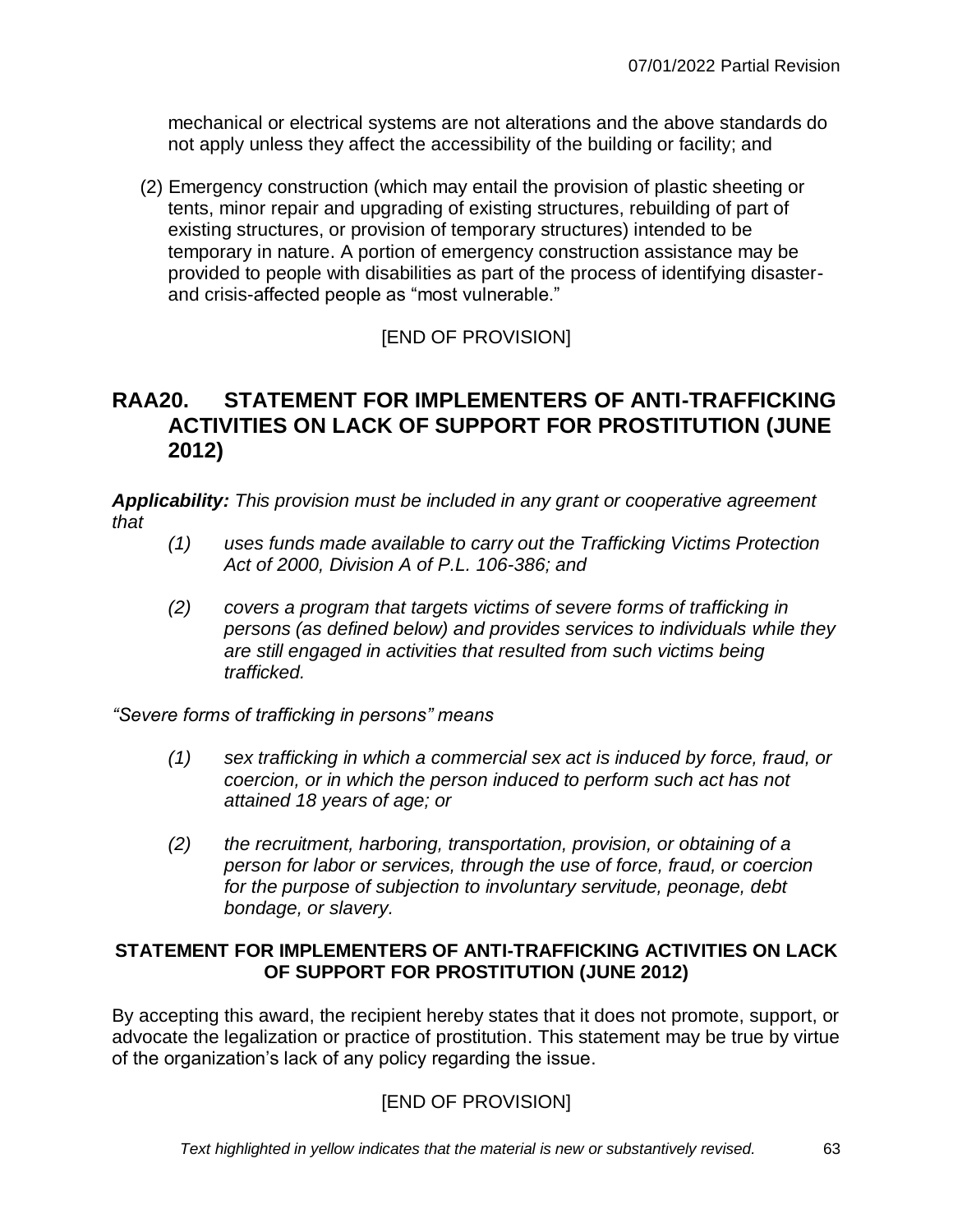mechanical or electrical systems are not alterations and the above standards do not apply unless they affect the accessibility of the building or facility; and

(2) Emergency construction (which may entail the provision of plastic sheeting or tents, minor repair and upgrading of existing structures, rebuilding of part of existing structures, or provision of temporary structures) intended to be temporary in nature. A portion of emergency construction assistance may be provided to people with disabilities as part of the process of identifying disaster- and crisis-affected people as "most vulnerable."

[END OF PROVISION]

## RAA20. STATEMENT FOR IMPLEMENTERS OF ANTI-TRAFFICKING ACTIVITIES ON LACK OF SUPPORT FOR PROSTITUTION (JUNE 2012)

***Applicability:*** *This provision must be included in any grant or cooperative agreement that*

*(1) uses funds made available to carry out the Trafficking Victims Protection Act of 2000, Division A of P.L. 106-386; and*

*(2) covers a program that targets victims of severe forms of trafficking in persons (as defined below) and provides services to individuals while they are still engaged in activities that resulted from such victims being trafficked.*

*"Severe forms of trafficking in persons" means*

*(1) sex trafficking in which a commercial sex act is induced by force, fraud, or coercion, or in which the person induced to perform such act has not attained 18 years of age; or*

*(2) the recruitment, harboring, transportation, provision, or obtaining of a person for labor or services, through the use of force, fraud, or coercion for the purpose of subjection to involuntary servitude, peonage, debt bondage, or slavery.*

### STATEMENT FOR IMPLEMENTERS OF ANTI-TRAFFICKING ACTIVITIES ON LACK OF SUPPORT FOR PROSTITUTION (JUNE 2012)

By accepting this award, the recipient hereby states that it does not promote, support, or advocate the legalization or practice of prostitution. This statement may be true by virtue of the organization's lack of any policy regarding the issue.

[END OF PROVISION]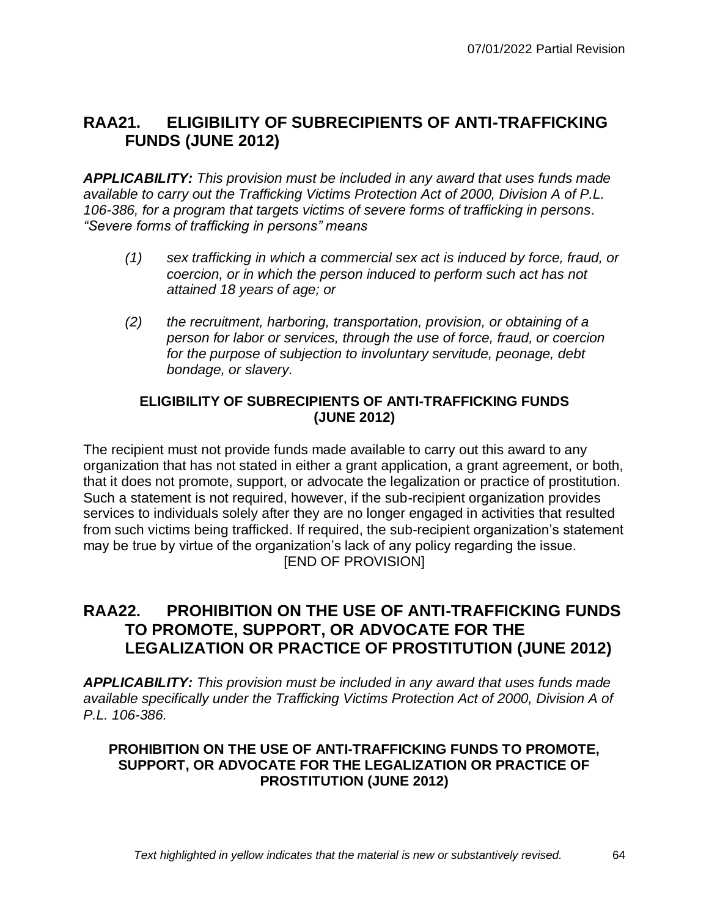## RAA21. ELIGIBILITY OF SUBRECIPIENTS OF ANTI-TRAFFICKING FUNDS (JUNE 2012)

***APPLICABILITY:*** *This provision must be included in any award that uses funds made available to carry out the Trafficking Victims Protection Act of 2000, Division A of P.L. 106-386, for a program that targets victims of severe forms of trafficking in persons. "Severe forms of trafficking in persons" means*

> *(1) sex trafficking in which a commercial sex act is induced by force, fraud, or coercion, or in which the person induced to perform such act has not attained 18 years of age; or*
>
> *(2) the recruitment, harboring, transportation, provision, or obtaining of a person for labor or services, through the use of force, fraud, or coercion for the purpose of subjection to involuntary servitude, peonage, debt bondage, or slavery.*

**ELIGIBILITY OF SUBRECIPIENTS OF ANTI-TRAFFICKING FUNDS (JUNE 2012)**

The recipient must not provide funds made available to carry out this award to any organization that has not stated in either a grant application, a grant agreement, or both, that it does not promote, support, or advocate the legalization or practice of prostitution. Such a statement is not required, however, if the sub-recipient organization provides services to individuals solely after they are no longer engaged in activities that resulted from such victims being trafficked. If required, the sub-recipient organization's statement may be true by virtue of the organization's lack of any policy regarding the issue.

[END OF PROVISION]

## RAA22. PROHIBITION ON THE USE OF ANTI-TRAFFICKING FUNDS TO PROMOTE, SUPPORT, OR ADVOCATE FOR THE LEGALIZATION OR PRACTICE OF PROSTITUTION (JUNE 2012)

***APPLICABILITY:*** *This provision must be included in any award that uses funds made available specifically under the Trafficking Victims Protection Act of 2000, Division A of P.L. 106-386.*

**PROHIBITION ON THE USE OF ANTI-TRAFFICKING FUNDS TO PROMOTE, SUPPORT, OR ADVOCATE FOR THE LEGALIZATION OR PRACTICE OF PROSTITUTION (JUNE 2012)**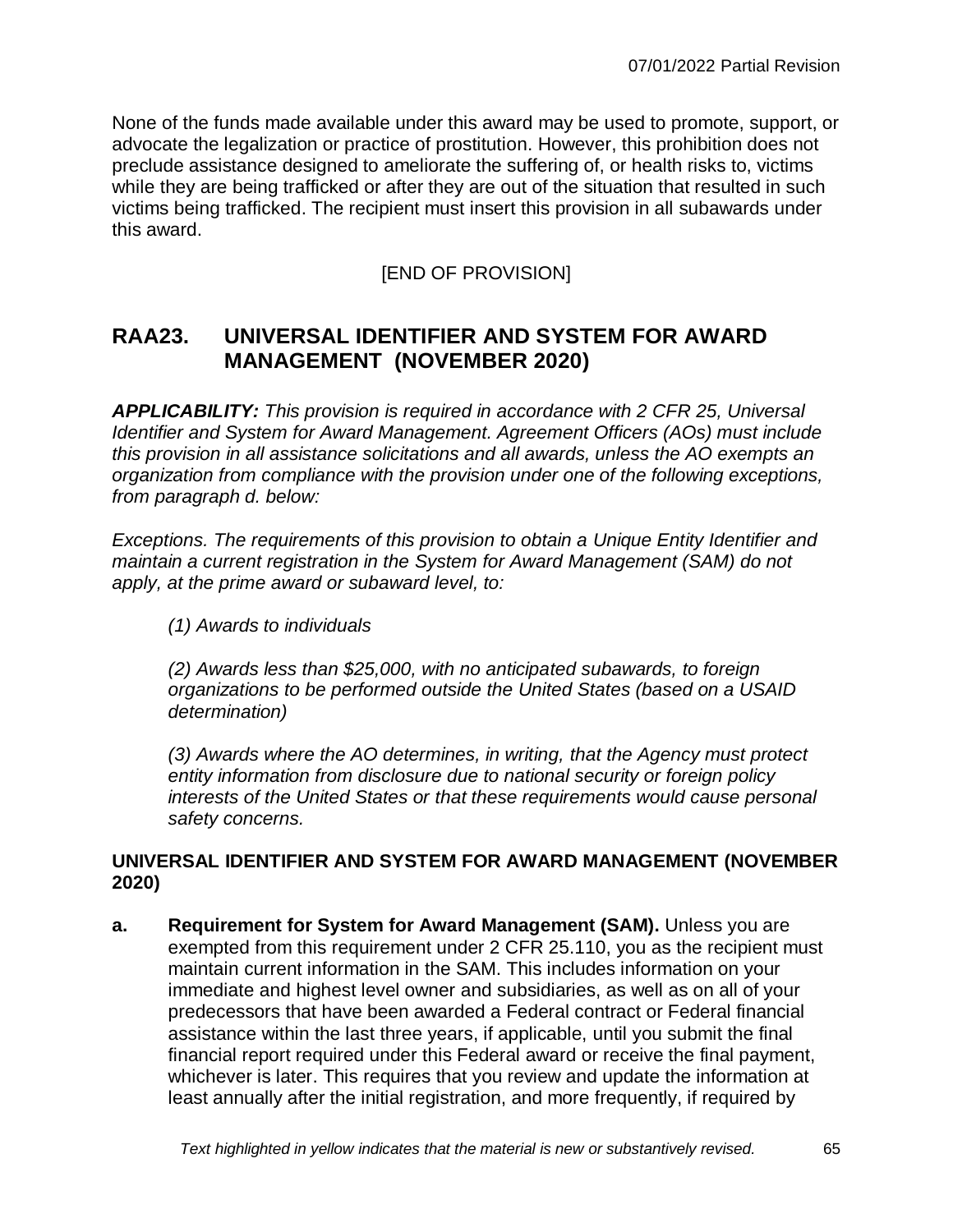None of the funds made available under this award may be used to promote, support, or advocate the legalization or practice of prostitution. However, this prohibition does not preclude assistance designed to ameliorate the suffering of, or health risks to, victims while they are being trafficked or after they are out of the situation that resulted in such victims being trafficked. The recipient must insert this provision in all subawards under this award.

[END OF PROVISION]

## RAA23. UNIVERSAL IDENTIFIER AND SYSTEM FOR AWARD MANAGEMENT (NOVEMBER 2020)

***APPLICABILITY:*** *This provision is required in accordance with 2 CFR 25, Universal Identifier and System for Award Management. Agreement Officers (AOs) must include this provision in all assistance solicitations and all awards, unless the AO exempts an organization from compliance with the provision under one of the following exceptions, from paragraph d. below:*

*Exceptions. The requirements of this provision to obtain a Unique Entity Identifier and maintain a current registration in the System for Award Management (SAM) do not apply, at the prime award or subaward level, to:*

*(1) Awards to individuals*

*(2) Awards less than $25,000, with no anticipated subawards, to foreign organizations to be performed outside the United States (based on a USAID determination)*

*(3) Awards where the AO determines, in writing, that the Agency must protect entity information from disclosure due to national security or foreign policy interests of the United States or that these requirements would cause personal safety concerns.*

**UNIVERSAL IDENTIFIER AND SYSTEM FOR AWARD MANAGEMENT (NOVEMBER 2020)**

**a. Requirement for System for Award Management (SAM).** Unless you are exempted from this requirement under 2 CFR 25.110, you as the recipient must maintain current information in the SAM. This includes information on your immediate and highest level owner and subsidiaries, as well as on all of your predecessors that have been awarded a Federal contract or Federal financial assistance within the last three years, if applicable, until you submit the final financial report required under this Federal award or receive the final payment, whichever is later. This requires that you review and update the information at least annually after the initial registration, and more frequently, if required by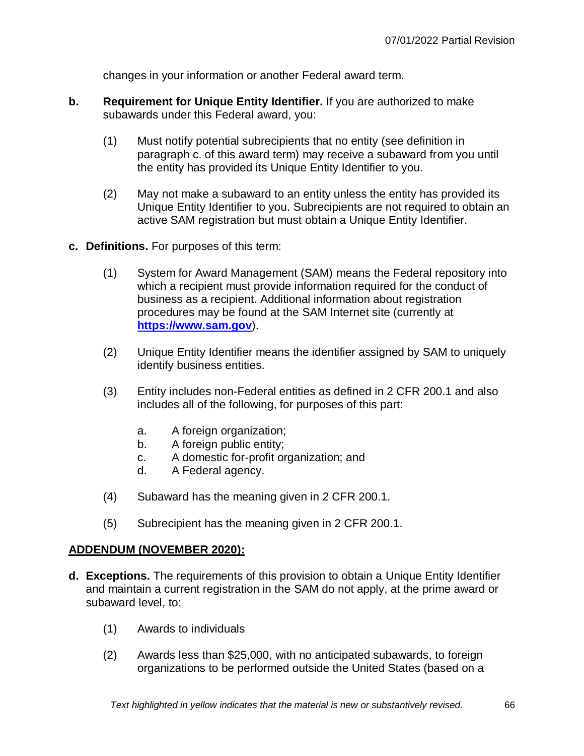changes in your information or another Federal award term.

**b. Requirement for Unique Entity Identifier.** If you are authorized to make subawards under this Federal award, you:

(1) Must notify potential subrecipients that no entity (see definition in paragraph c. of this award term) may receive a subaward from you until the entity has provided its Unique Entity Identifier to you.

(2) May not make a subaward to an entity unless the entity has provided its Unique Entity Identifier to you. Subrecipients are not required to obtain an active SAM registration but must obtain a Unique Entity Identifier.

**c. Definitions.** For purposes of this term:

(1) System for Award Management (SAM) means the Federal repository into which a recipient must provide information required for the conduct of business as a recipient. Additional information about registration procedures may be found at the SAM Internet site (currently at **https://www.sam.gov**).

(2) Unique Entity Identifier means the identifier assigned by SAM to uniquely identify business entities.

(3) Entity includes non-Federal entities as defined in 2 CFR 200.1 and also includes all of the following, for purposes of this part:

a. A foreign organization;
b. A foreign public entity;
c. A domestic for-profit organization; and
d. A Federal agency.

(4) Subaward has the meaning given in 2 CFR 200.1.

(5) Subrecipient has the meaning given in 2 CFR 200.1.

**ADDENDUM (NOVEMBER 2020):**

**d. Exceptions.** The requirements of this provision to obtain a Unique Entity Identifier and maintain a current registration in the SAM do not apply, at the prime award or subaward level, to:

(1) Awards to individuals

(2) Awards less than $25,000, with no anticipated subawards, to foreign organizations to be performed outside the United States (based on a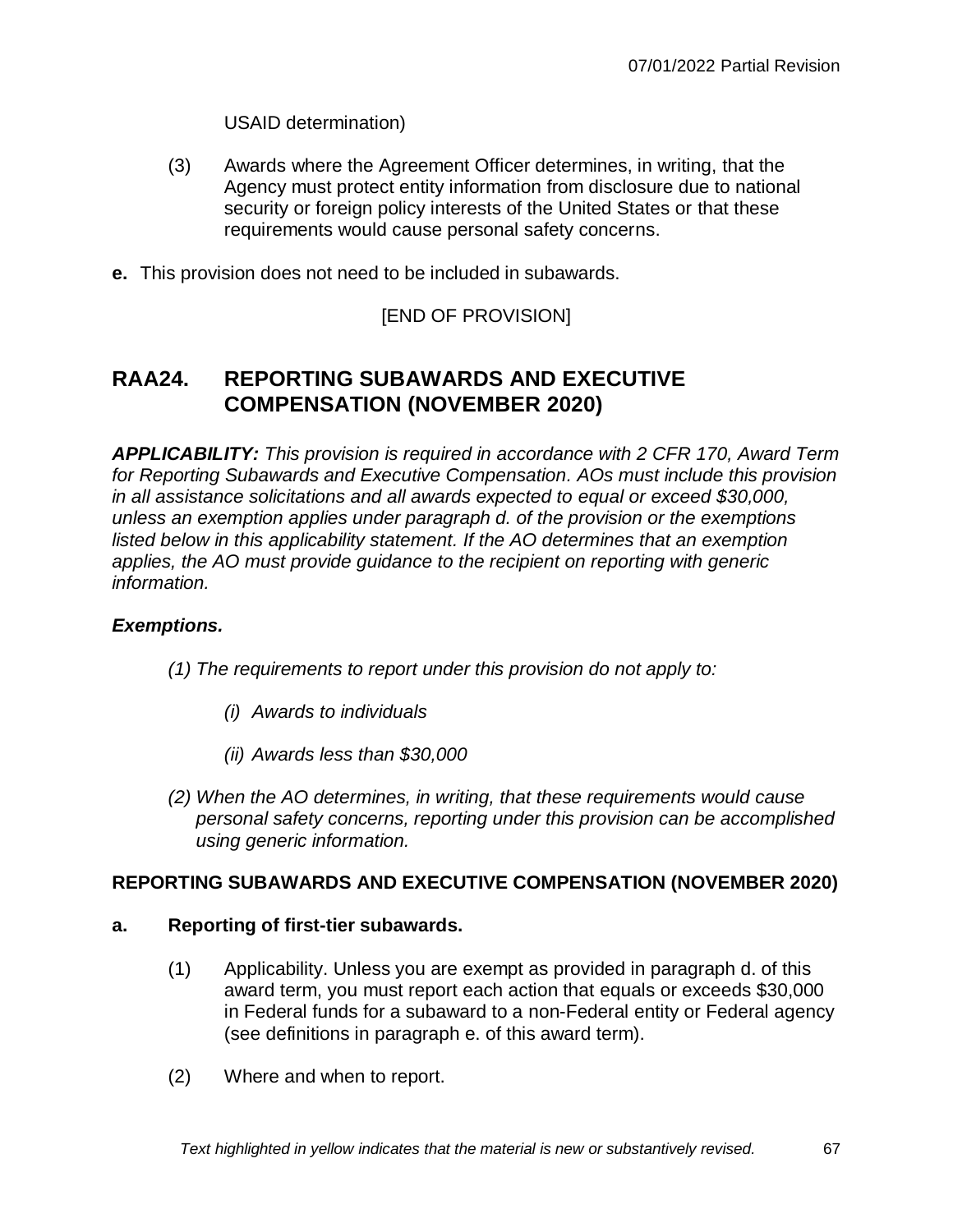USAID determination)

(3) Awards where the Agreement Officer determines, in writing, that the Agency must protect entity information from disclosure due to national security or foreign policy interests of the United States or that these requirements would cause personal safety concerns.

**e.** This provision does not need to be included in subawards.

[END OF PROVISION]

## RAA24. REPORTING SUBAWARDS AND EXECUTIVE COMPENSATION (NOVEMBER 2020)

***APPLICABILITY:*** *This provision is required in accordance with 2 CFR 170, Award Term for Reporting Subawards and Executive Compensation. AOs must include this provision in all assistance solicitations and all awards expected to equal or exceed $30,000, unless an exemption applies under paragraph d. of the provision or the exemptions listed below in this applicability statement. If the AO determines that an exemption applies, the AO must provide guidance to the recipient on reporting with generic information.*

***Exemptions.***

*(1) The requirements to report under this provision do not apply to:*

*(i) Awards to individuals*

*(ii) Awards less than $30,000*

*(2) When the AO determines, in writing, that these requirements would cause personal safety concerns, reporting under this provision can be accomplished using generic information.*

**REPORTING SUBAWARDS AND EXECUTIVE COMPENSATION (NOVEMBER 2020)**

**a. Reporting of first-tier subawards.**

(1) Applicability. Unless you are exempt as provided in paragraph d. of this award term, you must report each action that equals or exceeds $30,000 in Federal funds for a subaward to a non-Federal entity or Federal agency (see definitions in paragraph e. of this award term).

(2) Where and when to report.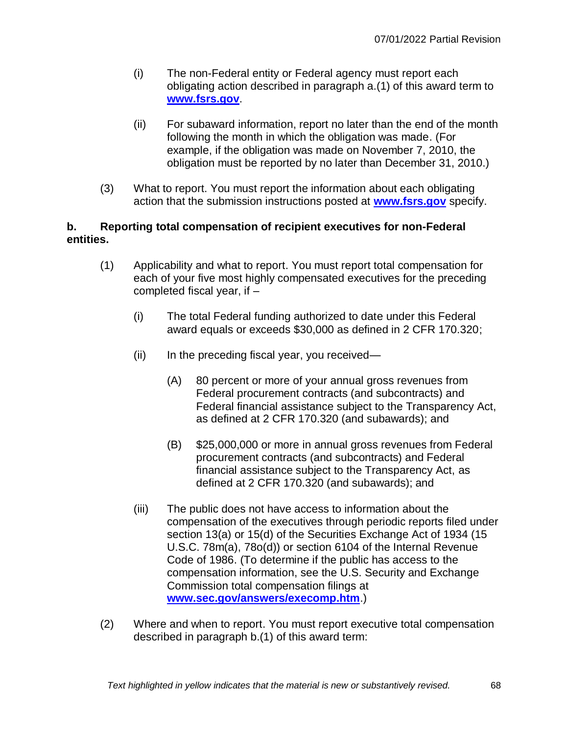(i) The non-Federal entity or Federal agency must report each obligating action described in paragraph a.(1) of this award term to **[www.fsrs.gov](http://www.fsrs.gov)**.

(ii) For subaward information, report no later than the end of the month following the month in which the obligation was made. (For example, if the obligation was made on November 7, 2010, the obligation must be reported by no later than December 31, 2010.)

(3) What to report. You must report the information about each obligating action that the submission instructions posted at **[www.fsrs.gov](http://www.fsrs.gov)** specify.

**b. Reporting total compensation of recipient executives for non-Federal entities.**

(1) Applicability and what to report. You must report total compensation for each of your five most highly compensated executives for the preceding completed fiscal year, if –

(i) The total Federal funding authorized to date under this Federal award equals or exceeds $30,000 as defined in 2 CFR 170.320;

(ii) In the preceding fiscal year, you received—

(A) 80 percent or more of your annual gross revenues from Federal procurement contracts (and subcontracts) and Federal financial assistance subject to the Transparency Act, as defined at 2 CFR 170.320 (and subawards); and

(B) $25,000,000 or more in annual gross revenues from Federal procurement contracts (and subcontracts) and Federal financial assistance subject to the Transparency Act, as defined at 2 CFR 170.320 (and subawards); and

(iii) The public does not have access to information about the compensation of the executives through periodic reports filed under section 13(a) or 15(d) of the Securities Exchange Act of 1934 (15 U.S.C. 78m(a), 78o(d)) or section 6104 of the Internal Revenue Code of 1986. (To determine if the public has access to the compensation information, see the U.S. Security and Exchange Commission total compensation filings at **[www.sec.gov/answers/execomp.htm](http://www.sec.gov/answers/execomp.htm)**.)

(2) Where and when to report. You must report executive total compensation described in paragraph b.(1) of this award term: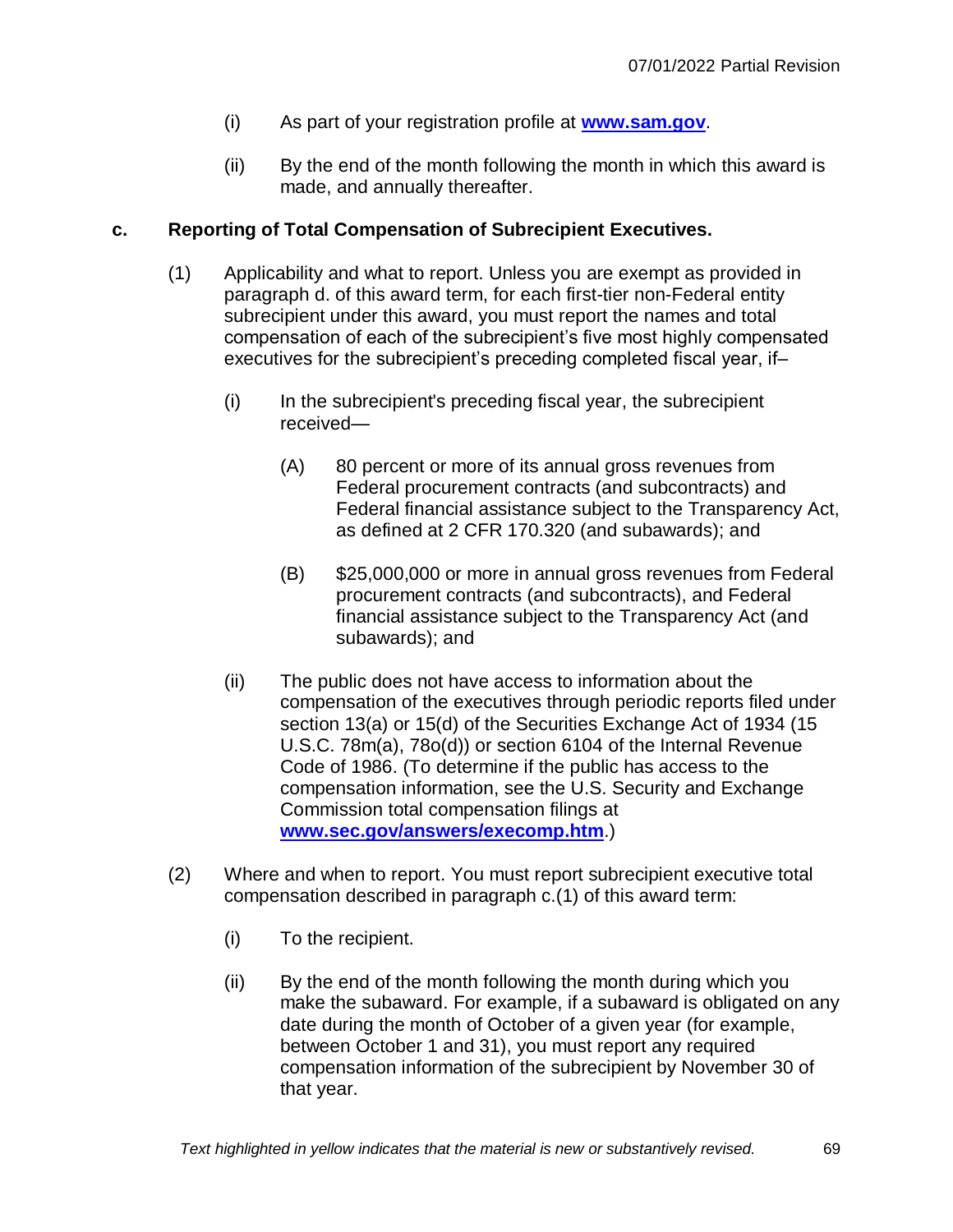(i) As part of your registration profile at **[www.sam.gov](http://www.sam.gov)**.

(ii) By the end of the month following the month in which this award is made, and annually thereafter.

**c. Reporting of Total Compensation of Subrecipient Executives.**

(1) Applicability and what to report. Unless you are exempt as provided in paragraph d. of this award term, for each first-tier non-Federal entity subrecipient under this award, you must report the names and total compensation of each of the subrecipient's five most highly compensated executives for the subrecipient's preceding completed fiscal year, if–

(i) In the subrecipient's preceding fiscal year, the subrecipient received—

(A) 80 percent or more of its annual gross revenues from Federal procurement contracts (and subcontracts) and Federal financial assistance subject to the Transparency Act, as defined at 2 CFR 170.320 (and subawards); and

(B) $25,000,000 or more in annual gross revenues from Federal procurement contracts (and subcontracts), and Federal financial assistance subject to the Transparency Act (and subawards); and

(ii) The public does not have access to information about the compensation of the executives through periodic reports filed under section 13(a) or 15(d) of the Securities Exchange Act of 1934 (15 U.S.C. 78m(a), 78o(d)) or section 6104 of the Internal Revenue Code of 1986. (To determine if the public has access to the compensation information, see the U.S. Security and Exchange Commission total compensation filings at **[www.sec.gov/answers/execomp.htm](http://www.sec.gov/answers/execomp.htm)**.)

(2) Where and when to report. You must report subrecipient executive total compensation described in paragraph c.(1) of this award term:

(i) To the recipient.

(ii) By the end of the month following the month during which you make the subaward. For example, if a subaward is obligated on any date during the month of October of a given year (for example, between October 1 and 31), you must report any required compensation information of the subrecipient by November 30 of that year.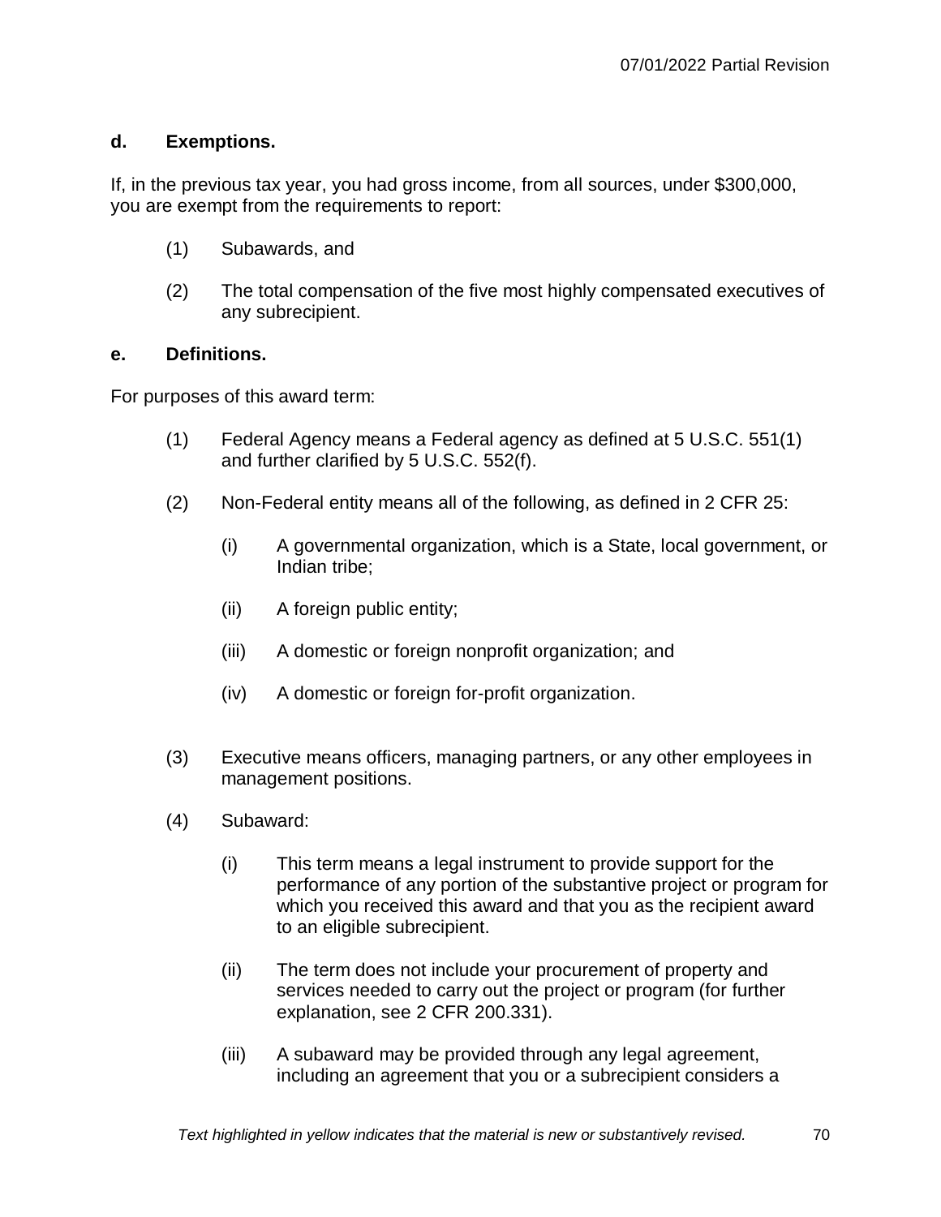**d. Exemptions.**

If, in the previous tax year, you had gross income, from all sources, under $300,000, you are exempt from the requirements to report:

(1) Subawards, and

(2) The total compensation of the five most highly compensated executives of any subrecipient.

**e. Definitions.**

For purposes of this award term:

(1) Federal Agency means a Federal agency as defined at 5 U.S.C. 551(1) and further clarified by 5 U.S.C. 552(f).

(2) Non-Federal entity means all of the following, as defined in 2 CFR 25:

(i) A governmental organization, which is a State, local government, or Indian tribe;

(ii) A foreign public entity;

(iii) A domestic or foreign nonprofit organization; and

(iv) A domestic or foreign for-profit organization.

(3) Executive means officers, managing partners, or any other employees in management positions.

(4) Subaward:

(i) This term means a legal instrument to provide support for the performance of any portion of the substantive project or program for which you received this award and that you as the recipient award to an eligible subrecipient.

(ii) The term does not include your procurement of property and services needed to carry out the project or program (for further explanation, see 2 CFR 200.331).

(iii) A subaward may be provided through any legal agreement, including an agreement that you or a subrecipient considers a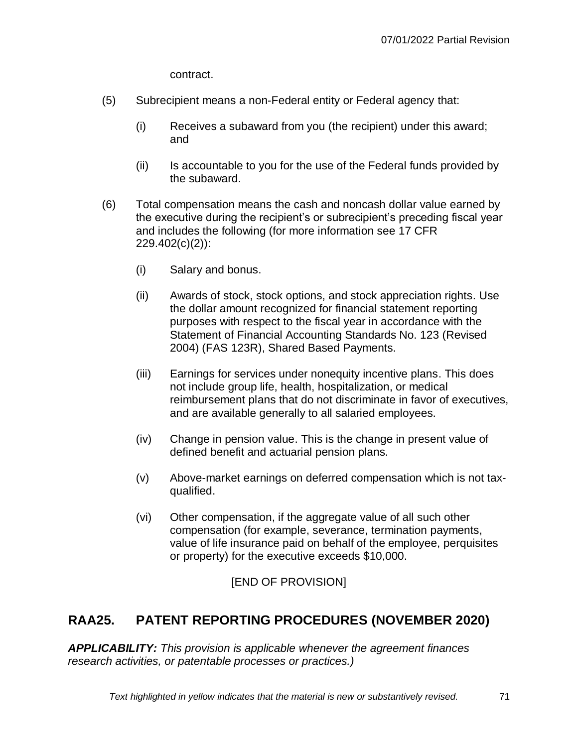contract.

(5) Subrecipient means a non-Federal entity or Federal agency that:

   (i) Receives a subaward from you (the recipient) under this award; and

   (ii) Is accountable to you for the use of the Federal funds provided by the subaward.

(6) Total compensation means the cash and noncash dollar value earned by the executive during the recipient's or subrecipient's preceding fiscal year and includes the following (for more information see 17 CFR 229.402(c)(2)):

   (i) Salary and bonus.

   (ii) Awards of stock, stock options, and stock appreciation rights. Use the dollar amount recognized for financial statement reporting purposes with respect to the fiscal year in accordance with the Statement of Financial Accounting Standards No. 123 (Revised 2004) (FAS 123R), Shared Based Payments.

   (iii) Earnings for services under nonequity incentive plans. This does not include group life, health, hospitalization, or medical reimbursement plans that do not discriminate in favor of executives, and are available generally to all salaried employees.

   (iv) Change in pension value. This is the change in present value of defined benefit and actuarial pension plans.

   (v) Above-market earnings on deferred compensation which is not tax-qualified.

   (vi) Other compensation, if the aggregate value of all such other compensation (for example, severance, termination payments, value of life insurance paid on behalf of the employee, perquisites or property) for the executive exceeds $10,000.

[END OF PROVISION]

## RAA25. PATENT REPORTING PROCEDURES (NOVEMBER 2020)

***APPLICABILITY:*** *This provision is applicable whenever the agreement finances research activities, or patentable processes or practices.)*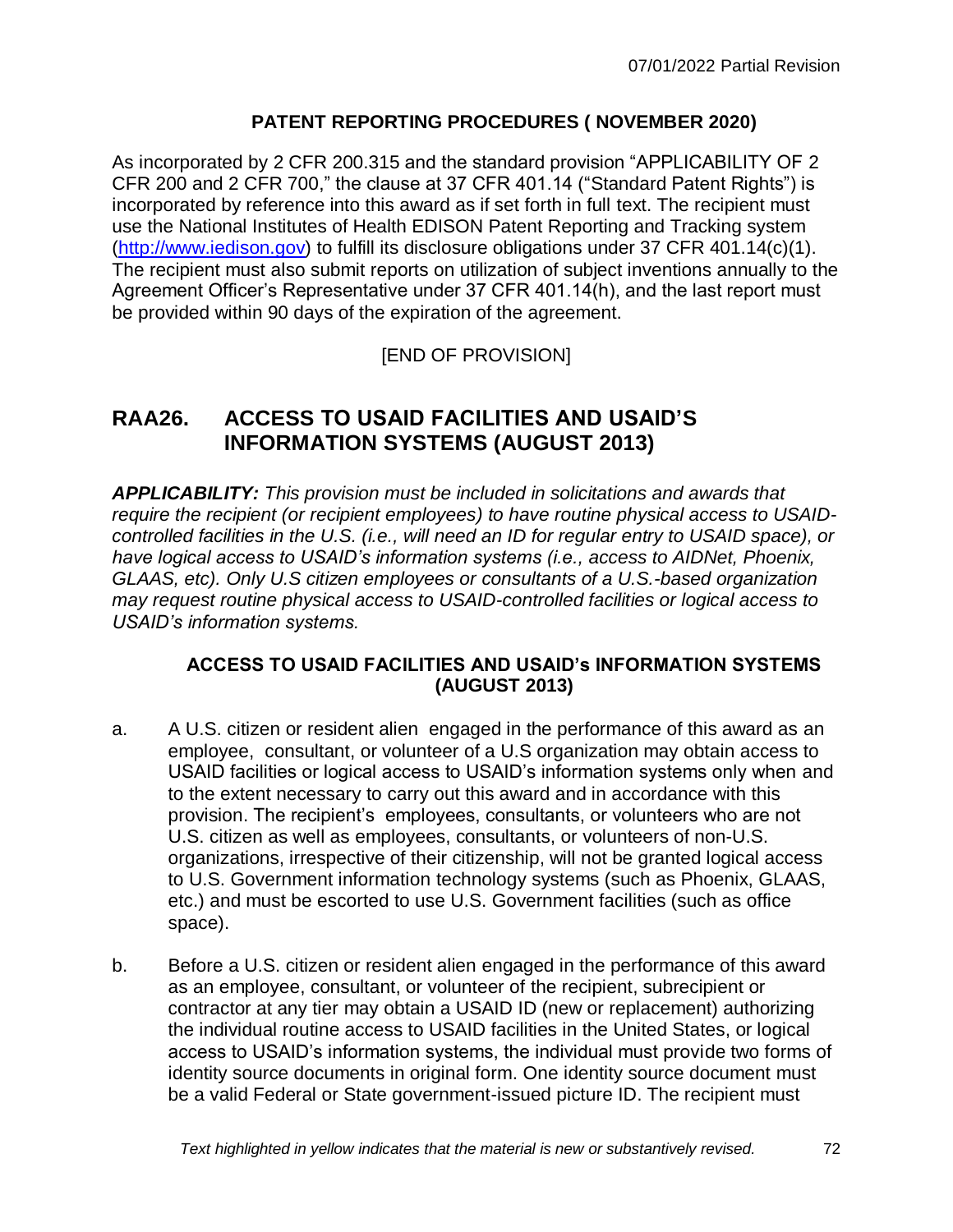**PATENT REPORTING PROCEDURES ( NOVEMBER 2020)**

As incorporated by 2 CFR 200.315 and the standard provision "APPLICABILITY OF 2 CFR 200 and 2 CFR 700," the clause at 37 CFR 401.14 ("Standard Patent Rights") is incorporated by reference into this award as if set forth in full text. The recipient must use the National Institutes of Health EDISON Patent Reporting and Tracking system (http://www.iedison.gov) to fulfill its disclosure obligations under 37 CFR 401.14(c)(1). The recipient must also submit reports on utilization of subject inventions annually to the Agreement Officer's Representative under 37 CFR 401.14(h), and the last report must be provided within 90 days of the expiration of the agreement.

[END OF PROVISION]

## RAA26. ACCESS TO USAID FACILITIES AND USAID'S INFORMATION SYSTEMS (AUGUST 2013)

***APPLICABILITY:*** *This provision must be included in solicitations and awards that require the recipient (or recipient employees) to have routine physical access to USAID-controlled facilities in the U.S. (i.e., will need an ID for regular entry to USAID space), or have logical access to USAID's information systems (i.e., access to AIDNet, Phoenix, GLAAS, etc). Only U.S citizen employees or consultants of a U.S.-based organization may request routine physical access to USAID-controlled facilities or logical access to USAID's information systems.*

**ACCESS TO USAID FACILITIES AND USAID's INFORMATION SYSTEMS (AUGUST 2013)**

a. A U.S. citizen or resident alien engaged in the performance of this award as an employee, consultant, or volunteer of a U.S organization may obtain access to USAID facilities or logical access to USAID's information systems only when and to the extent necessary to carry out this award and in accordance with this provision. The recipient's employees, consultants, or volunteers who are not U.S. citizen as well as employees, consultants, or volunteers of non-U.S. organizations, irrespective of their citizenship, will not be granted logical access to U.S. Government information technology systems (such as Phoenix, GLAAS, etc.) and must be escorted to use U.S. Government facilities (such as office space).

b. Before a U.S. citizen or resident alien engaged in the performance of this award as an employee, consultant, or volunteer of the recipient, subrecipient or contractor at any tier may obtain a USAID ID (new or replacement) authorizing the individual routine access to USAID facilities in the United States, or logical access to USAID's information systems, the individual must provide two forms of identity source documents in original form. One identity source document must be a valid Federal or State government-issued picture ID. The recipient must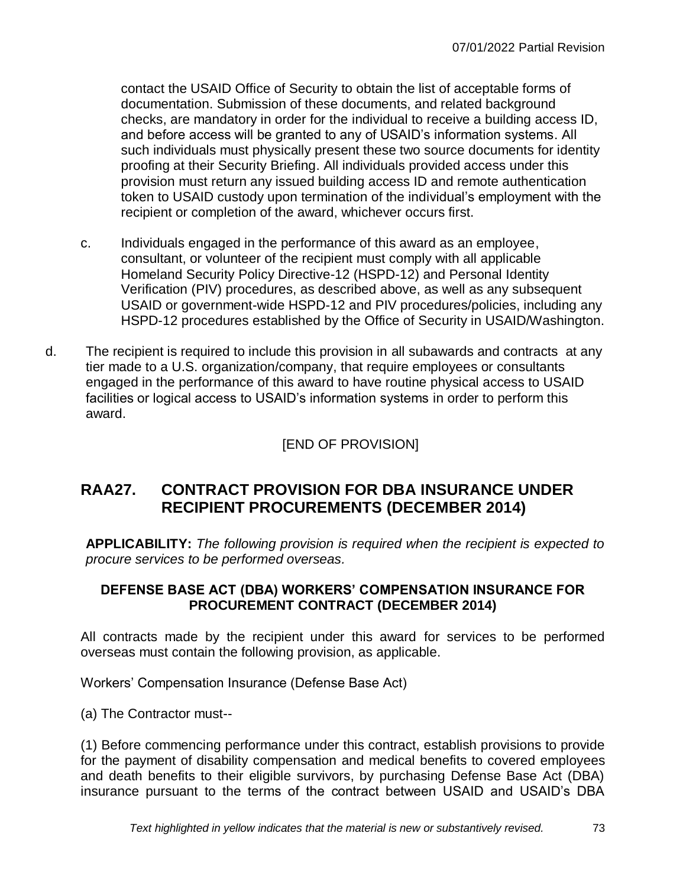contact the USAID Office of Security to obtain the list of acceptable forms of documentation. Submission of these documents, and related background checks, are mandatory in order for the individual to receive a building access ID, and before access will be granted to any of USAID's information systems. All such individuals must physically present these two source documents for identity proofing at their Security Briefing. All individuals provided access under this provision must return any issued building access ID and remote authentication token to USAID custody upon termination of the individual's employment with the recipient or completion of the award, whichever occurs first.

c. Individuals engaged in the performance of this award as an employee, consultant, or volunteer of the recipient must comply with all applicable Homeland Security Policy Directive-12 (HSPD-12) and Personal Identity Verification (PIV) procedures, as described above, as well as any subsequent USAID or government-wide HSPD-12 and PIV procedures/policies, including any HSPD-12 procedures established by the Office of Security in USAID/Washington.

d. The recipient is required to include this provision in all subawards and contracts at any tier made to a U.S. organization/company, that require employees or consultants engaged in the performance of this award to have routine physical access to USAID facilities or logical access to USAID's information systems in order to perform this award.

[END OF PROVISION]

## RAA27. CONTRACT PROVISION FOR DBA INSURANCE UNDER RECIPIENT PROCUREMENTS (DECEMBER 2014)

**APPLICABILITY:** *The following provision is required when the recipient is expected to procure services to be performed overseas.*

**DEFENSE BASE ACT (DBA) WORKERS' COMPENSATION INSURANCE FOR PROCUREMENT CONTRACT (DECEMBER 2014)**

All contracts made by the recipient under this award for services to be performed overseas must contain the following provision, as applicable.

Workers' Compensation Insurance (Defense Base Act)

(a) The Contractor must--

(1) Before commencing performance under this contract, establish provisions to provide for the payment of disability compensation and medical benefits to covered employees and death benefits to their eligible survivors, by purchasing Defense Base Act (DBA) insurance pursuant to the terms of the contract between USAID and USAID's DBA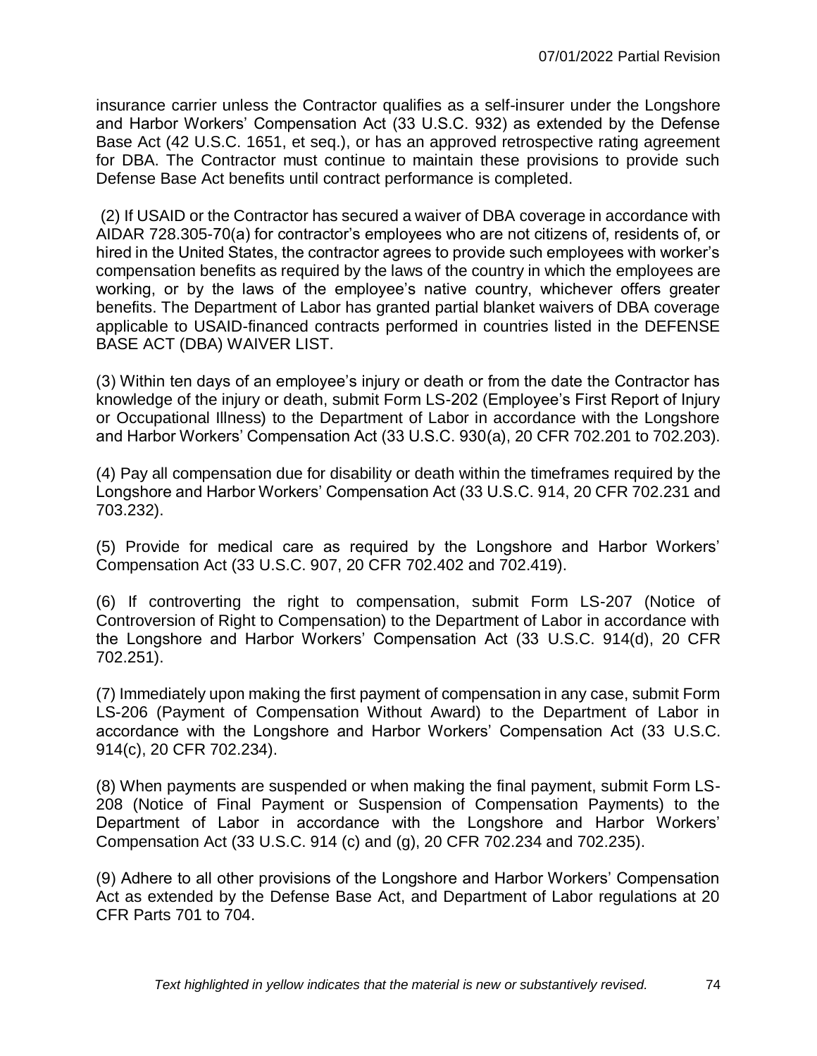insurance carrier unless the Contractor qualifies as a self-insurer under the Longshore and Harbor Workers' Compensation Act (33 U.S.C. 932) as extended by the Defense Base Act (42 U.S.C. 1651, et seq.), or has an approved retrospective rating agreement for DBA. The Contractor must continue to maintain these provisions to provide such Defense Base Act benefits until contract performance is completed.

(2) If USAID or the Contractor has secured a waiver of DBA coverage in accordance with AIDAR 728.305-70(a) for contractor's employees who are not citizens of, residents of, or hired in the United States, the contractor agrees to provide such employees with worker's compensation benefits as required by the laws of the country in which the employees are working, or by the laws of the employee's native country, whichever offers greater benefits. The Department of Labor has granted partial blanket waivers of DBA coverage applicable to USAID-financed contracts performed in countries listed in the DEFENSE BASE ACT (DBA) WAIVER LIST.

(3) Within ten days of an employee's injury or death or from the date the Contractor has knowledge of the injury or death, submit Form LS-202 (Employee's First Report of Injury or Occupational Illness) to the Department of Labor in accordance with the Longshore and Harbor Workers' Compensation Act (33 U.S.C. 930(a), 20 CFR 702.201 to 702.203).

(4) Pay all compensation due for disability or death within the timeframes required by the Longshore and Harbor Workers' Compensation Act (33 U.S.C. 914, 20 CFR 702.231 and 703.232).

(5) Provide for medical care as required by the Longshore and Harbor Workers' Compensation Act (33 U.S.C. 907, 20 CFR 702.402 and 702.419).

(6) If controverting the right to compensation, submit Form LS-207 (Notice of Controversion of Right to Compensation) to the Department of Labor in accordance with the Longshore and Harbor Workers' Compensation Act (33 U.S.C. 914(d), 20 CFR 702.251).

(7) Immediately upon making the first payment of compensation in any case, submit Form LS-206 (Payment of Compensation Without Award) to the Department of Labor in accordance with the Longshore and Harbor Workers' Compensation Act (33 U.S.C. 914(c), 20 CFR 702.234).

(8) When payments are suspended or when making the final payment, submit Form LS-208 (Notice of Final Payment or Suspension of Compensation Payments) to the Department of Labor in accordance with the Longshore and Harbor Workers' Compensation Act (33 U.S.C. 914 (c) and (g), 20 CFR 702.234 and 702.235).

(9) Adhere to all other provisions of the Longshore and Harbor Workers' Compensation Act as extended by the Defense Base Act, and Department of Labor regulations at 20 CFR Parts 701 to 704.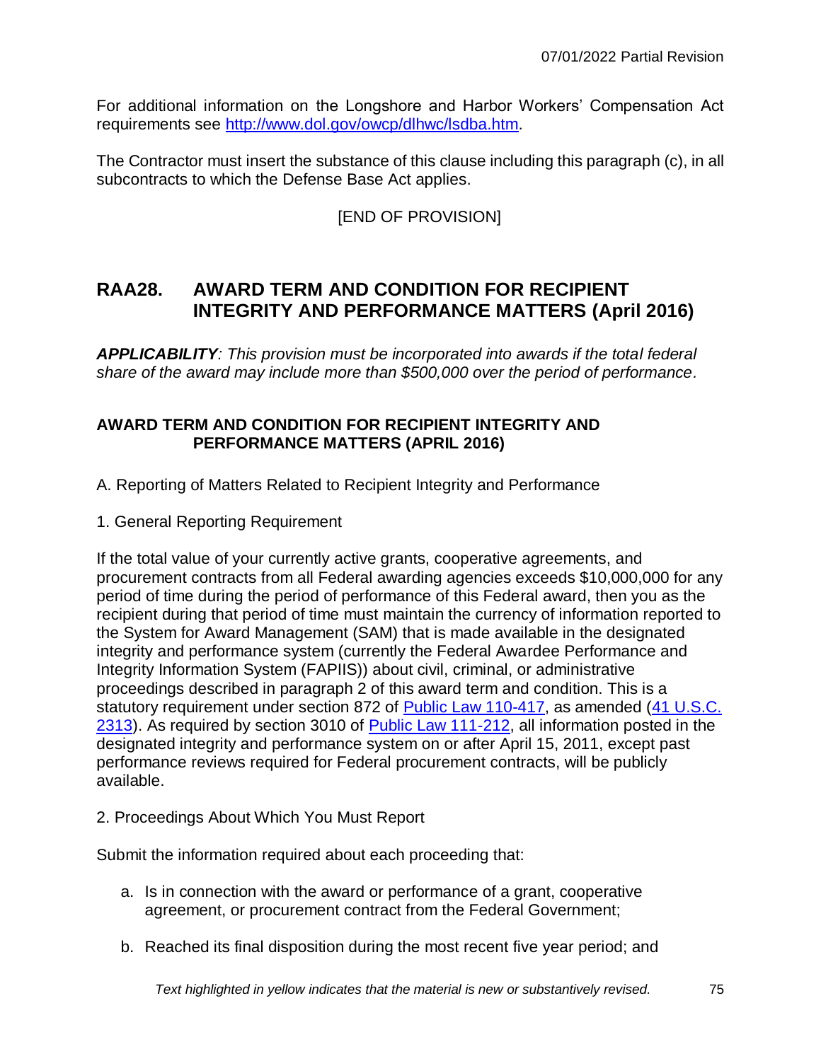For additional information on the Longshore and Harbor Workers' Compensation Act requirements see [http://www.dol.gov/owcp/dlhwc/lsdba.htm](http://www.dol.gov/owcp/dlhwc/lsdba.htm).

The Contractor must insert the substance of this clause including this paragraph (c), in all subcontracts to which the Defense Base Act applies.

[END OF PROVISION]

## RAA28. AWARD TERM AND CONDITION FOR RECIPIENT INTEGRITY AND PERFORMANCE MATTERS (April 2016)

***APPLICABILITY**: This provision must be incorporated into awards if the total federal share of the award may include more than $500,000 over the period of performance.*

**AWARD TERM AND CONDITION FOR RECIPIENT INTEGRITY AND PERFORMANCE MATTERS (APRIL 2016)**

A. Reporting of Matters Related to Recipient Integrity and Performance

1. General Reporting Requirement

If the total value of your currently active grants, cooperative agreements, and procurement contracts from all Federal awarding agencies exceeds $10,000,000 for any period of time during the period of performance of this Federal award, then you as the recipient during that period of time must maintain the currency of information reported to the System for Award Management (SAM) that is made available in the designated integrity and performance system (currently the Federal Awardee Performance and Integrity Information System (FAPIIS)) about civil, criminal, or administrative proceedings described in paragraph 2 of this award term and condition. This is a statutory requirement under section 872 of Public Law 110-417, as amended (41 U.S.C. 2313). As required by section 3010 of Public Law 111-212, all information posted in the designated integrity and performance system on or after April 15, 2011, except past performance reviews required for Federal procurement contracts, will be publicly available.

2. Proceedings About Which You Must Report

Submit the information required about each proceeding that:

a. Is in connection with the award or performance of a grant, cooperative agreement, or procurement contract from the Federal Government;

b. Reached its final disposition during the most recent five year period; and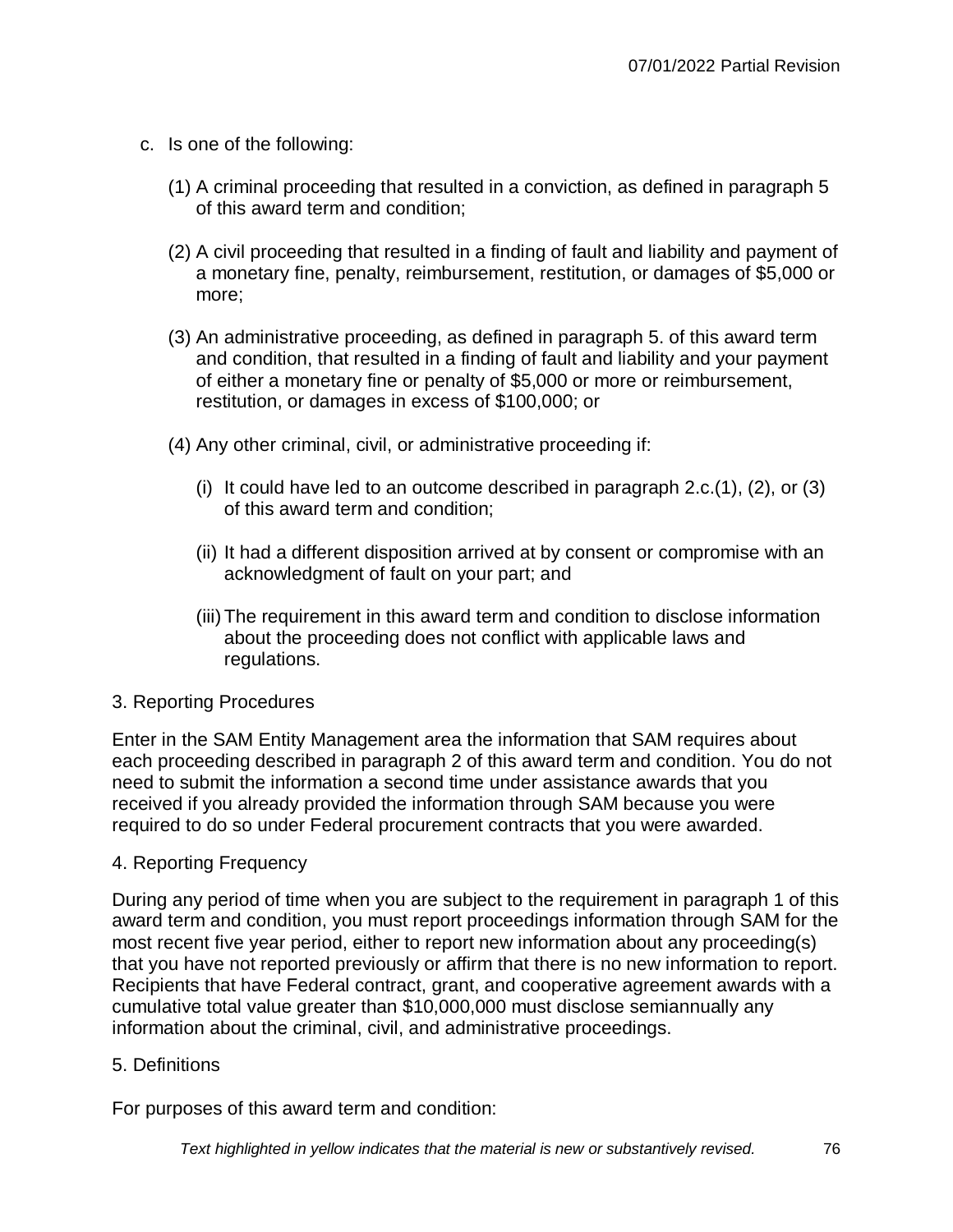c. Is one of the following:

   (1) A criminal proceeding that resulted in a conviction, as defined in paragraph 5 of this award term and condition;

   (2) A civil proceeding that resulted in a finding of fault and liability and payment of a monetary fine, penalty, reimbursement, restitution, or damages of $5,000 or more;

   (3) An administrative proceeding, as defined in paragraph 5. of this award term and condition, that resulted in a finding of fault and liability and your payment of either a monetary fine or penalty of $5,000 or more or reimbursement, restitution, or damages in excess of $100,000; or

   (4) Any other criminal, civil, or administrative proceeding if:

      (i) It could have led to an outcome described in paragraph 2.c.(1), (2), or (3) of this award term and condition;

      (ii) It had a different disposition arrived at by consent or compromise with an acknowledgment of fault on your part; and

      (iii) The requirement in this award term and condition to disclose information about the proceeding does not conflict with applicable laws and regulations.

3. Reporting Procedures

Enter in the SAM Entity Management area the information that SAM requires about each proceeding described in paragraph 2 of this award term and condition. You do not need to submit the information a second time under assistance awards that you received if you already provided the information through SAM because you were required to do so under Federal procurement contracts that you were awarded.

4. Reporting Frequency

During any period of time when you are subject to the requirement in paragraph 1 of this award term and condition, you must report proceedings information through SAM for the most recent five year period, either to report new information about any proceeding(s) that you have not reported previously or affirm that there is no new information to report. Recipients that have Federal contract, grant, and cooperative agreement awards with a cumulative total value greater than $10,000,000 must disclose semiannually any information about the criminal, civil, and administrative proceedings.

5. Definitions

For purposes of this award term and condition: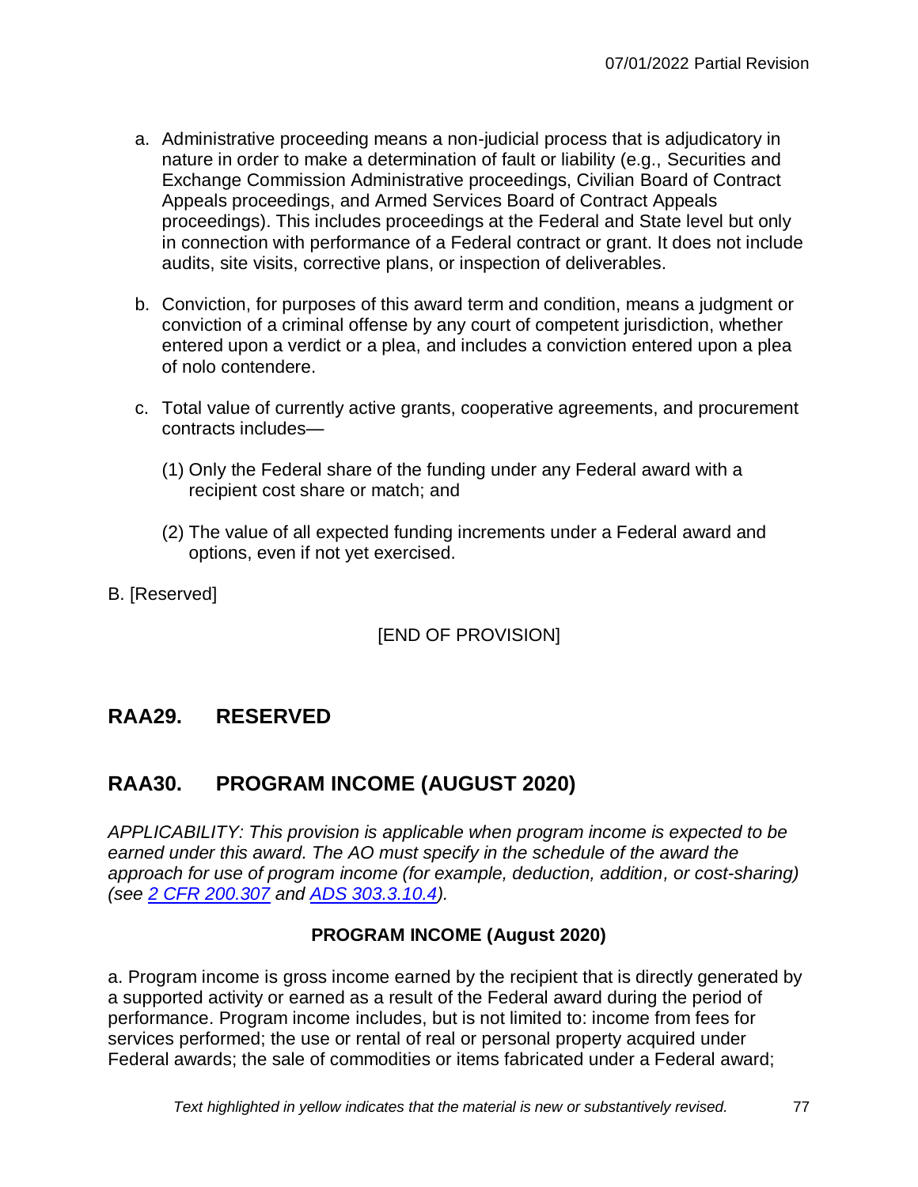a. Administrative proceeding means a non-judicial process that is adjudicatory in nature in order to make a determination of fault or liability (e.g., Securities and Exchange Commission Administrative proceedings, Civilian Board of Contract Appeals proceedings, and Armed Services Board of Contract Appeals proceedings). This includes proceedings at the Federal and State level but only in connection with performance of a Federal contract or grant. It does not include audits, site visits, corrective plans, or inspection of deliverables.

b. Conviction, for purposes of this award term and condition, means a judgment or conviction of a criminal offense by any court of competent jurisdiction, whether entered upon a verdict or a plea, and includes a conviction entered upon a plea of nolo contendere.

c. Total value of currently active grants, cooperative agreements, and procurement contracts includes—

(1) Only the Federal share of the funding under any Federal award with a recipient cost share or match; and

(2) The value of all expected funding increments under a Federal award and options, even if not yet exercised.

B. [Reserved]

[END OF PROVISION]

## RAA29. RESERVED

## RAA30. PROGRAM INCOME (AUGUST 2020)

*APPLICABILITY: This provision is applicable when program income is expected to be earned under this award. The AO must specify in the schedule of the award the approach for use of program income (for example, deduction, addition, or cost-sharing) (see [2 CFR 200.307] and [ADS 303.3.10.4]).*

**PROGRAM INCOME (August 2020)**

a. Program income is gross income earned by the recipient that is directly generated by a supported activity or earned as a result of the Federal award during the period of performance. Program income includes, but is not limited to: income from fees for services performed; the use or rental of real or personal property acquired under Federal awards; the sale of commodities or items fabricated under a Federal award;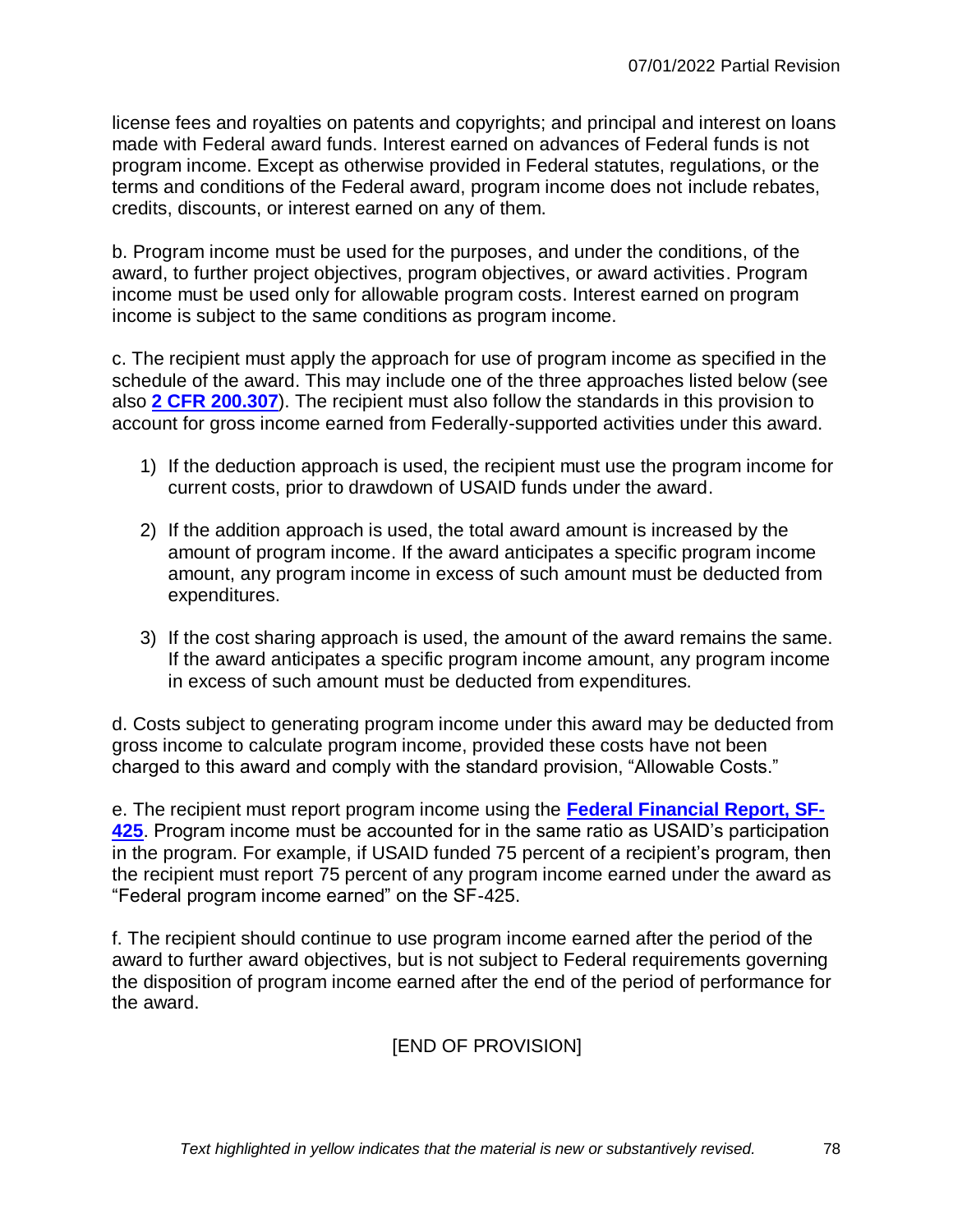license fees and royalties on patents and copyrights; and principal and interest on loans made with Federal award funds. Interest earned on advances of Federal funds is not program income. Except as otherwise provided in Federal statutes, regulations, or the terms and conditions of the Federal award, program income does not include rebates, credits, discounts, or interest earned on any of them.

b. Program income must be used for the purposes, and under the conditions, of the award, to further project objectives, program objectives, or award activities. Program income must be used only for allowable program costs. Interest earned on program income is subject to the same conditions as program income.

c. The recipient must apply the approach for use of program income as specified in the schedule of the award. This may include one of the three approaches listed below (see also **[2 CFR 200.307](2 CFR 200.307)**). The recipient must also follow the standards in this provision to account for gross income earned from Federally-supported activities under this award.

1) If the deduction approach is used, the recipient must use the program income for current costs, prior to drawdown of USAID funds under the award.

2) If the addition approach is used, the total award amount is increased by the amount of program income. If the award anticipates a specific program income amount, any program income in excess of such amount must be deducted from expenditures.

3) If the cost sharing approach is used, the amount of the award remains the same. If the award anticipates a specific program income amount, any program income in excess of such amount must be deducted from expenditures.

d. Costs subject to generating program income under this award may be deducted from gross income to calculate program income, provided these costs have not been charged to this award and comply with the standard provision, "Allowable Costs."

e. The recipient must report program income using the **Federal Financial Report, SF-425**. Program income must be accounted for in the same ratio as USAID's participation in the program. For example, if USAID funded 75 percent of a recipient's program, then the recipient must report 75 percent of any program income earned under the award as "Federal program income earned" on the SF-425.

f. The recipient should continue to use program income earned after the period of the award to further award objectives, but is not subject to Federal requirements governing the disposition of program income earned after the end of the period of performance for the award.

[END OF PROVISION]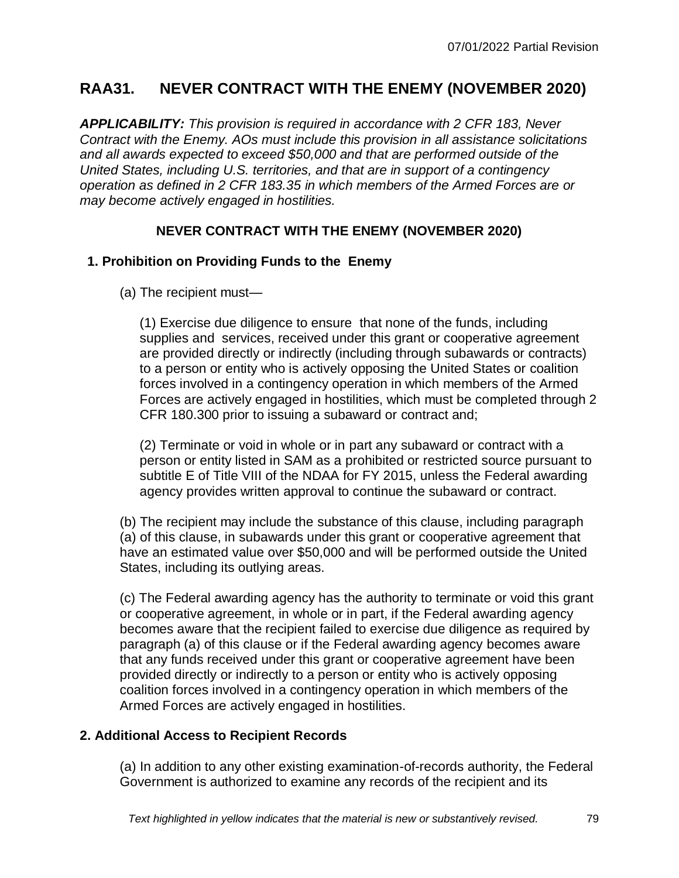## RAA31. NEVER CONTRACT WITH THE ENEMY (NOVEMBER 2020)

***APPLICABILITY:*** *This provision is required in accordance with 2 CFR 183, Never Contract with the Enemy. AOs must include this provision in all assistance solicitations and all awards expected to exceed $50,000 and that are performed outside of the United States, including U.S. territories, and that are in support of a contingency operation as defined in 2 CFR 183.35 in which members of the Armed Forces are or may become actively engaged in hostilities.*

### NEVER CONTRACT WITH THE ENEMY (NOVEMBER 2020)

#### 1. Prohibition on Providing Funds to the Enemy

(a) The recipient must—

(1) Exercise due diligence to ensure that none of the funds, including supplies and services, received under this grant or cooperative agreement are provided directly or indirectly (including through subawards or contracts) to a person or entity who is actively opposing the United States or coalition forces involved in a contingency operation in which members of the Armed Forces are actively engaged in hostilities, which must be completed through 2 CFR 180.300 prior to issuing a subaward or contract and;

(2) Terminate or void in whole or in part any subaward or contract with a person or entity listed in SAM as a prohibited or restricted source pursuant to subtitle E of Title VIII of the NDAA for FY 2015, unless the Federal awarding agency provides written approval to continue the subaward or contract.

(b) The recipient may include the substance of this clause, including paragraph (a) of this clause, in subawards under this grant or cooperative agreement that have an estimated value over $50,000 and will be performed outside the United States, including its outlying areas.

(c) The Federal awarding agency has the authority to terminate or void this grant or cooperative agreement, in whole or in part, if the Federal awarding agency becomes aware that the recipient failed to exercise due diligence as required by paragraph (a) of this clause or if the Federal awarding agency becomes aware that any funds received under this grant or cooperative agreement have been provided directly or indirectly to a person or entity who is actively opposing coalition forces involved in a contingency operation in which members of the Armed Forces are actively engaged in hostilities.

#### 2. Additional Access to Recipient Records

(a) In addition to any other existing examination-of-records authority, the Federal Government is authorized to examine any records of the recipient and its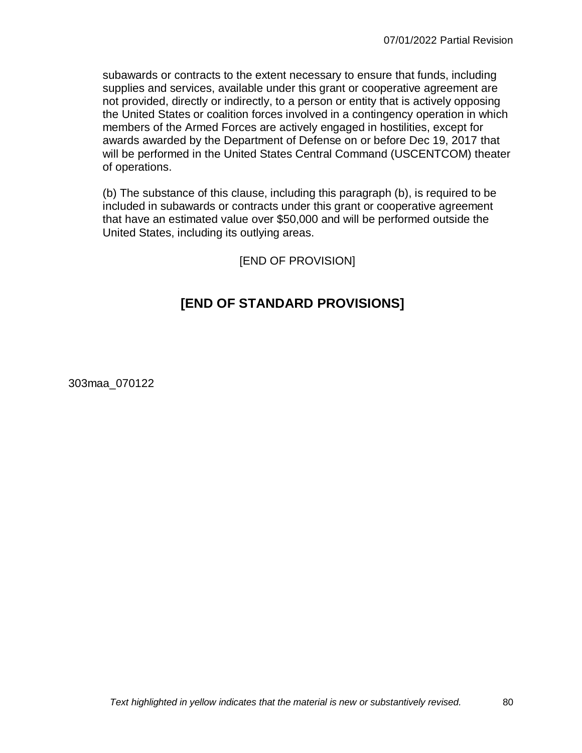subawards or contracts to the extent necessary to ensure that funds, including supplies and services, available under this grant or cooperative agreement are not provided, directly or indirectly, to a person or entity that is actively opposing the United States or coalition forces involved in a contingency operation in which members of the Armed Forces are actively engaged in hostilities, except for awards awarded by the Department of Defense on or before Dec 19, 2017 that will be performed in the United States Central Command (USCENTCOM) theater of operations.

(b) The substance of this clause, including this paragraph (b), is required to be included in subawards or contracts under this grant or cooperative agreement that have an estimated value over $50,000 and will be performed outside the United States, including its outlying areas.

[END OF PROVISION]

## [END OF STANDARD PROVISIONS]

303maa_070122